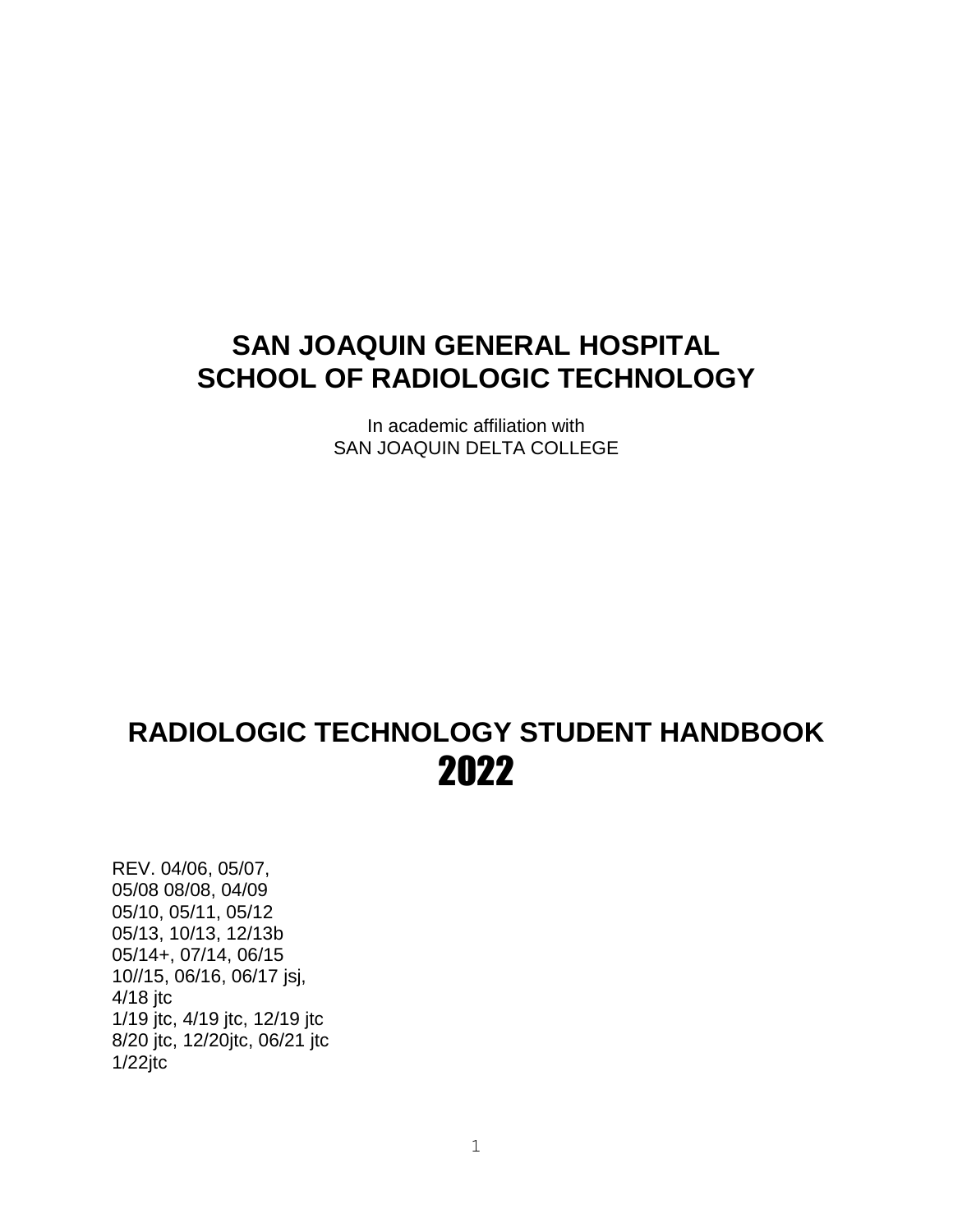# SAN JOAQUIN GENERAL HOSPITAL
# SCHOOL OF RADIOLOGIC TECHNOLOGY

In academic affiliation with
SAN JOAQUIN DELTA COLLEGE

# RADIOLOGIC TECHNOLOGY STUDENT HANDBOOK
# 2022

REV. 04/06, 05/07,
05/08 08/08, 04/09
05/10, 05/11, 05/12
05/13, 10/13, 12/13b
05/14+, 07/14, 06/15
10//15, 06/16, 06/17 jsj,
4/18 jtc
1/19 jtc, 4/19 jtc, 12/19 jtc
8/20 jtc, 12/20jtc, 06/21 jtc
1/22jtc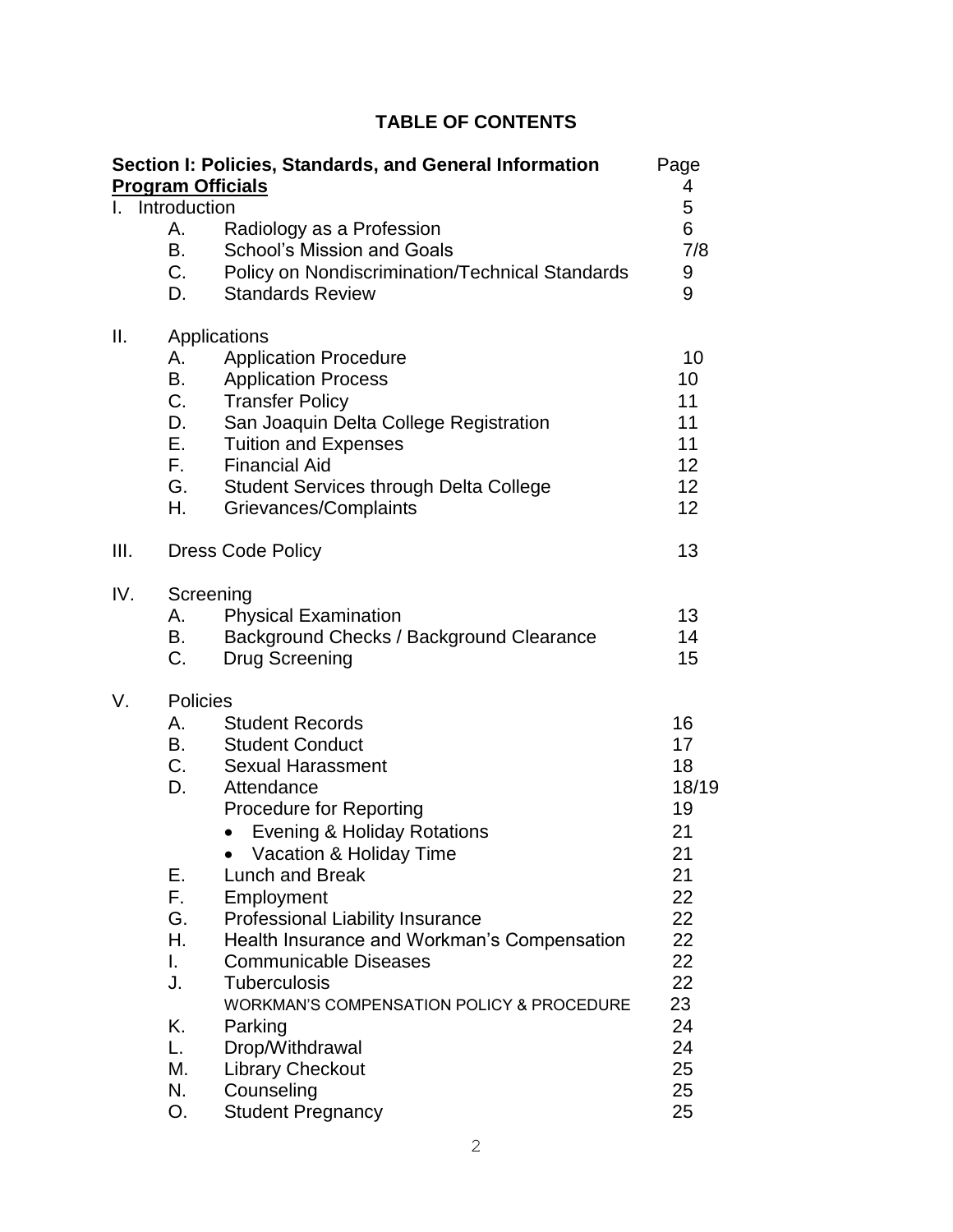# TABLE OF CONTENTS

| **Section I: Policies, Standards, and General Information** | Page |
|---|---|
| **Program Officials** | 4 |
| I. Introduction | 5 |
| A. Radiology as a Profession | 6 |
| B. School's Mission and Goals | 7/8 |
| C. Policy on Nondiscrimination/Technical Standards | 9 |
| D. Standards Review | 9 |
| II. Applications | |
| A. Application Procedure | 10 |
| B. Application Process | 10 |
| C. Transfer Policy | 11 |
| D. San Joaquin Delta College Registration | 11 |
| E. Tuition and Expenses | 11 |
| F. Financial Aid | 12 |
| G. Student Services through Delta College | 12 |
| H. Grievances/Complaints | 12 |
| III. Dress Code Policy | 13 |
| IV. Screening | |
| A. Physical Examination | 13 |
| B. Background Checks / Background Clearance | 14 |
| C. Drug Screening | 15 |
| V. Policies | |
| A. Student Records | 16 |
| B. Student Conduct | 17 |
| C. Sexual Harassment | 18 |
| D. Attendance | 18/19 |
| Procedure for Reporting | 19 |
| • Evening & Holiday Rotations | 21 |
| • Vacation & Holiday Time | 21 |
| E. Lunch and Break | 21 |
| F. Employment | 22 |
| G. Professional Liability Insurance | 22 |
| H. Health Insurance and Workman's Compensation | 22 |
| I. Communicable Diseases | 22 |
| J. Tuberculosis | 22 |
| WORKMAN'S COMPENSATION POLICY & PROCEDURE | 23 |
| K. Parking | 24 |
| L. Drop/Withdrawal | 24 |
| M. Library Checkout | 25 |
| N. Counseling | 25 |
| O. Student Pregnancy | 25 |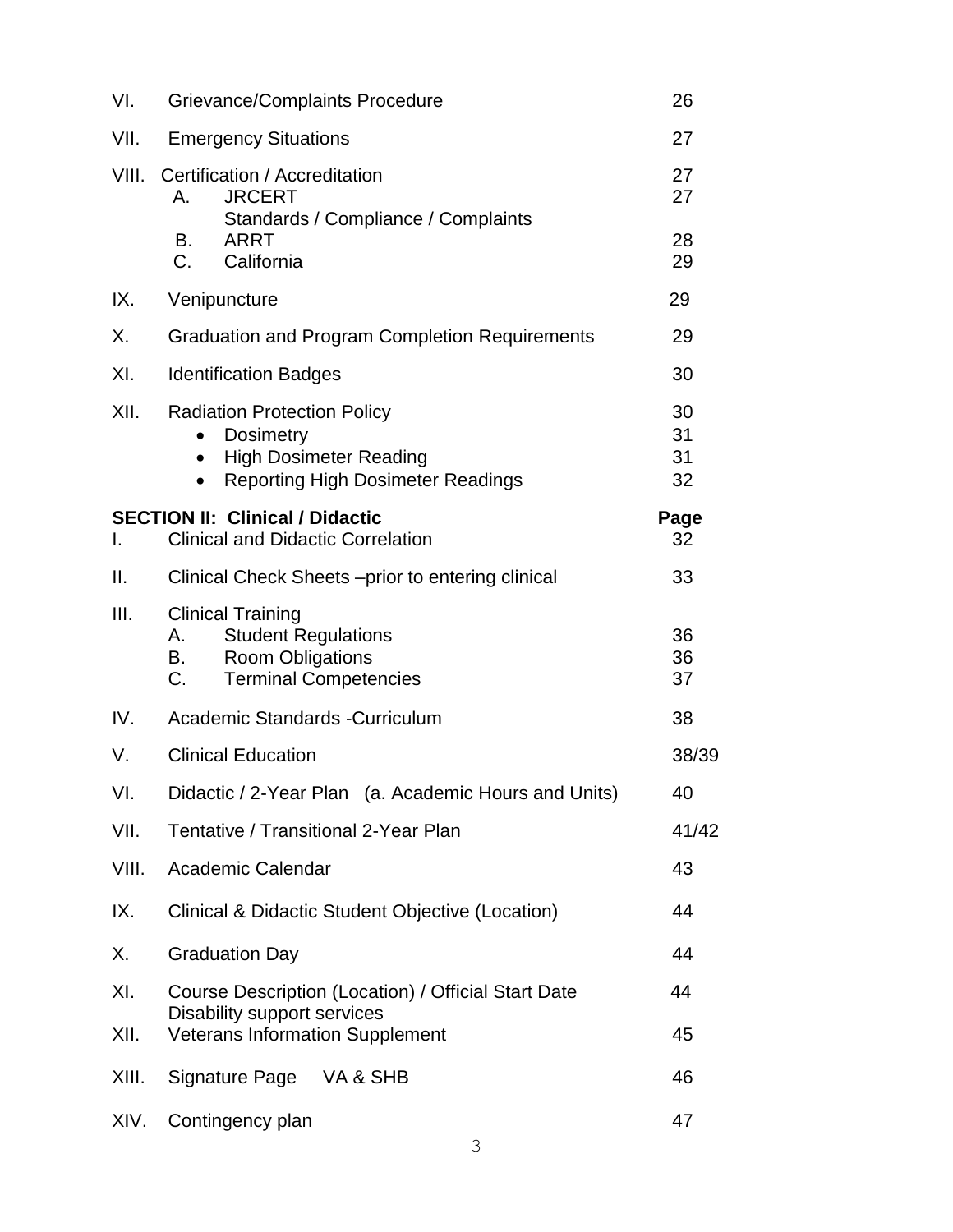| | | Page |
|---|---|---|
| VI. | Grievance/Complaints Procedure | 26 |
| VII. | Emergency Situations | 27 |
| VIII. | Certification / Accreditation | 27 |
| | A. JRCERT | 27 |
| | Standards / Compliance / Complaints | |
| | B. ARRT | 28 |
| | C. California | 29 |
| IX. | Venipuncture | 29 |
| X. | Graduation and Program Completion Requirements | 29 |
| XI. | Identification Badges | 30 |
| XII. | Radiation Protection Policy | 30 |
| | • Dosimetry | 31 |
| | • High Dosimeter Reading | 31 |
| | • Reporting High Dosimeter Readings | 32 |

**SECTION II: Clinical / Didactic**

| | | Page |
|---|---|---|
| I. | Clinical and Didactic Correlation | 32 |
| II. | Clinical Check Sheets –prior to entering clinical | 33 |
| III. | Clinical Training | |
| | A. Student Regulations | 36 |
| | B. Room Obligations | 36 |
| | C. Terminal Competencies | 37 |
| IV. | Academic Standards -Curriculum | 38 |
| V. | Clinical Education | 38/39 |
| VI. | Didactic / 2-Year Plan (a. Academic Hours and Units) | 40 |
| VII. | Tentative / Transitional 2-Year Plan | 41/42 |
| VIII. | Academic Calendar | 43 |
| IX. | Clinical & Didactic Student Objective (Location) | 44 |
| X. | Graduation Day | 44 |
| XI. | Course Description (Location) / Official Start Date | 44 |
| | Disability support services | |
| XII. | Veterans Information Supplement | 45 |
| XIII. | Signature Page VA & SHB | 46 |
| XIV. | Contingency plan | 47 |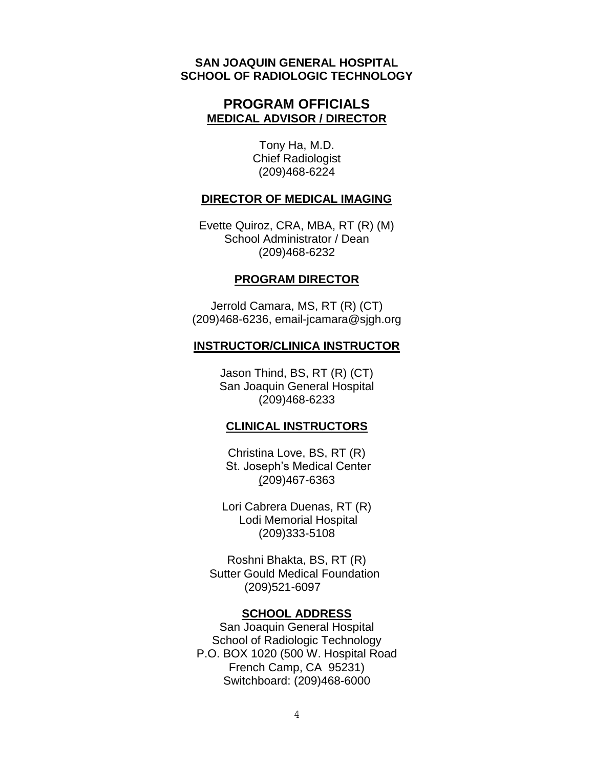**SAN JOAQUIN GENERAL HOSPITAL**
**SCHOOL OF RADIOLOGIC TECHNOLOGY**

# PROGRAM OFFICIALS

## MEDICAL ADVISOR / DIRECTOR

Tony Ha, M.D.
Chief Radiologist
(209)468-6224

## DIRECTOR OF MEDICAL IMAGING

Evette Quiroz, CRA, MBA, RT (R) (M)
School Administrator / Dean
(209)468-6232

## PROGRAM DIRECTOR

Jerrold Camara, MS, RT (R) (CT)
(209)468-6236, email-jcamara@sjgh.org

## INSTRUCTOR/CLINICA INSTRUCTOR

Jason Thind, BS, RT (R) (CT)
San Joaquin General Hospital
(209)468-6233

## CLINICAL INSTRUCTORS

Christina Love, BS, RT (R)
St. Joseph's Medical Center
(209)467-6363

Lori Cabrera Duenas, RT (R)
Lodi Memorial Hospital
(209)333-5108

Roshni Bhakta, BS, RT (R)
Sutter Gould Medical Foundation
(209)521-6097

## SCHOOL ADDRESS

San Joaquin General Hospital
School of Radiologic Technology
P.O. BOX 1020 (500 W. Hospital Road
French Camp, CA 95231)
Switchboard: (209)468-6000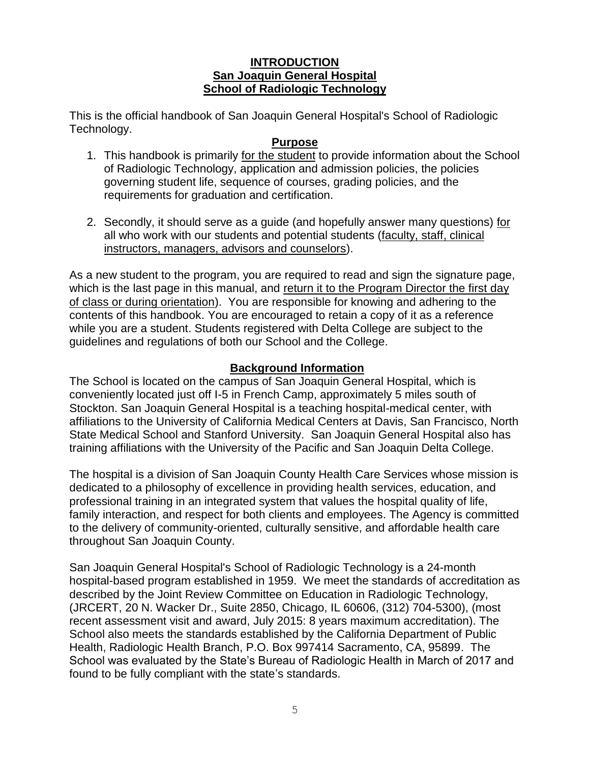# INTRODUCTION
## San Joaquin General Hospital
## School of Radiologic Technology

This is the official handbook of San Joaquin General Hospital's School of Radiologic Technology.

### Purpose

1. This handbook is primarily for the student to provide information about the School of Radiologic Technology, application and admission policies, the policies governing student life, sequence of courses, grading policies, and the requirements for graduation and certification.

2. Secondly, it should serve as a guide (and hopefully answer many questions) for all who work with our students and potential students (faculty, staff, clinical instructors, managers, advisors and counselors).

As a new student to the program, you are required to read and sign the signature page, which is the last page in this manual, and return it to the Program Director the first day of class or during orientation). You are responsible for knowing and adhering to the contents of this handbook. You are encouraged to retain a copy of it as a reference while you are a student. Students registered with Delta College are subject to the guidelines and regulations of both our School and the College.

### Background Information

The School is located on the campus of San Joaquin General Hospital, which is conveniently located just off I-5 in French Camp, approximately 5 miles south of Stockton. San Joaquin General Hospital is a teaching hospital-medical center, with affiliations to the University of California Medical Centers at Davis, San Francisco, North State Medical School and Stanford University. San Joaquin General Hospital also has training affiliations with the University of the Pacific and San Joaquin Delta College.

The hospital is a division of San Joaquin County Health Care Services whose mission is dedicated to a philosophy of excellence in providing health services, education, and professional training in an integrated system that values the hospital quality of life, family interaction, and respect for both clients and employees. The Agency is committed to the delivery of community-oriented, culturally sensitive, and affordable health care throughout San Joaquin County.

San Joaquin General Hospital's School of Radiologic Technology is a 24-month hospital-based program established in 1959. We meet the standards of accreditation as described by the Joint Review Committee on Education in Radiologic Technology, (JRCERT, 20 N. Wacker Dr., Suite 2850, Chicago, IL 60606, (312) 704-5300), (most recent assessment visit and award, July 2015: 8 years maximum accreditation). The School also meets the standards established by the California Department of Public Health, Radiologic Health Branch, P.O. Box 997414 Sacramento, CA, 95899. The School was evaluated by the State's Bureau of Radiologic Health in March of 2017 and found to be fully compliant with the state's standards.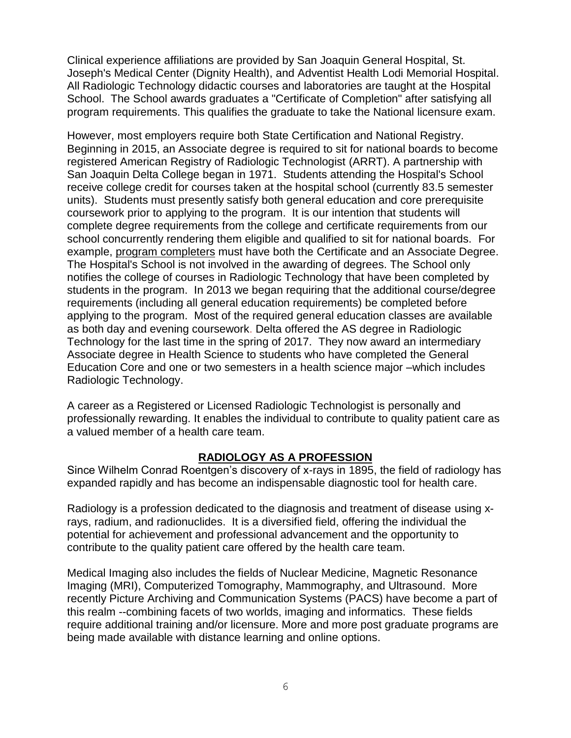Clinical experience affiliations are provided by San Joaquin General Hospital, St. Joseph's Medical Center (Dignity Health), and Adventist Health Lodi Memorial Hospital. All Radiologic Technology didactic courses and laboratories are taught at the Hospital School. The School awards graduates a "Certificate of Completion" after satisfying all program requirements. This qualifies the graduate to take the National licensure exam.

However, most employers require both State Certification and National Registry. Beginning in 2015, an Associate degree is required to sit for national boards to become registered American Registry of Radiologic Technologist (ARRT). A partnership with San Joaquin Delta College began in 1971. Students attending the Hospital's School receive college credit for courses taken at the hospital school (currently 83.5 semester units). Students must presently satisfy both general education and core prerequisite coursework prior to applying to the program. It is our intention that students will complete degree requirements from the college and certificate requirements from our school concurrently rendering them eligible and qualified to sit for national boards. For example, program completers must have both the Certificate and an Associate Degree. The Hospital's School is not involved in the awarding of degrees. The School only notifies the college of courses in Radiologic Technology that have been completed by students in the program. In 2013 we began requiring that the additional course/degree requirements (including all general education requirements) be completed before applying to the program. Most of the required general education classes are available as both day and evening coursework. Delta offered the AS degree in Radiologic Technology for the last time in the spring of 2017. They now award an intermediary Associate degree in Health Science to students who have completed the General Education Core and one or two semesters in a health science major –which includes Radiologic Technology.

A career as a Registered or Licensed Radiologic Technologist is personally and professionally rewarding. It enables the individual to contribute to quality patient care as a valued member of a health care team.

## RADIOLOGY AS A PROFESSION

Since Wilhelm Conrad Roentgen's discovery of x-rays in 1895, the field of radiology has expanded rapidly and has become an indispensable diagnostic tool for health care.

Radiology is a profession dedicated to the diagnosis and treatment of disease using x-rays, radium, and radionuclides. It is a diversified field, offering the individual the potential for achievement and professional advancement and the opportunity to contribute to the quality patient care offered by the health care team.

Medical Imaging also includes the fields of Nuclear Medicine, Magnetic Resonance Imaging (MRI), Computerized Tomography, Mammography, and Ultrasound. More recently Picture Archiving and Communication Systems (PACS) have become a part of this realm --combining facets of two worlds, imaging and informatics. These fields require additional training and/or licensure. More and more post graduate programs are being made available with distance learning and online options.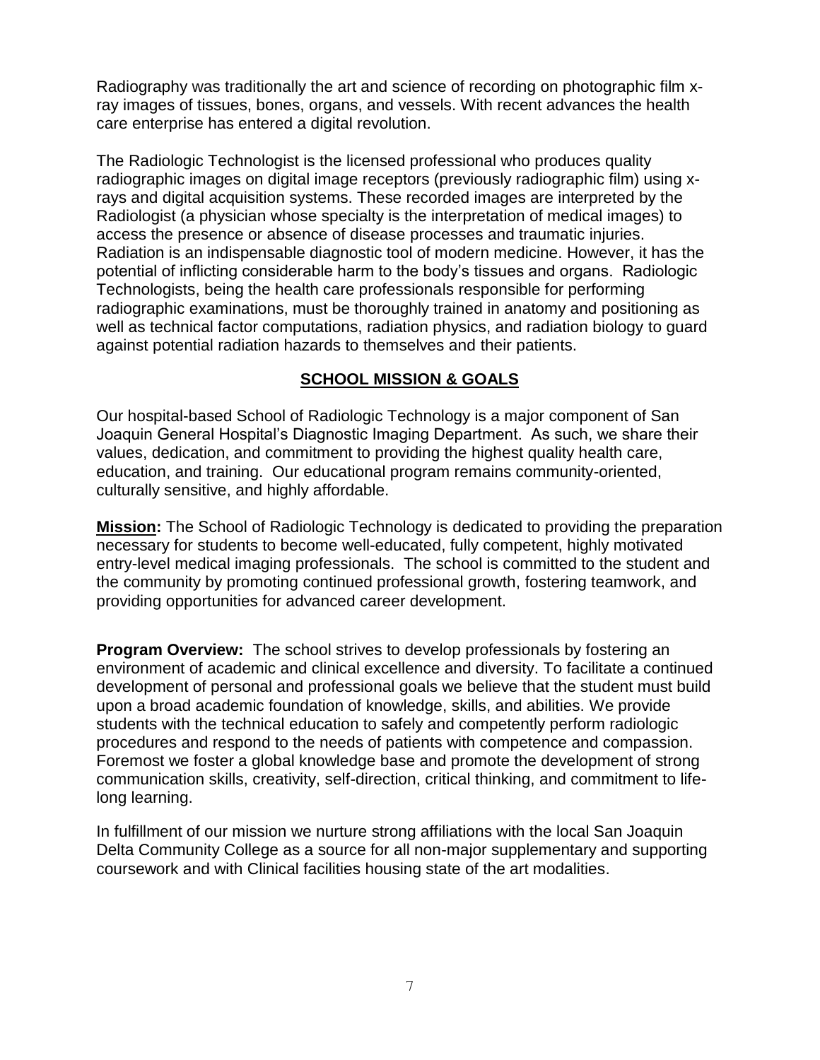Radiography was traditionally the art and science of recording on photographic film x-ray images of tissues, bones, organs, and vessels. With recent advances the health care enterprise has entered a digital revolution.

The Radiologic Technologist is the licensed professional who produces quality radiographic images on digital image receptors (previously radiographic film) using x-rays and digital acquisition systems. These recorded images are interpreted by the Radiologist (a physician whose specialty is the interpretation of medical images) to access the presence or absence of disease processes and traumatic injuries. Radiation is an indispensable diagnostic tool of modern medicine. However, it has the potential of inflicting considerable harm to the body's tissues and organs. Radiologic Technologists, being the health care professionals responsible for performing radiographic examinations, must be thoroughly trained in anatomy and positioning as well as technical factor computations, radiation physics, and radiation biology to guard against potential radiation hazards to themselves and their patients.

## SCHOOL MISSION & GOALS

Our hospital-based School of Radiologic Technology is a major component of San Joaquin General Hospital's Diagnostic Imaging Department. As such, we share their values, dedication, and commitment to providing the highest quality health care, education, and training. Our educational program remains community-oriented, culturally sensitive, and highly affordable.

**Mission:** The School of Radiologic Technology is dedicated to providing the preparation necessary for students to become well-educated, fully competent, highly motivated entry-level medical imaging professionals. The school is committed to the student and the community by promoting continued professional growth, fostering teamwork, and providing opportunities for advanced career development.

**Program Overview:** The school strives to develop professionals by fostering an environment of academic and clinical excellence and diversity. To facilitate a continued development of personal and professional goals we believe that the student must build upon a broad academic foundation of knowledge, skills, and abilities. We provide students with the technical education to safely and competently perform radiologic procedures and respond to the needs of patients with competence and compassion. Foremost we foster a global knowledge base and promote the development of strong communication skills, creativity, self-direction, critical thinking, and commitment to life-long learning.

In fulfillment of our mission we nurture strong affiliations with the local San Joaquin Delta Community College as a source for all non-major supplementary and supporting coursework and with Clinical facilities housing state of the art modalities.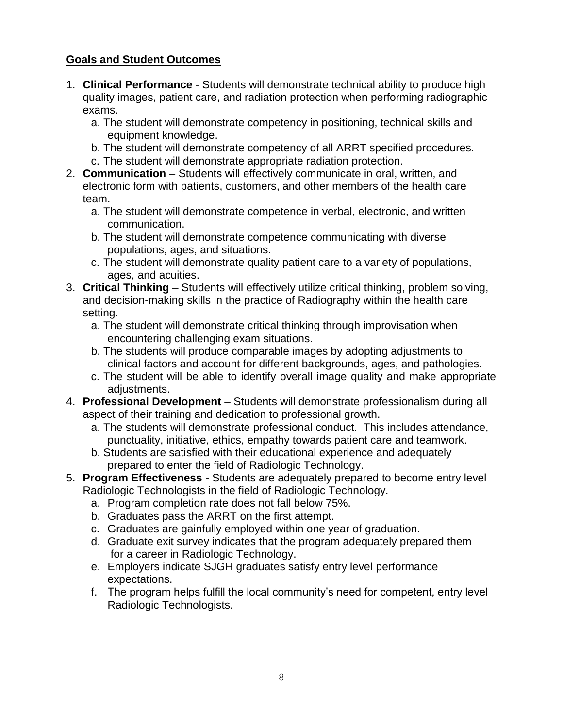## Goals and Student Outcomes

1. **Clinical Performance** - Students will demonstrate technical ability to produce high quality images, patient care, and radiation protection when performing radiographic exams.
   a. The student will demonstrate competency in positioning, technical skills and equipment knowledge.
   b. The student will demonstrate competency of all ARRT specified procedures.
   c. The student will demonstrate appropriate radiation protection.
2. **Communication** – Students will effectively communicate in oral, written, and electronic form with patients, customers, and other members of the health care team.
   a. The student will demonstrate competence in verbal, electronic, and written communication.
   b. The student will demonstrate competence communicating with diverse populations, ages, and situations.
   c. The student will demonstrate quality patient care to a variety of populations, ages, and acuities.
3. **Critical Thinking** – Students will effectively utilize critical thinking, problem solving, and decision-making skills in the practice of Radiography within the health care setting.
   a. The student will demonstrate critical thinking through improvisation when encountering challenging exam situations.
   b. The students will produce comparable images by adopting adjustments to clinical factors and account for different backgrounds, ages, and pathologies.
   c. The student will be able to identify overall image quality and make appropriate adjustments.
4. **Professional Development** – Students will demonstrate professionalism during all aspect of their training and dedication to professional growth.
   a. The students will demonstrate professional conduct. This includes attendance, punctuality, initiative, ethics, empathy towards patient care and teamwork.
   b. Students are satisfied with their educational experience and adequately prepared to enter the field of Radiologic Technology.
5. **Program Effectiveness** - Students are adequately prepared to become entry level Radiologic Technologists in the field of Radiologic Technology.
   a. Program completion rate does not fall below 75%.
   b. Graduates pass the ARRT on the first attempt.
   c. Graduates are gainfully employed within one year of graduation.
   d. Graduate exit survey indicates that the program adequately prepared them for a career in Radiologic Technology.
   e. Employers indicate SJGH graduates satisfy entry level performance expectations.
   f. The program helps fulfill the local community's need for competent, entry level Radiologic Technologists.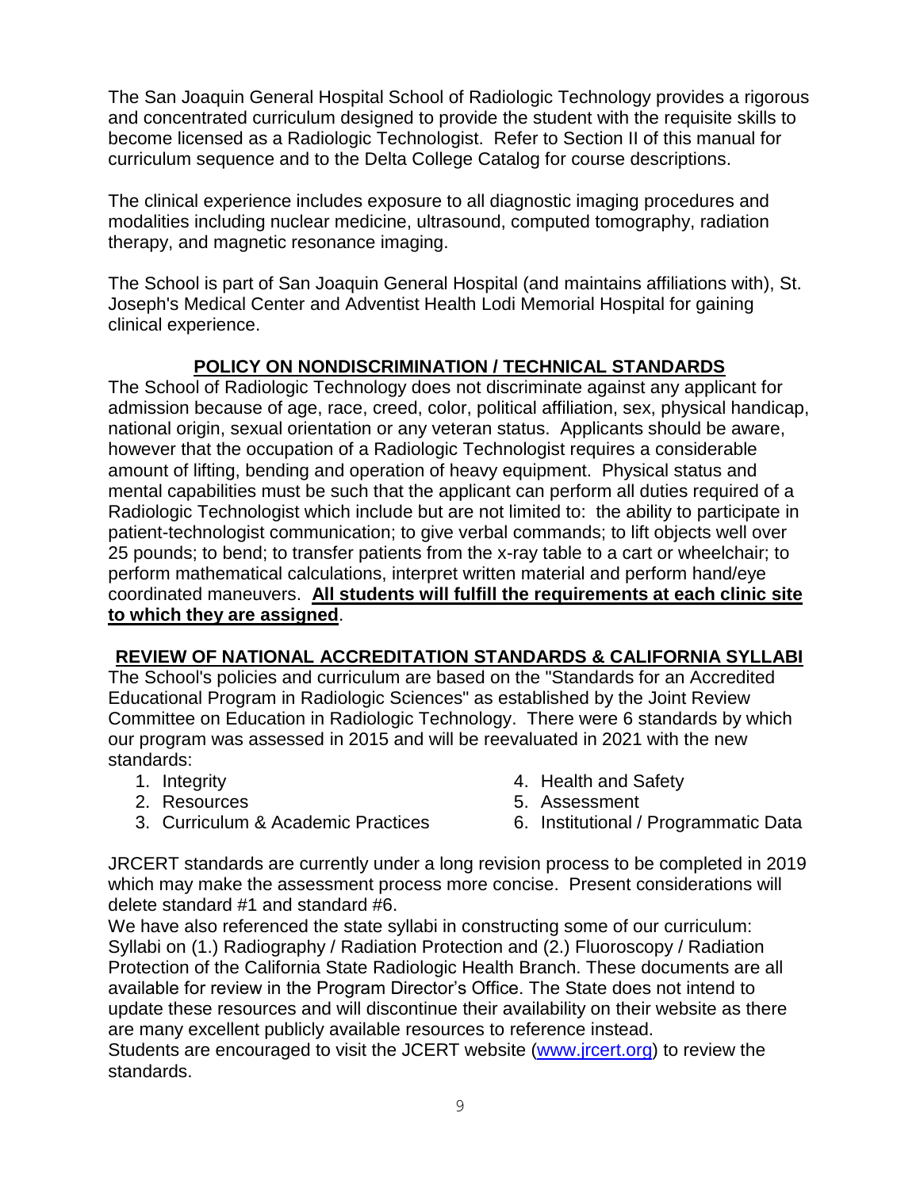The San Joaquin General Hospital School of Radiologic Technology provides a rigorous and concentrated curriculum designed to provide the student with the requisite skills to become licensed as a Radiologic Technologist. Refer to Section II of this manual for curriculum sequence and to the Delta College Catalog for course descriptions.

The clinical experience includes exposure to all diagnostic imaging procedures and modalities including nuclear medicine, ultrasound, computed tomography, radiation therapy, and magnetic resonance imaging.

The School is part of San Joaquin General Hospital (and maintains affiliations with), St. Joseph's Medical Center and Adventist Health Lodi Memorial Hospital for gaining clinical experience.

## POLICY ON NONDISCRIMINATION / TECHNICAL STANDARDS

The School of Radiologic Technology does not discriminate against any applicant for admission because of age, race, creed, color, political affiliation, sex, physical handicap, national origin, sexual orientation or any veteran status. Applicants should be aware, however that the occupation of a Radiologic Technologist requires a considerable amount of lifting, bending and operation of heavy equipment. Physical status and mental capabilities must be such that the applicant can perform all duties required of a Radiologic Technologist which include but are not limited to: the ability to participate in patient-technologist communication; to give verbal commands; to lift objects well over 25 pounds; to bend; to transfer patients from the x-ray table to a cart or wheelchair; to perform mathematical calculations, interpret written material and perform hand/eye coordinated maneuvers. **All students will fulfill the requirements at each clinic site to which they are assigned**.

## REVIEW OF NATIONAL ACCREDITATION STANDARDS & CALIFORNIA SYLLABI

The School's policies and curriculum are based on the "Standards for an Accredited Educational Program in Radiologic Sciences" as established by the Joint Review Committee on Education in Radiologic Technology. There were 6 standards by which our program was assessed in 2015 and will be reevaluated in 2021 with the new standards:

1. Integrity
2. Resources
3. Curriculum & Academic Practices
4. Health and Safety
5. Assessment
6. Institutional / Programmatic Data

JRCERT standards are currently under a long revision process to be completed in 2019 which may make the assessment process more concise. Present considerations will delete standard #1 and standard #6.

We have also referenced the state syllabi in constructing some of our curriculum: Syllabi on (1.) Radiography / Radiation Protection and (2.) Fluoroscopy / Radiation Protection of the California State Radiologic Health Branch. These documents are all available for review in the Program Director's Office. The State does not intend to update these resources and will discontinue their availability on their website as there are many excellent publicly available resources to reference instead.

Students are encouraged to visit the JCERT website (www.jrcert.org) to review the standards.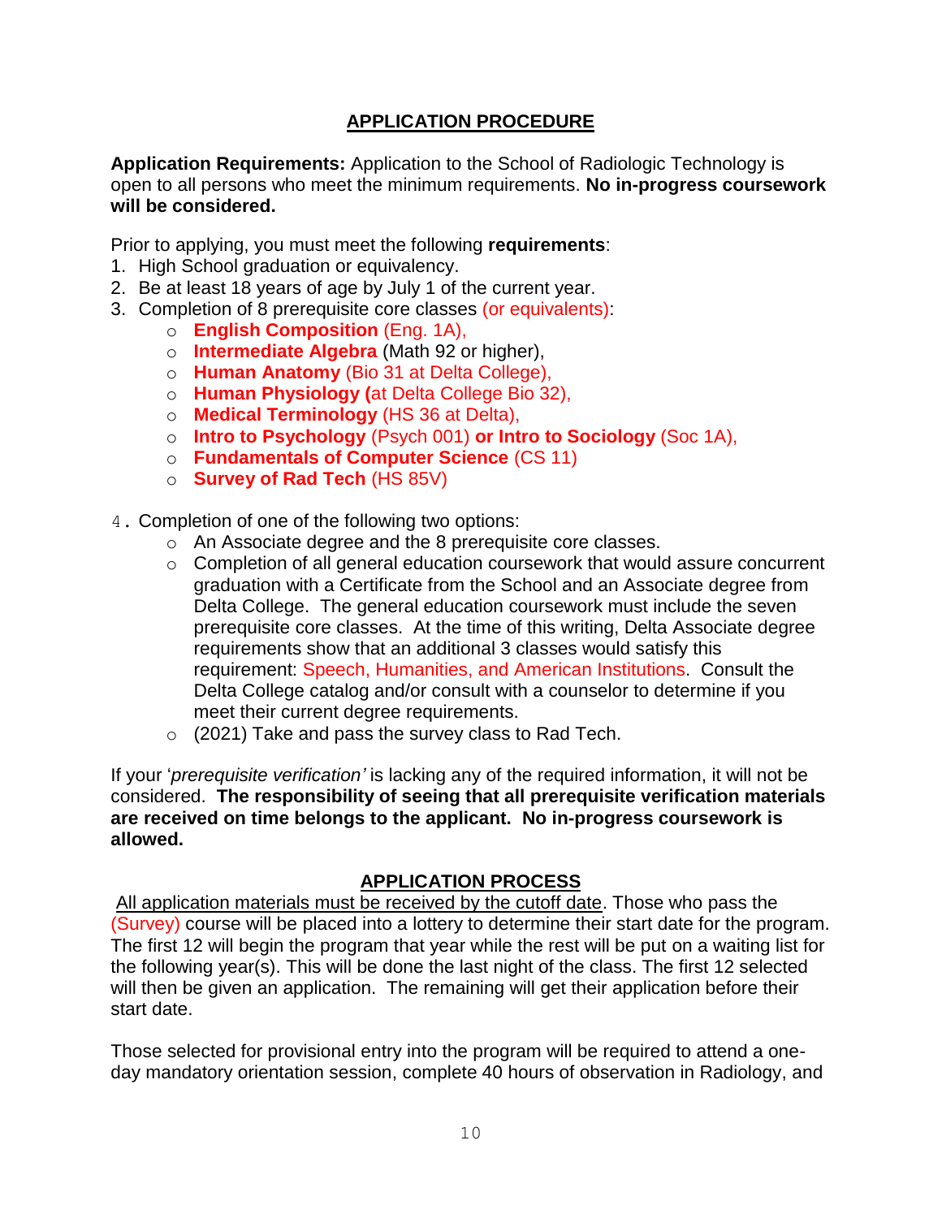## APPLICATION PROCEDURE

**Application Requirements:** Application to the School of Radiologic Technology is open to all persons who meet the minimum requirements. **No in-progress coursework will be considered.**

Prior to applying, you must meet the following **requirements**:

1. High School graduation or equivalency.
2. Be at least 18 years of age by July 1 of the current year.
3. Completion of 8 prerequisite core classes (or equivalents):
   - **English Composition** (Eng. 1A),
   - **Intermediate Algebra** (Math 92 or higher),
   - **Human Anatomy** (Bio 31 at Delta College),
   - **Human Physiology (**at Delta College Bio 32),
   - **Medical Terminology** (HS 36 at Delta),
   - **Intro to Psychology** (Psych 001) **or Intro to Sociology** (Soc 1A),
   - **Fundamentals of Computer Science** (CS 11)
   - **Survey of Rad Tech** (HS 85V)

4. Completion of one of the following two options:
   - An Associate degree and the 8 prerequisite core classes.
   - Completion of all general education coursework that would assure concurrent graduation with a Certificate from the School and an Associate degree from Delta College. The general education coursework must include the seven prerequisite core classes. At the time of this writing, Delta Associate degree requirements show that an additional 3 classes would satisfy this requirement: Speech, Humanities, and American Institutions. Consult the Delta College catalog and/or consult with a counselor to determine if you meet their current degree requirements.
   - (2021) Take and pass the survey class to Rad Tech.

If your '*prerequisite verification'* is lacking any of the required information, it will not be considered. **The responsibility of seeing that all prerequisite verification materials are received on time belongs to the applicant. No in-progress coursework is allowed.**

## APPLICATION PROCESS

All application materials must be received by the cutoff date. Those who pass the (Survey) course will be placed into a lottery to determine their start date for the program. The first 12 will begin the program that year while the rest will be put on a waiting list for the following year(s). This will be done the last night of the class. The first 12 selected will then be given an application. The remaining will get their application before their start date.

Those selected for provisional entry into the program will be required to attend a one-day mandatory orientation session, complete 40 hours of observation in Radiology, and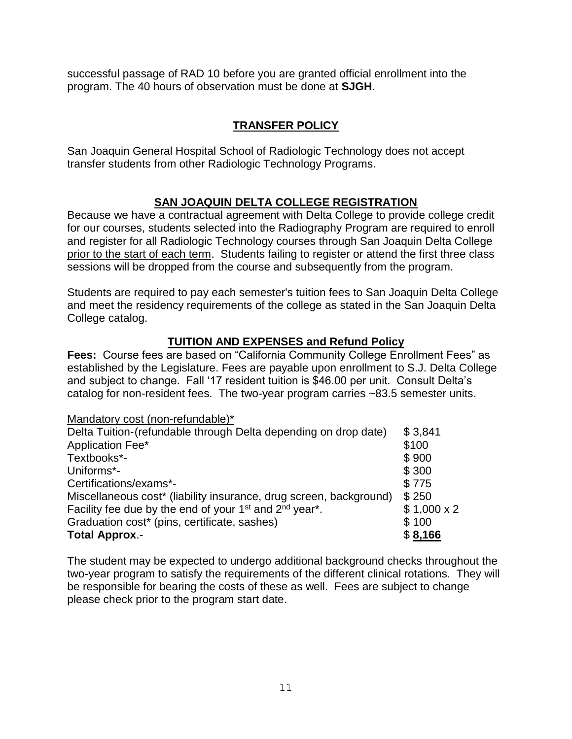successful passage of RAD 10 before you are granted official enrollment into the program. The 40 hours of observation must be done at **SJGH**.

## TRANSFER POLICY

San Joaquin General Hospital School of Radiologic Technology does not accept transfer students from other Radiologic Technology Programs.

## SAN JOAQUIN DELTA COLLEGE REGISTRATION

Because we have a contractual agreement with Delta College to provide college credit for our courses, students selected into the Radiography Program are required to enroll and register for all Radiologic Technology courses through San Joaquin Delta College prior to the start of each term. Students failing to register or attend the first three class sessions will be dropped from the course and subsequently from the program.

Students are required to pay each semester's tuition fees to San Joaquin Delta College and meet the residency requirements of the college as stated in the San Joaquin Delta College catalog.

## TUITION AND EXPENSES and Refund Policy

**Fees:** Course fees are based on "California Community College Enrollment Fees" as established by the Legislature. Fees are payable upon enrollment to S.J. Delta College and subject to change. Fall '17 resident tuition is $46.00 per unit. Consult Delta's catalog for non-resident fees. The two-year program carries ~83.5 semester units.

| Mandatory cost (non-refundable)* | |
|---|---|
| Delta Tuition-(refundable through Delta depending on drop date) | $ 3,841 |
| Application Fee* | $100 |
| Textbooks*- | $ 900 |
| Uniforms*- | $ 300 |
| Certifications/exams*- | $ 775 |
| Miscellaneous cost* (liability insurance, drug screen, background) | $ 250 |
| Facility fee due by the end of your 1st and 2nd year*. | $ 1,000 x 2 |
| Graduation cost* (pins, certificate, sashes) | $ 100 |
| **Total Approx.**- | $ **8,166** |

The student may be expected to undergo additional background checks throughout the two-year program to satisfy the requirements of the different clinical rotations. They will be responsible for bearing the costs of these as well. Fees are subject to change please check prior to the program start date.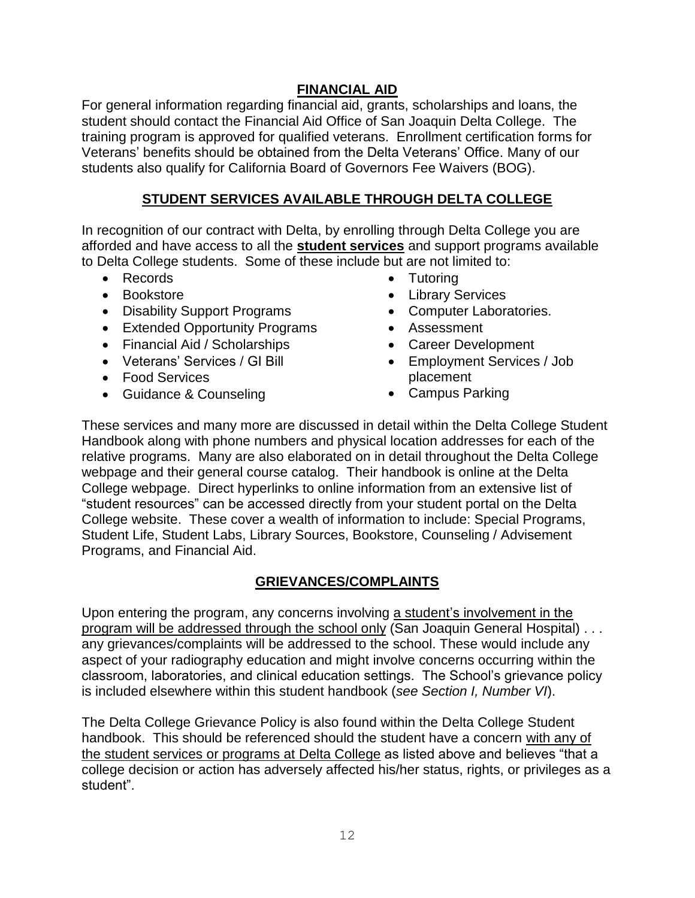## FINANCIAL AID

For general information regarding financial aid, grants, scholarships and loans, the student should contact the Financial Aid Office of San Joaquin Delta College. The training program is approved for qualified veterans. Enrollment certification forms for Veterans' benefits should be obtained from the Delta Veterans' Office. Many of our students also qualify for California Board of Governors Fee Waivers (BOG).

## STUDENT SERVICES AVAILABLE THROUGH DELTA COLLEGE

In recognition of our contract with Delta, by enrolling through Delta College you are afforded and have access to all the **student services** and support programs available to Delta College students. Some of these include but are not limited to:

- Records
- Bookstore
- Disability Support Programs
- Extended Opportunity Programs
- Financial Aid / Scholarships
- Veterans' Services / GI Bill
- Food Services
- Guidance & Counseling
- Tutoring
- Library Services
- Computer Laboratories.
- Assessment
- Career Development
- Employment Services / Job placement
- Campus Parking

These services and many more are discussed in detail within the Delta College Student Handbook along with phone numbers and physical location addresses for each of the relative programs. Many are also elaborated on in detail throughout the Delta College webpage and their general course catalog. Their handbook is online at the Delta College webpage. Direct hyperlinks to online information from an extensive list of "student resources" can be accessed directly from your student portal on the Delta College website. These cover a wealth of information to include: Special Programs, Student Life, Student Labs, Library Sources, Bookstore, Counseling / Advisement Programs, and Financial Aid.

## GRIEVANCES/COMPLAINTS

Upon entering the program, any concerns involving a student's involvement in the program will be addressed through the school only (San Joaquin General Hospital) . . . any grievances/complaints will be addressed to the school. These would include any aspect of your radiography education and might involve concerns occurring within the classroom, laboratories, and clinical education settings. The School's grievance policy is included elsewhere within this student handbook (*see Section I, Number VI*).

The Delta College Grievance Policy is also found within the Delta College Student handbook. This should be referenced should the student have a concern with any of the student services or programs at Delta College as listed above and believes "that a college decision or action has adversely affected his/her status, rights, or privileges as a student".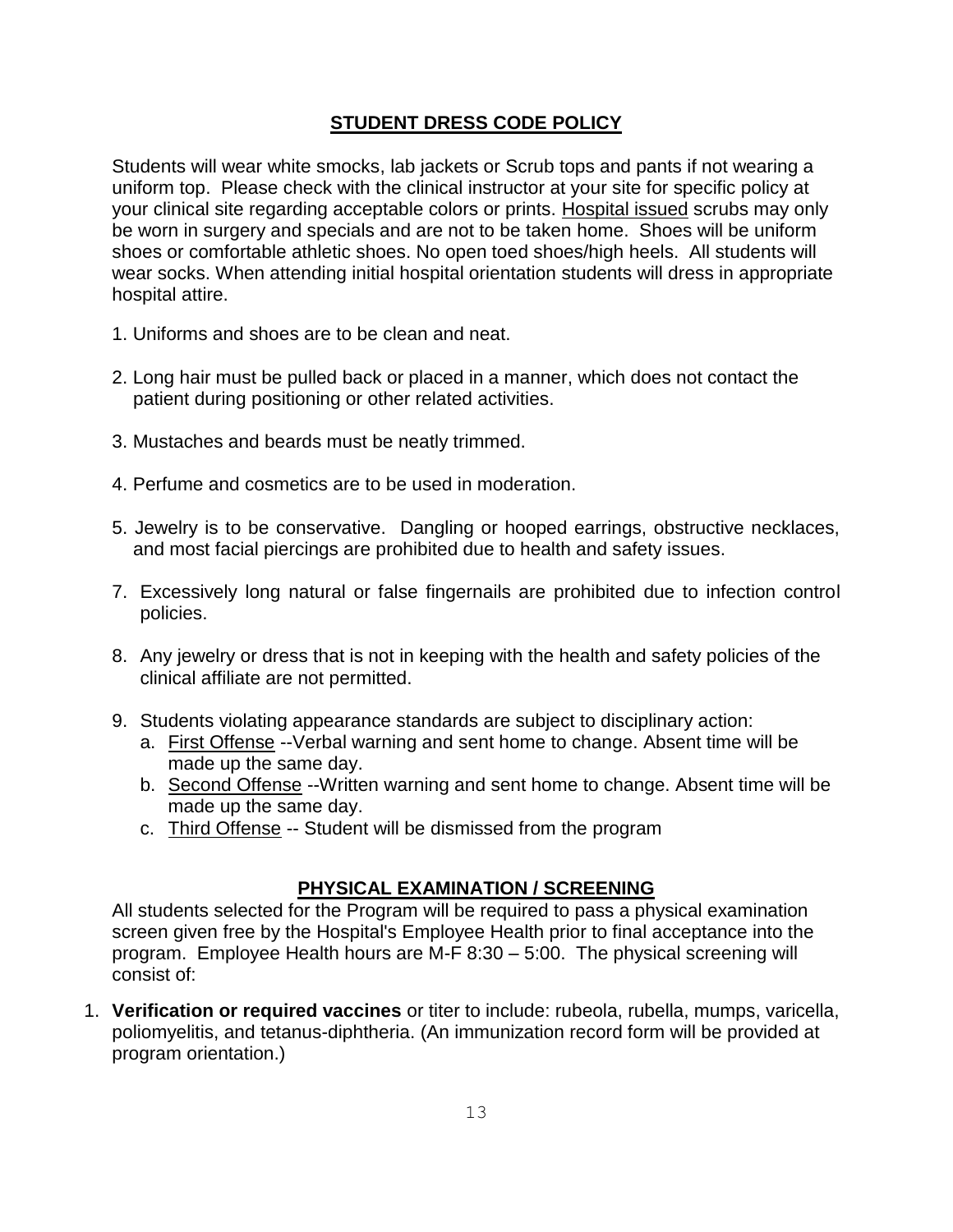## STUDENT DRESS CODE POLICY

Students will wear white smocks, lab jackets or Scrub tops and pants if not wearing a uniform top. Please check with the clinical instructor at your site for specific policy at your clinical site regarding acceptable colors or prints. Hospital issued scrubs may only be worn in surgery and specials and are not to be taken home. Shoes will be uniform shoes or comfortable athletic shoes. No open toed shoes/high heels. All students will wear socks. When attending initial hospital orientation students will dress in appropriate hospital attire.

1. Uniforms and shoes are to be clean and neat.

2. Long hair must be pulled back or placed in a manner, which does not contact the patient during positioning or other related activities.

3. Mustaches and beards must be neatly trimmed.

4. Perfume and cosmetics are to be used in moderation.

5. Jewelry is to be conservative. Dangling or hooped earrings, obstructive necklaces, and most facial piercings are prohibited due to health and safety issues.

7. Excessively long natural or false fingernails are prohibited due to infection control policies.

8. Any jewelry or dress that is not in keeping with the health and safety policies of the clinical affiliate are not permitted.

9. Students violating appearance standards are subject to disciplinary action:
   a. First Offense --Verbal warning and sent home to change. Absent time will be made up the same day.
   b. Second Offense --Written warning and sent home to change. Absent time will be made up the same day.
   c. Third Offense -- Student will be dismissed from the program

## PHYSICAL EXAMINATION / SCREENING

All students selected for the Program will be required to pass a physical examination screen given free by the Hospital's Employee Health prior to final acceptance into the program. Employee Health hours are M-F 8:30 – 5:00. The physical screening will consist of:

1. **Verification or required vaccines** or titer to include: rubeola, rubella, mumps, varicella, poliomyelitis, and tetanus-diphtheria. (An immunization record form will be provided at program orientation.)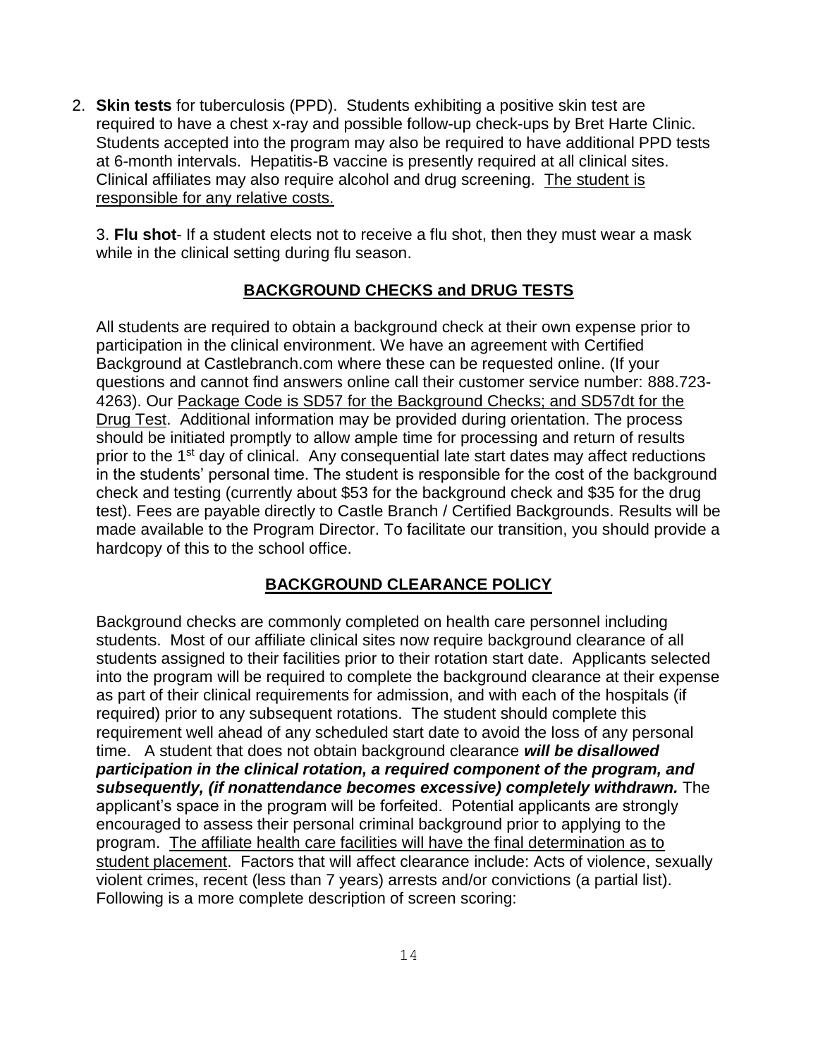2. **Skin tests** for tuberculosis (PPD). Students exhibiting a positive skin test are required to have a chest x-ray and possible follow-up check-ups by Bret Harte Clinic. Students accepted into the program may also be required to have additional PPD tests at 6-month intervals. Hepatitis-B vaccine is presently required at all clinical sites. Clinical affiliates may also require alcohol and drug screening. <u>The student is responsible for any relative costs.</u>

3. **Flu shot**- If a student elects not to receive a flu shot, then they must wear a mask while in the clinical setting during flu season.

## BACKGROUND CHECKS and DRUG TESTS

All students are required to obtain a background check at their own expense prior to participation in the clinical environment. We have an agreement with Certified Background at Castlebranch.com where these can be requested online. (If your questions and cannot find answers online call their customer service number: 888.723-4263). Our <u>Package Code is SD57 for the Background Checks; and SD57dt for the Drug Test</u>. Additional information may be provided during orientation. The process should be initiated promptly to allow ample time for processing and return of results prior to the 1st day of clinical. Any consequential late start dates may affect reductions in the students' personal time. The student is responsible for the cost of the background check and testing (currently about $53 for the background check and $35 for the drug test). Fees are payable directly to Castle Branch / Certified Backgrounds. Results will be made available to the Program Director. To facilitate our transition, you should provide a hardcopy of this to the school office.

## BACKGROUND CLEARANCE POLICY

Background checks are commonly completed on health care personnel including students. Most of our affiliate clinical sites now require background clearance of all students assigned to their facilities prior to their rotation start date. Applicants selected into the program will be required to complete the background clearance at their expense as part of their clinical requirements for admission, and with each of the hospitals (if required) prior to any subsequent rotations. The student should complete this requirement well ahead of any scheduled start date to avoid the loss of any personal time. A student that does not obtain background clearance ***will be disallowed participation in the clinical rotation, a required component of the program, and subsequently, (if nonattendance becomes excessive) completely withdrawn.*** The applicant's space in the program will be forfeited. Potential applicants are strongly encouraged to assess their personal criminal background prior to applying to the program. <u>The affiliate health care facilities will have the final determination as to student placement</u>. Factors that will affect clearance include: Acts of violence, sexually violent crimes, recent (less than 7 years) arrests and/or convictions (a partial list). Following is a more complete description of screen scoring: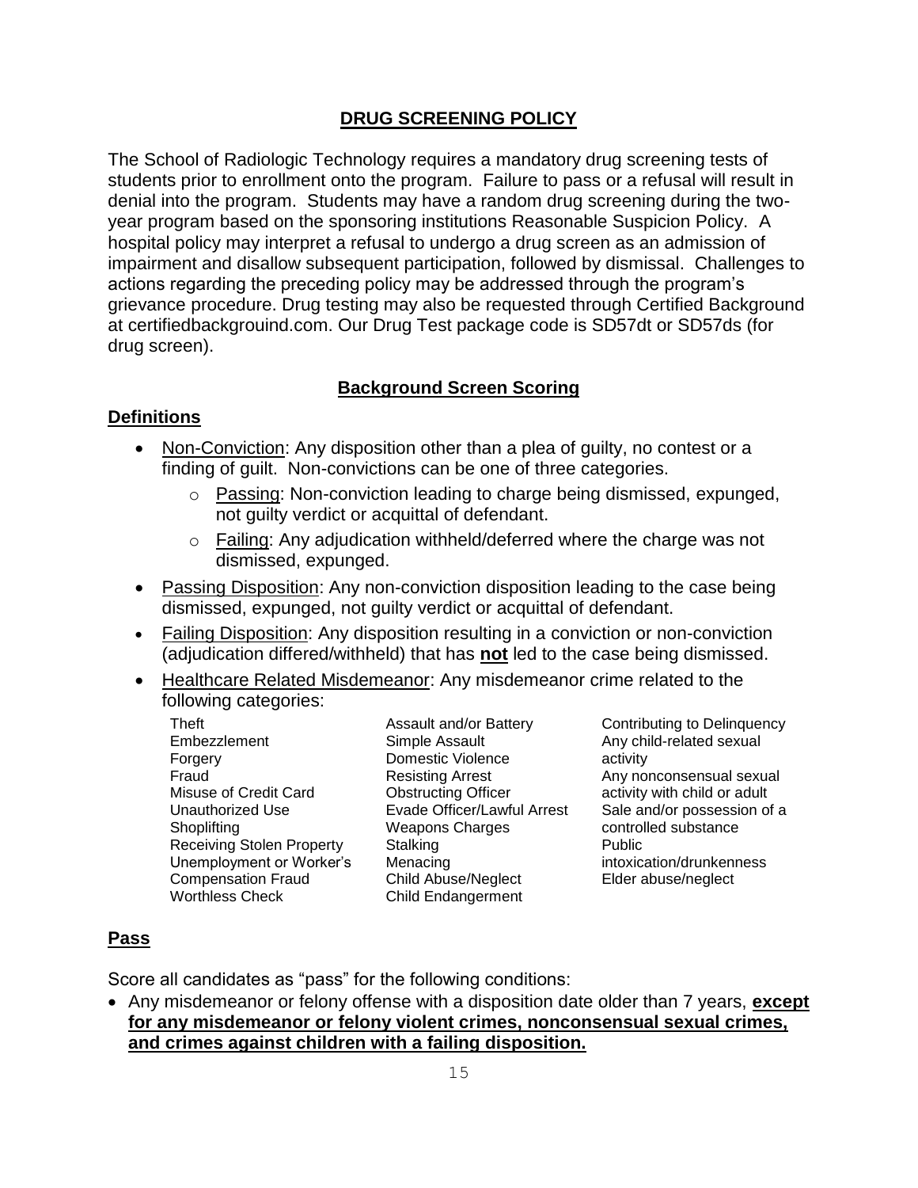## DRUG SCREENING POLICY

The School of Radiologic Technology requires a mandatory drug screening tests of students prior to enrollment onto the program. Failure to pass or a refusal will result in denial into the program. Students may have a random drug screening during the two-year program based on the sponsoring institutions Reasonable Suspicion Policy. A hospital policy may interpret a refusal to undergo a drug screen as an admission of impairment and disallow subsequent participation, followed by dismissal. Challenges to actions regarding the preceding policy may be addressed through the program's grievance procedure. Drug testing may also be requested through Certified Background at certifiedbackgrouind.com. Our Drug Test package code is SD57dt or SD57ds (for drug screen).

## Background Screen Scoring

### Definitions

- Non-Conviction: Any disposition other than a plea of guilty, no contest or a finding of guilt. Non-convictions can be one of three categories.
  - Passing: Non-conviction leading to charge being dismissed, expunged, not guilty verdict or acquittal of defendant.
  - Failing: Any adjudication withheld/deferred where the charge was not dismissed, expunged.
- Passing Disposition: Any non-conviction disposition leading to the case being dismissed, expunged, not guilty verdict or acquittal of defendant.
- Failing Disposition: Any disposition resulting in a conviction or non-conviction (adjudication differed/withheld) that has **not** led to the case being dismissed.
- Healthcare Related Misdemeanor: Any misdemeanor crime related to the following categories:

Theft
Embezzlement
Forgery
Fraud
Misuse of Credit Card
Unauthorized Use
Shoplifting
Receiving Stolen Property
Unemployment or Worker's Compensation Fraud
Worthless Check

Assault and/or Battery
Simple Assault
Domestic Violence
Resisting Arrest
Obstructing Officer
Evade Officer/Lawful Arrest
Weapons Charges
Stalking
Menacing
Child Abuse/Neglect
Child Endangerment

Contributing to Delinquency
Any child-related sexual activity
Any nonconsensual sexual activity with child or adult
Sale and/or possession of a controlled substance
Public intoxication/drunkenness
Elder abuse/neglect

### Pass

Score all candidates as "pass" for the following conditions:

- Any misdemeanor or felony offense with a disposition date older than 7 years, **except for any misdemeanor or felony violent crimes, nonconsensual sexual crimes, and crimes against children with a failing disposition.**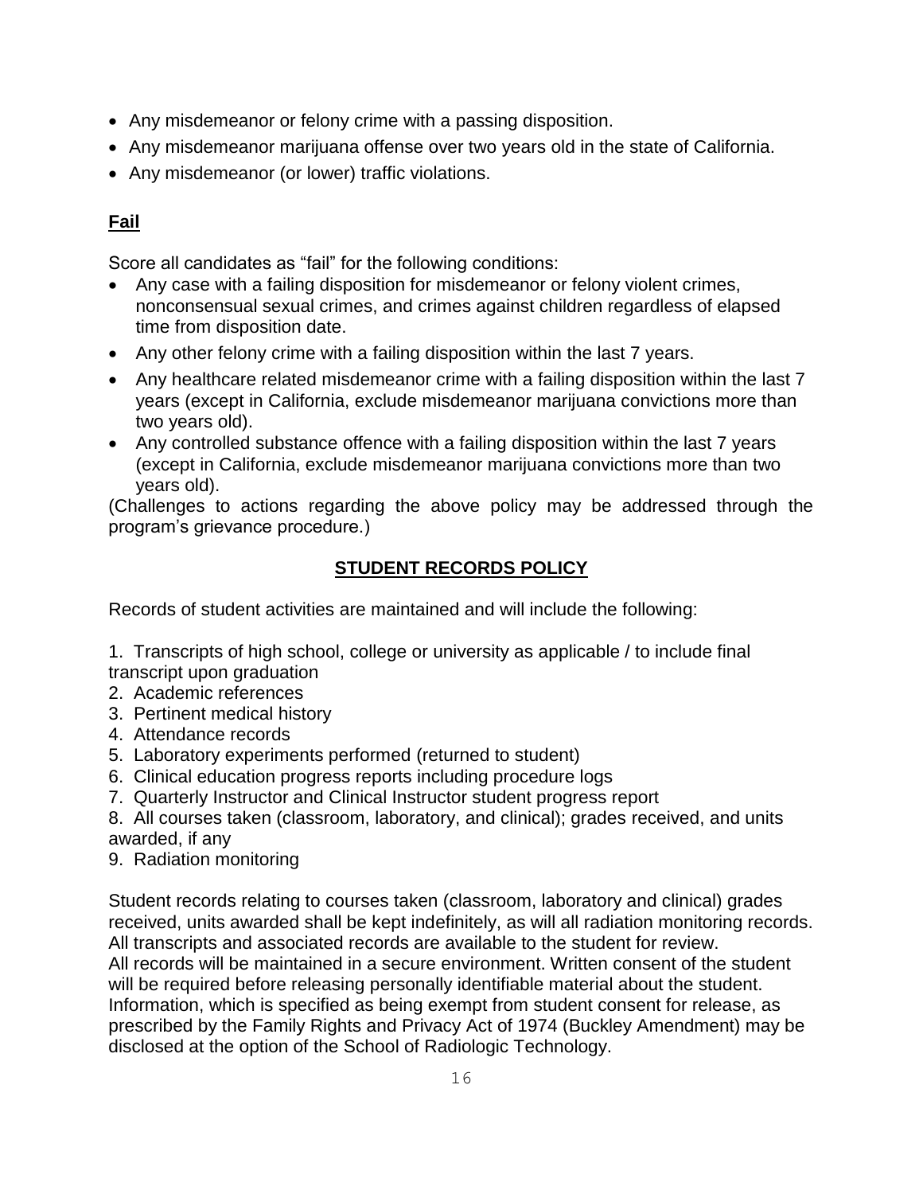- Any misdemeanor or felony crime with a passing disposition.
- Any misdemeanor marijuana offense over two years old in the state of California.
- Any misdemeanor (or lower) traffic violations.

**Fail**

Score all candidates as "fail" for the following conditions:

- Any case with a failing disposition for misdemeanor or felony violent crimes, nonconsensual sexual crimes, and crimes against children regardless of elapsed time from disposition date.
- Any other felony crime with a failing disposition within the last 7 years.
- Any healthcare related misdemeanor crime with a failing disposition within the last 7 years (except in California, exclude misdemeanor marijuana convictions more than two years old).
- Any controlled substance offence with a failing disposition within the last 7 years (except in California, exclude misdemeanor marijuana convictions more than two years old).

(Challenges to actions regarding the above policy may be addressed through the program's grievance procedure.)

## STUDENT RECORDS POLICY

Records of student activities are maintained and will include the following:

1. Transcripts of high school, college or university as applicable / to include final transcript upon graduation
2. Academic references
3. Pertinent medical history
4. Attendance records
5. Laboratory experiments performed (returned to student)
6. Clinical education progress reports including procedure logs
7. Quarterly Instructor and Clinical Instructor student progress report
8. All courses taken (classroom, laboratory, and clinical); grades received, and units awarded, if any
9. Radiation monitoring

Student records relating to courses taken (classroom, laboratory and clinical) grades received, units awarded shall be kept indefinitely, as will all radiation monitoring records. All transcripts and associated records are available to the student for review.
All records will be maintained in a secure environment. Written consent of the student will be required before releasing personally identifiable material about the student. Information, which is specified as being exempt from student consent for release, as prescribed by the Family Rights and Privacy Act of 1974 (Buckley Amendment) may be disclosed at the option of the School of Radiologic Technology.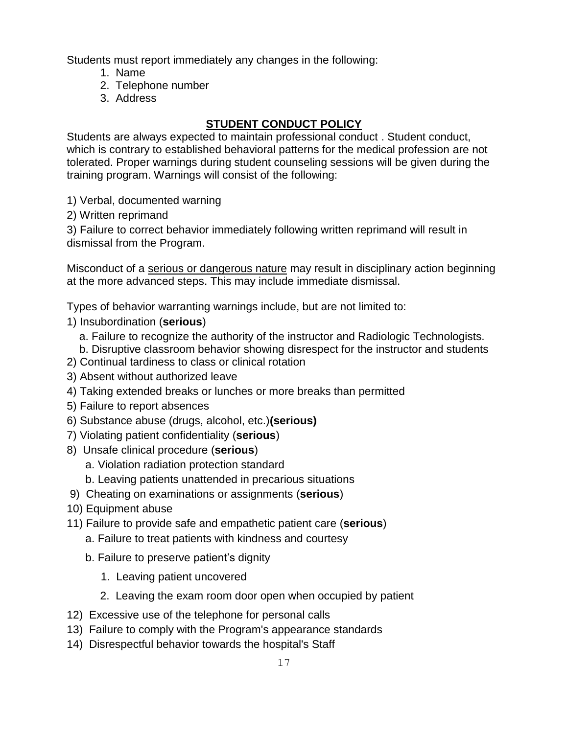Students must report immediately any changes in the following:

1. Name
2. Telephone number
3. Address

## STUDENT CONDUCT POLICY

Students are always expected to maintain professional conduct . Student conduct, which is contrary to established behavioral patterns for the medical profession are not tolerated. Proper warnings during student counseling sessions will be given during the training program. Warnings will consist of the following:

1) Verbal, documented warning
2) Written reprimand
3) Failure to correct behavior immediately following written reprimand will result in dismissal from the Program.

Misconduct of a <u>serious or dangerous nature</u> may result in disciplinary action beginning at the more advanced steps. This may include immediate dismissal.

Types of behavior warranting warnings include, but are not limited to:

1) Insubordination (**serious**)
   a. Failure to recognize the authority of the instructor and Radiologic Technologists.
   b. Disruptive classroom behavior showing disrespect for the instructor and students
2) Continual tardiness to class or clinical rotation
3) Absent without authorized leave
4) Taking extended breaks or lunches or more breaks than permitted
5) Failure to report absences
6) Substance abuse (drugs, alcohol, etc.)**(serious)**
7) Violating patient confidentiality (**serious**)
8) Unsafe clinical procedure (**serious**)
   a. Violation radiation protection standard
   b. Leaving patients unattended in precarious situations
9) Cheating on examinations or assignments (**serious**)
10) Equipment abuse
11) Failure to provide safe and empathetic patient care (**serious**)
    a. Failure to treat patients with kindness and courtesy
    b. Failure to preserve patient's dignity
       1. Leaving patient uncovered
       2. Leaving the exam room door open when occupied by patient
12) Excessive use of the telephone for personal calls
13) Failure to comply with the Program's appearance standards
14) Disrespectful behavior towards the hospital's Staff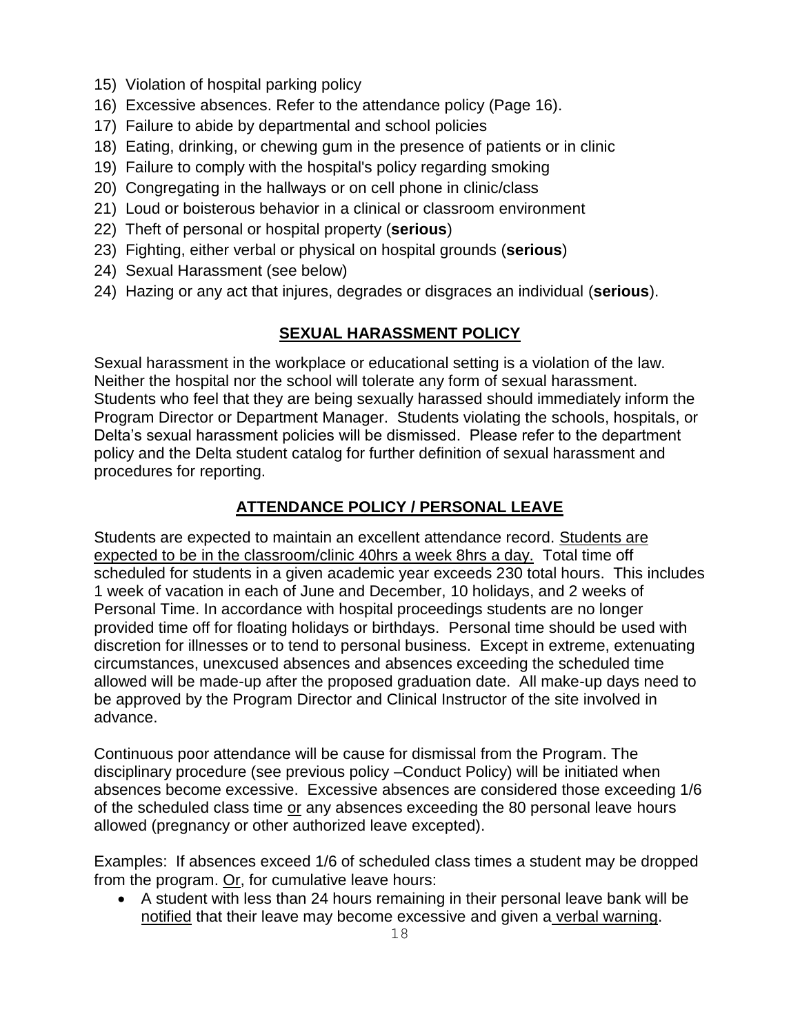15) Violation of hospital parking policy
16) Excessive absences. Refer to the attendance policy (Page 16).
17) Failure to abide by departmental and school policies
18) Eating, drinking, or chewing gum in the presence of patients or in clinic
19) Failure to comply with the hospital's policy regarding smoking
20) Congregating in the hallways or on cell phone in clinic/class
21) Loud or boisterous behavior in a clinical or classroom environment
22) Theft of personal or hospital property (**serious**)
23) Fighting, either verbal or physical on hospital grounds (**serious**)
24) Sexual Harassment (see below)
24) Hazing or any act that injures, degrades or disgraces an individual (**serious**).

## SEXUAL HARASSMENT POLICY

Sexual harassment in the workplace or educational setting is a violation of the law. Neither the hospital nor the school will tolerate any form of sexual harassment. Students who feel that they are being sexually harassed should immediately inform the Program Director or Department Manager. Students violating the schools, hospitals, or Delta's sexual harassment policies will be dismissed. Please refer to the department policy and the Delta student catalog for further definition of sexual harassment and procedures for reporting.

## ATTENDANCE POLICY / PERSONAL LEAVE

Students are expected to maintain an excellent attendance record. Students are expected to be in the classroom/clinic 40hrs a week 8hrs a day. Total time off scheduled for students in a given academic year exceeds 230 total hours. This includes 1 week of vacation in each of June and December, 10 holidays, and 2 weeks of Personal Time. In accordance with hospital proceedings students are no longer provided time off for floating holidays or birthdays. Personal time should be used with discretion for illnesses or to tend to personal business. Except in extreme, extenuating circumstances, unexcused absences and absences exceeding the scheduled time allowed will be made-up after the proposed graduation date. All make-up days need to be approved by the Program Director and Clinical Instructor of the site involved in advance.

Continuous poor attendance will be cause for dismissal from the Program. The disciplinary procedure (see previous policy –Conduct Policy) will be initiated when absences become excessive. Excessive absences are considered those exceeding 1/6 of the scheduled class time or any absences exceeding the 80 personal leave hours allowed (pregnancy or other authorized leave excepted).

Examples: If absences exceed 1/6 of scheduled class times a student may be dropped from the program. Or, for cumulative leave hours:

- A student with less than 24 hours remaining in their personal leave bank will be notified that their leave may become excessive and given a verbal warning.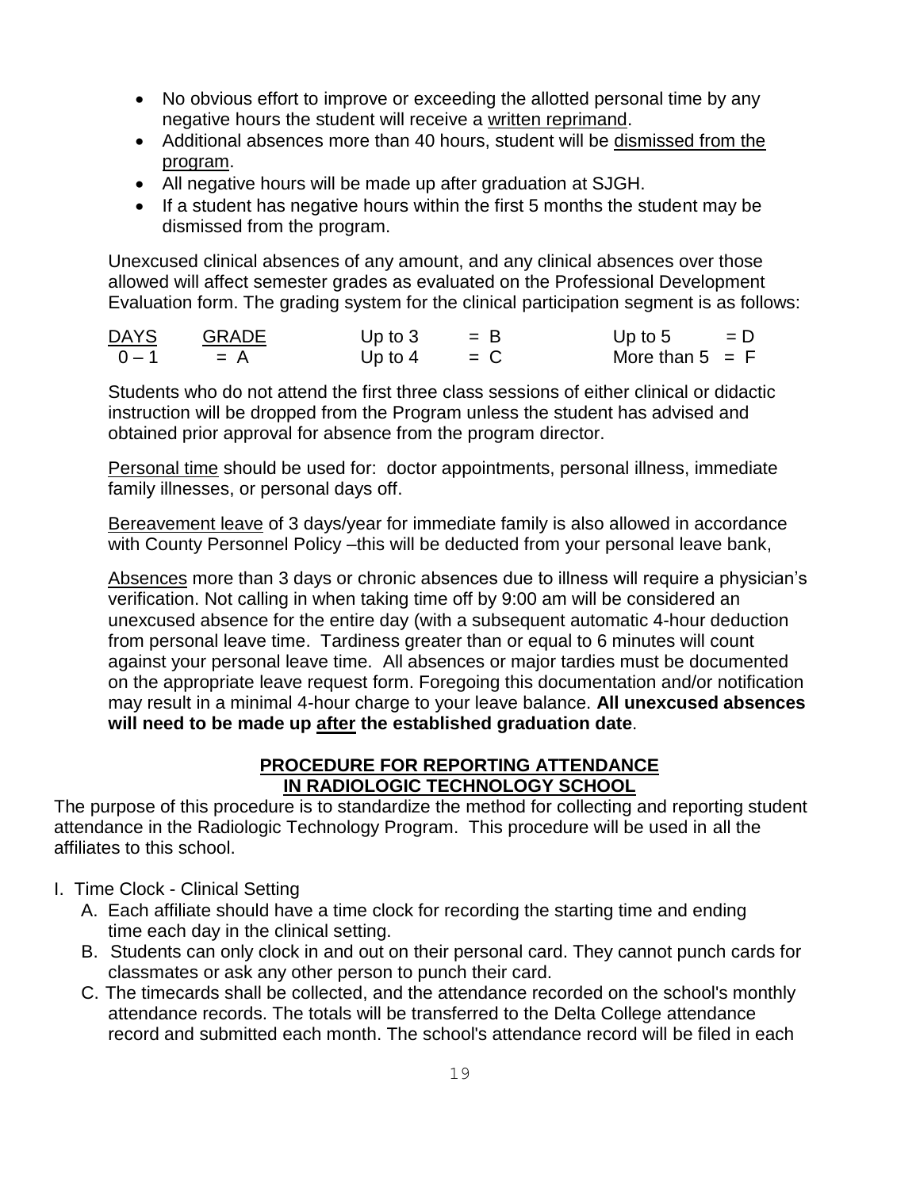- No obvious effort to improve or exceeding the allotted personal time by any negative hours the student will receive a <u>written reprimand</u>.
- Additional absences more than 40 hours, student will be <u>dismissed from the program</u>.
- All negative hours will be made up after graduation at SJGH.
- If a student has negative hours within the first 5 months the student may be dismissed from the program.

Unexcused clinical absences of any amount, and any clinical absences over those allowed will affect semester grades as evaluated on the Professional Development Evaluation form. The grading system for the clinical participation segment is as follows:

| DAYS | GRADE | | | | |
|---|---|---|---|---|---|
| 0 – 1 | = A | Up to 3 | = B | Up to 5 | = D |
| | | Up to 4 | = C | More than 5 | = F |

Students who do not attend the first three class sessions of either clinical or didactic instruction will be dropped from the Program unless the student has advised and obtained prior approval for absence from the program director.

<u>Personal time</u> should be used for: doctor appointments, personal illness, immediate family illnesses, or personal days off.

<u>Bereavement leave</u> of 3 days/year for immediate family is also allowed in accordance with County Personnel Policy –this will be deducted from your personal leave bank,

<u>Absences</u> more than 3 days or chronic absences due to illness will require a physician's verification. Not calling in when taking time off by 9:00 am will be considered an unexcused absence for the entire day (with a subsequent automatic 4-hour deduction from personal leave time. Tardiness greater than or equal to 6 minutes will count against your personal leave time. All absences or major tardies must be documented on the appropriate leave request form. Foregoing this documentation and/or notification may result in a minimal 4-hour charge to your leave balance. **All unexcused absences will need to be made up <u>after</u> the established graduation date**.

## PROCEDURE FOR REPORTING ATTENDANCE IN RADIOLOGIC TECHNOLOGY SCHOOL

The purpose of this procedure is to standardize the method for collecting and reporting student attendance in the Radiologic Technology Program. This procedure will be used in all the affiliates to this school.

I. Time Clock - Clinical Setting

A. Each affiliate should have a time clock for recording the starting time and ending time each day in the clinical setting.

B. Students can only clock in and out on their personal card. They cannot punch cards for classmates or ask any other person to punch their card.

C. The timecards shall be collected, and the attendance recorded on the school's monthly attendance records. The totals will be transferred to the Delta College attendance record and submitted each month. The school's attendance record will be filed in each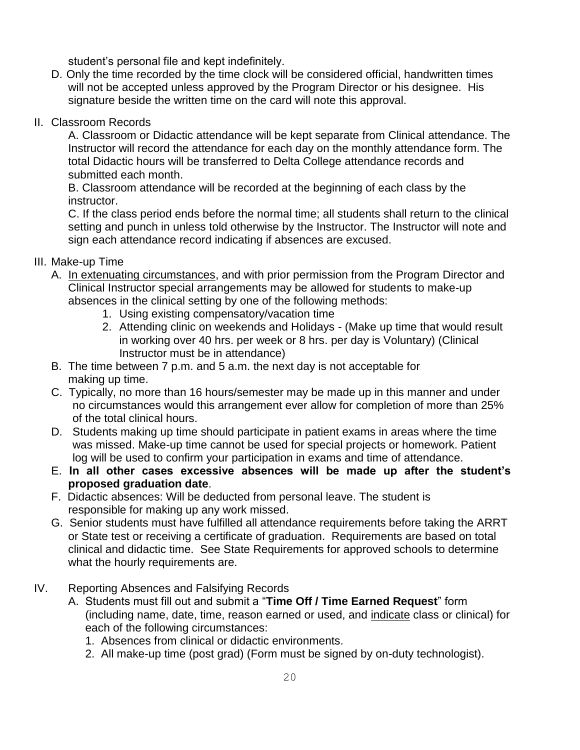student's personal file and kept indefinitely.

D. Only the time recorded by the time clock will be considered official, handwritten times will not be accepted unless approved by the Program Director or his designee. His signature beside the written time on the card will note this approval.

II. Classroom Records

A. Classroom or Didactic attendance will be kept separate from Clinical attendance. The Instructor will record the attendance for each day on the monthly attendance form. The total Didactic hours will be transferred to Delta College attendance records and submitted each month.

B. Classroom attendance will be recorded at the beginning of each class by the instructor.

C. If the class period ends before the normal time; all students shall return to the clinical setting and punch in unless told otherwise by the Instructor. The Instructor will note and sign each attendance record indicating if absences are excused.

III. Make-up Time

A. <u>In extenuating circumstances</u>, and with prior permission from the Program Director and Clinical Instructor special arrangements may be allowed for students to make-up absences in the clinical setting by one of the following methods:
   1. Using existing compensatory/vacation time
   2. Attending clinic on weekends and Holidays - (Make up time that would result in working over 40 hrs. per week or 8 hrs. per day is Voluntary) (Clinical Instructor must be in attendance)

B. The time between 7 p.m. and 5 a.m. the next day is not acceptable for making up time.

C. Typically, no more than 16 hours/semester may be made up in this manner and under no circumstances would this arrangement ever allow for completion of more than 25% of the total clinical hours.

D. Students making up time should participate in patient exams in areas where the time was missed. Make-up time cannot be used for special projects or homework. Patient log will be used to confirm your participation in exams and time of attendance.

E. **In all other cases excessive absences will be made up after the student's proposed graduation date**.

F. Didactic absences: Will be deducted from personal leave. The student is responsible for making up any work missed.

G. Senior students must have fulfilled all attendance requirements before taking the ARRT or State test or receiving a certificate of graduation. Requirements are based on total clinical and didactic time. See State Requirements for approved schools to determine what the hourly requirements are.

IV. Reporting Absences and Falsifying Records

A. Students must fill out and submit a "**Time Off / Time Earned Request**" form (including name, date, time, reason earned or used, and <u>indicate</u> class or clinical) for each of the following circumstances:
   1. Absences from clinical or didactic environments.
   2. All make-up time (post grad) (Form must be signed by on-duty technologist).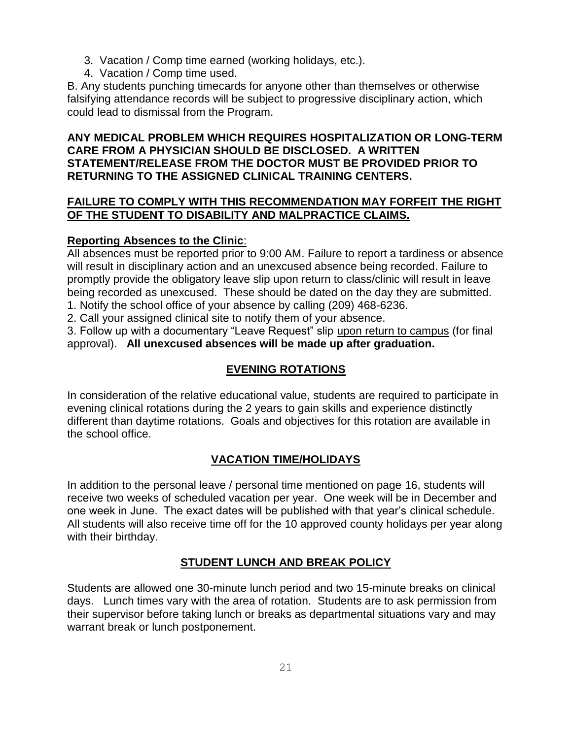3. Vacation / Comp time earned (working holidays, etc.).
4. Vacation / Comp time used.

B. Any students punching timecards for anyone other than themselves or otherwise falsifying attendance records will be subject to progressive disciplinary action, which could lead to dismissal from the Program.

**ANY MEDICAL PROBLEM WHICH REQUIRES HOSPITALIZATION OR LONG-TERM CARE FROM A PHYSICIAN SHOULD BE DISCLOSED. A WRITTEN STATEMENT/RELEASE FROM THE DOCTOR MUST BE PROVIDED PRIOR TO RETURNING TO THE ASSIGNED CLINICAL TRAINING CENTERS.**

<u>**FAILURE TO COMPLY WITH THIS RECOMMENDATION MAY FORFEIT THE RIGHT OF THE STUDENT TO DISABILITY AND MALPRACTICE CLAIMS.**</u>

<u>**Reporting Absences to the Clinic**</u>:

All absences must be reported prior to 9:00 AM. Failure to report a tardiness or absence will result in disciplinary action and an unexcused absence being recorded. Failure to promptly provide the obligatory leave slip upon return to class/clinic will result in leave being recorded as unexcused. These should be dated on the day they are submitted.

1. Notify the school office of your absence by calling (209) 468-6236.
2. Call your assigned clinical site to notify them of your absence.
3. Follow up with a documentary "Leave Request" slip <u>upon return to campus</u> (for final approval). **All unexcused absences will be made up after graduation.**

## EVENING ROTATIONS

In consideration of the relative educational value, students are required to participate in evening clinical rotations during the 2 years to gain skills and experience distinctly different than daytime rotations. Goals and objectives for this rotation are available in the school office.

## VACATION TIME/HOLIDAYS

In addition to the personal leave / personal time mentioned on page 16, students will receive two weeks of scheduled vacation per year. One week will be in December and one week in June. The exact dates will be published with that year's clinical schedule. All students will also receive time off for the 10 approved county holidays per year along with their birthday.

## STUDENT LUNCH AND BREAK POLICY

Students are allowed one 30-minute lunch period and two 15-minute breaks on clinical days. Lunch times vary with the area of rotation. Students are to ask permission from their supervisor before taking lunch or breaks as departmental situations vary and may warrant break or lunch postponement.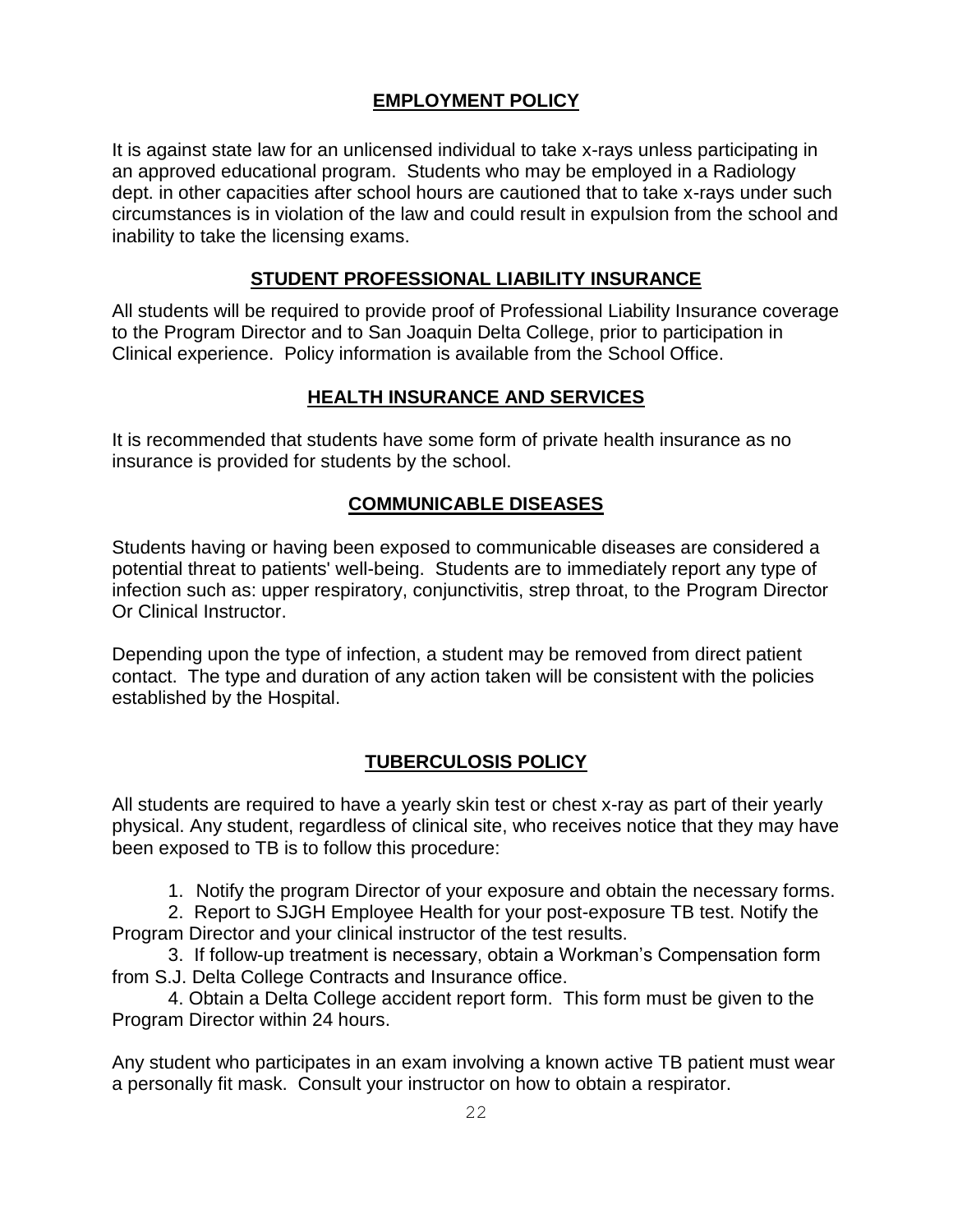## EMPLOYMENT POLICY

It is against state law for an unlicensed individual to take x-rays unless participating in an approved educational program. Students who may be employed in a Radiology dept. in other capacities after school hours are cautioned that to take x-rays under such circumstances is in violation of the law and could result in expulsion from the school and inability to take the licensing exams.

## STUDENT PROFESSIONAL LIABILITY INSURANCE

All students will be required to provide proof of Professional Liability Insurance coverage to the Program Director and to San Joaquin Delta College, prior to participation in Clinical experience. Policy information is available from the School Office.

## HEALTH INSURANCE AND SERVICES

It is recommended that students have some form of private health insurance as no insurance is provided for students by the school.

## COMMUNICABLE DISEASES

Students having or having been exposed to communicable diseases are considered a potential threat to patients' well-being. Students are to immediately report any type of infection such as: upper respiratory, conjunctivitis, strep throat, to the Program Director Or Clinical Instructor.

Depending upon the type of infection, a student may be removed from direct patient contact. The type and duration of any action taken will be consistent with the policies established by the Hospital.

## TUBERCULOSIS POLICY

All students are required to have a yearly skin test or chest x-ray as part of their yearly physical. Any student, regardless of clinical site, who receives notice that they may have been exposed to TB is to follow this procedure:

1. Notify the program Director of your exposure and obtain the necessary forms.
2. Report to SJGH Employee Health for your post-exposure TB test. Notify the Program Director and your clinical instructor of the test results.
3. If follow-up treatment is necessary, obtain a Workman's Compensation form from S.J. Delta College Contracts and Insurance office.
4. Obtain a Delta College accident report form. This form must be given to the Program Director within 24 hours.

Any student who participates in an exam involving a known active TB patient must wear a personally fit mask. Consult your instructor on how to obtain a respirator.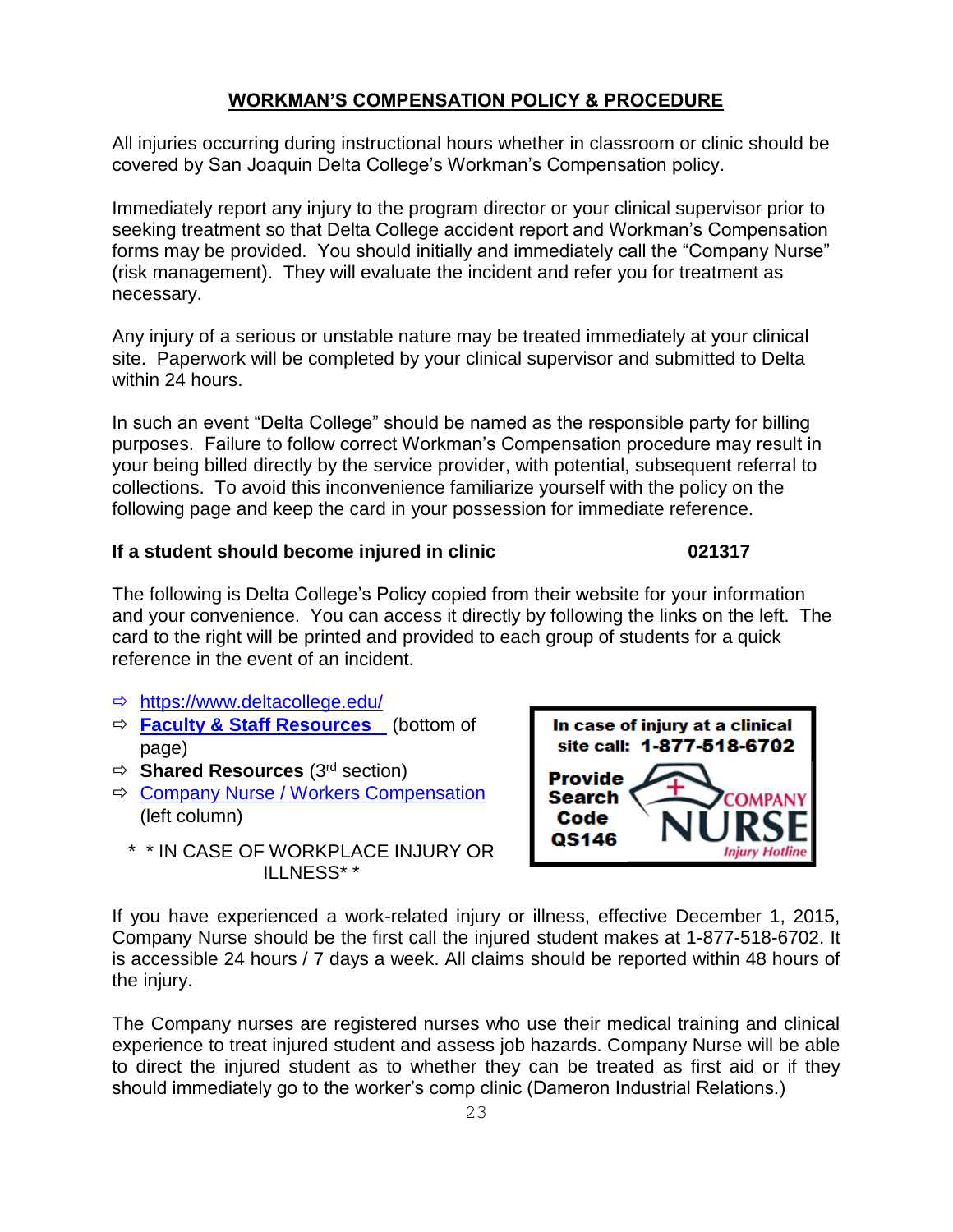## WORKMAN'S COMPENSATION POLICY & PROCEDURE

All injuries occurring during instructional hours whether in classroom or clinic should be covered by San Joaquin Delta College's Workman's Compensation policy.

Immediately report any injury to the program director or your clinical supervisor prior to seeking treatment so that Delta College accident report and Workman's Compensation forms may be provided. You should initially and immediately call the "Company Nurse" (risk management). They will evaluate the incident and refer you for treatment as necessary.

Any injury of a serious or unstable nature may be treated immediately at your clinical site. Paperwork will be completed by your clinical supervisor and submitted to Delta within 24 hours.

In such an event "Delta College" should be named as the responsible party for billing purposes. Failure to follow correct Workman's Compensation procedure may result in your being billed directly by the service provider, with potential, subsequent referral to collections. To avoid this inconvenience familiarize yourself with the policy on the following page and keep the card in your possession for immediate reference.

**If a student should become injured in clinic** **021317**

The following is Delta College's Policy copied from their website for your information and your convenience. You can access it directly by following the links on the left. The card to the right will be printed and provided to each group of students for a quick reference in the event of an incident.

- ⇨ https://www.deltacollege.edu/
- ⇨ **Faculty & Staff Resources** (bottom of page)
- ⇨ **Shared Resources** (3rd section)
- ⇨ Company Nurse / Workers Compensation (left column)

In case of injury at a clinical site call: **1-877-518-6702**

Provide Search Code QS146

COMPANY NURSE Injury Hotline

\* \* IN CASE OF WORKPLACE INJURY OR ILLNESS\* \*

If you have experienced a work-related injury or illness, effective December 1, 2015, Company Nurse should be the first call the injured student makes at 1-877-518-6702. It is accessible 24 hours / 7 days a week. All claims should be reported within 48 hours of the injury.

The Company nurses are registered nurses who use their medical training and clinical experience to treat injured student and assess job hazards. Company Nurse will be able to direct the injured student as to whether they can be treated as first aid or if they should immediately go to the worker's comp clinic (Dameron Industrial Relations.)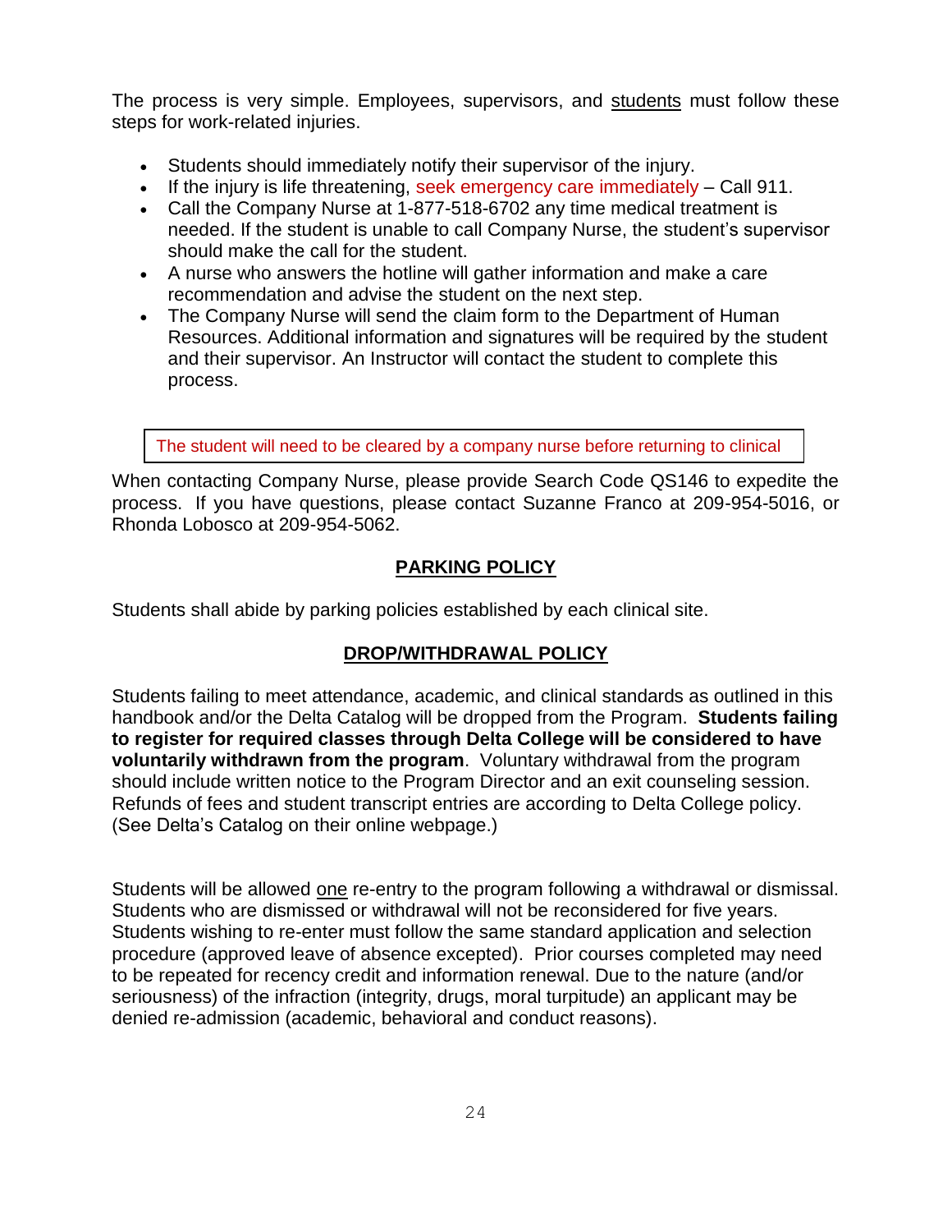The process is very simple. Employees, supervisors, and students must follow these steps for work-related injuries.

- Students should immediately notify their supervisor of the injury.
- If the injury is life threatening, seek emergency care immediately – Call 911.
- Call the Company Nurse at 1-877-518-6702 any time medical treatment is needed. If the student is unable to call Company Nurse, the student's supervisor should make the call for the student.
- A nurse who answers the hotline will gather information and make a care recommendation and advise the student on the next step.
- The Company Nurse will send the claim form to the Department of Human Resources. Additional information and signatures will be required by the student and their supervisor. An Instructor will contact the student to complete this process.

| The student will need to be cleared by a company nurse before returning to clinical |
|---|

When contacting Company Nurse, please provide Search Code QS146 to expedite the process. If you have questions, please contact Suzanne Franco at 209-954-5016, or Rhonda Lobosco at 209-954-5062.

## PARKING POLICY

Students shall abide by parking policies established by each clinical site.

## DROP/WITHDRAWAL POLICY

Students failing to meet attendance, academic, and clinical standards as outlined in this handbook and/or the Delta Catalog will be dropped from the Program. **Students failing to register for required classes through Delta College will be considered to have voluntarily withdrawn from the program**. Voluntary withdrawal from the program should include written notice to the Program Director and an exit counseling session. Refunds of fees and student transcript entries are according to Delta College policy. (See Delta's Catalog on their online webpage.)

Students will be allowed one re-entry to the program following a withdrawal or dismissal. Students who are dismissed or withdrawal will not be reconsidered for five years. Students wishing to re-enter must follow the same standard application and selection procedure (approved leave of absence excepted). Prior courses completed may need to be repeated for recency credit and information renewal. Due to the nature (and/or seriousness) of the infraction (integrity, drugs, moral turpitude) an applicant may be denied re-admission (academic, behavioral and conduct reasons).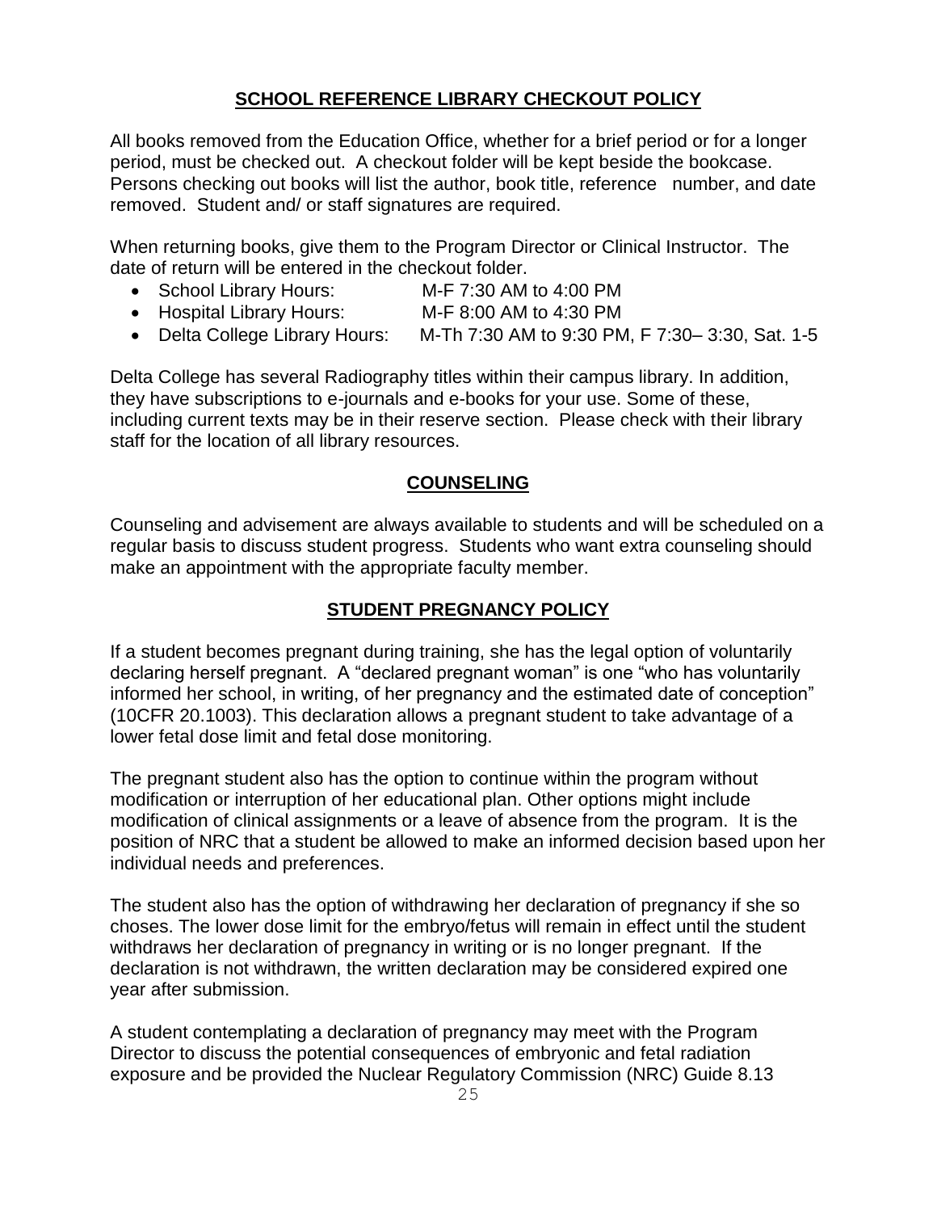## SCHOOL REFERENCE LIBRARY CHECKOUT POLICY

All books removed from the Education Office, whether for a brief period or for a longer period, must be checked out. A checkout folder will be kept beside the bookcase. Persons checking out books will list the author, book title, reference number, and date removed. Student and/ or staff signatures are required.

When returning books, give them to the Program Director or Clinical Instructor. The date of return will be entered in the checkout folder.

- School Library Hours: M-F 7:30 AM to 4:00 PM
- Hospital Library Hours: M-F 8:00 AM to 4:30 PM
- Delta College Library Hours: M-Th 7:30 AM to 9:30 PM, F 7:30– 3:30, Sat. 1-5

Delta College has several Radiography titles within their campus library. In addition, they have subscriptions to e-journals and e-books for your use. Some of these, including current texts may be in their reserve section. Please check with their library staff for the location of all library resources.

## COUNSELING

Counseling and advisement are always available to students and will be scheduled on a regular basis to discuss student progress. Students who want extra counseling should make an appointment with the appropriate faculty member.

## STUDENT PREGNANCY POLICY

If a student becomes pregnant during training, she has the legal option of voluntarily declaring herself pregnant. A "declared pregnant woman" is one "who has voluntarily informed her school, in writing, of her pregnancy and the estimated date of conception" (10CFR 20.1003). This declaration allows a pregnant student to take advantage of a lower fetal dose limit and fetal dose monitoring.

The pregnant student also has the option to continue within the program without modification or interruption of her educational plan. Other options might include modification of clinical assignments or a leave of absence from the program. It is the position of NRC that a student be allowed to make an informed decision based upon her individual needs and preferences.

The student also has the option of withdrawing her declaration of pregnancy if she so choses. The lower dose limit for the embryo/fetus will remain in effect until the student withdraws her declaration of pregnancy in writing or is no longer pregnant. If the declaration is not withdrawn, the written declaration may be considered expired one year after submission.

A student contemplating a declaration of pregnancy may meet with the Program Director to discuss the potential consequences of embryonic and fetal radiation exposure and be provided the Nuclear Regulatory Commission (NRC) Guide 8.13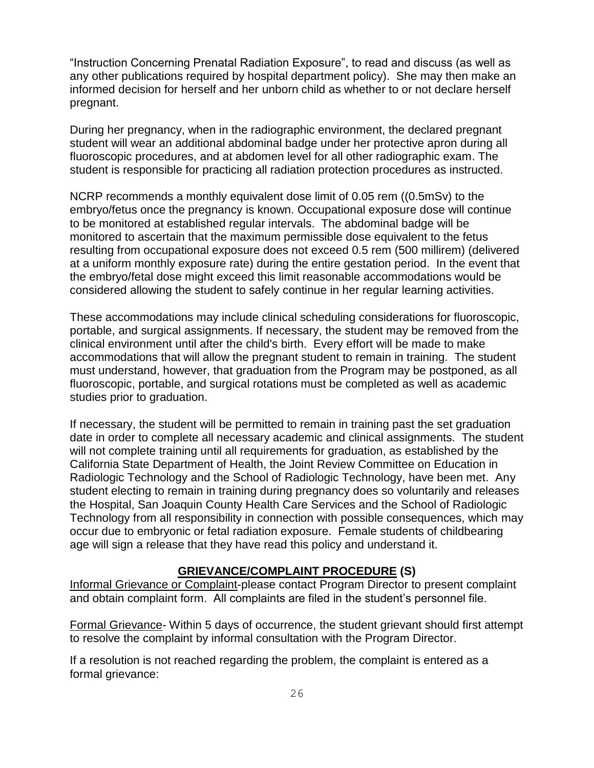"Instruction Concerning Prenatal Radiation Exposure", to read and discuss (as well as any other publications required by hospital department policy). She may then make an informed decision for herself and her unborn child as whether to or not declare herself pregnant.

During her pregnancy, when in the radiographic environment, the declared pregnant student will wear an additional abdominal badge under her protective apron during all fluoroscopic procedures, and at abdomen level for all other radiographic exam. The student is responsible for practicing all radiation protection procedures as instructed.

NCRP recommends a monthly equivalent dose limit of 0.05 rem ((0.5mSv) to the embryo/fetus once the pregnancy is known. Occupational exposure dose will continue to be monitored at established regular intervals. The abdominal badge will be monitored to ascertain that the maximum permissible dose equivalent to the fetus resulting from occupational exposure does not exceed 0.5 rem (500 millirem) (delivered at a uniform monthly exposure rate) during the entire gestation period. In the event that the embryo/fetal dose might exceed this limit reasonable accommodations would be considered allowing the student to safely continue in her regular learning activities.

These accommodations may include clinical scheduling considerations for fluoroscopic, portable, and surgical assignments. If necessary, the student may be removed from the clinical environment until after the child's birth. Every effort will be made to make accommodations that will allow the pregnant student to remain in training. The student must understand, however, that graduation from the Program may be postponed, as all fluoroscopic, portable, and surgical rotations must be completed as well as academic studies prior to graduation.

If necessary, the student will be permitted to remain in training past the set graduation date in order to complete all necessary academic and clinical assignments. The student will not complete training until all requirements for graduation, as established by the California State Department of Health, the Joint Review Committee on Education in Radiologic Technology and the School of Radiologic Technology, have been met. Any student electing to remain in training during pregnancy does so voluntarily and releases the Hospital, San Joaquin County Health Care Services and the School of Radiologic Technology from all responsibility in connection with possible consequences, which may occur due to embryonic or fetal radiation exposure. Female students of childbearing age will sign a release that they have read this policy and understand it.

## GRIEVANCE/COMPLAINT PROCEDURE (S)

Informal Grievance or Complaint-please contact Program Director to present complaint and obtain complaint form. All complaints are filed in the student's personnel file.

Formal Grievance- Within 5 days of occurrence, the student grievant should first attempt to resolve the complaint by informal consultation with the Program Director.

If a resolution is not reached regarding the problem, the complaint is entered as a formal grievance: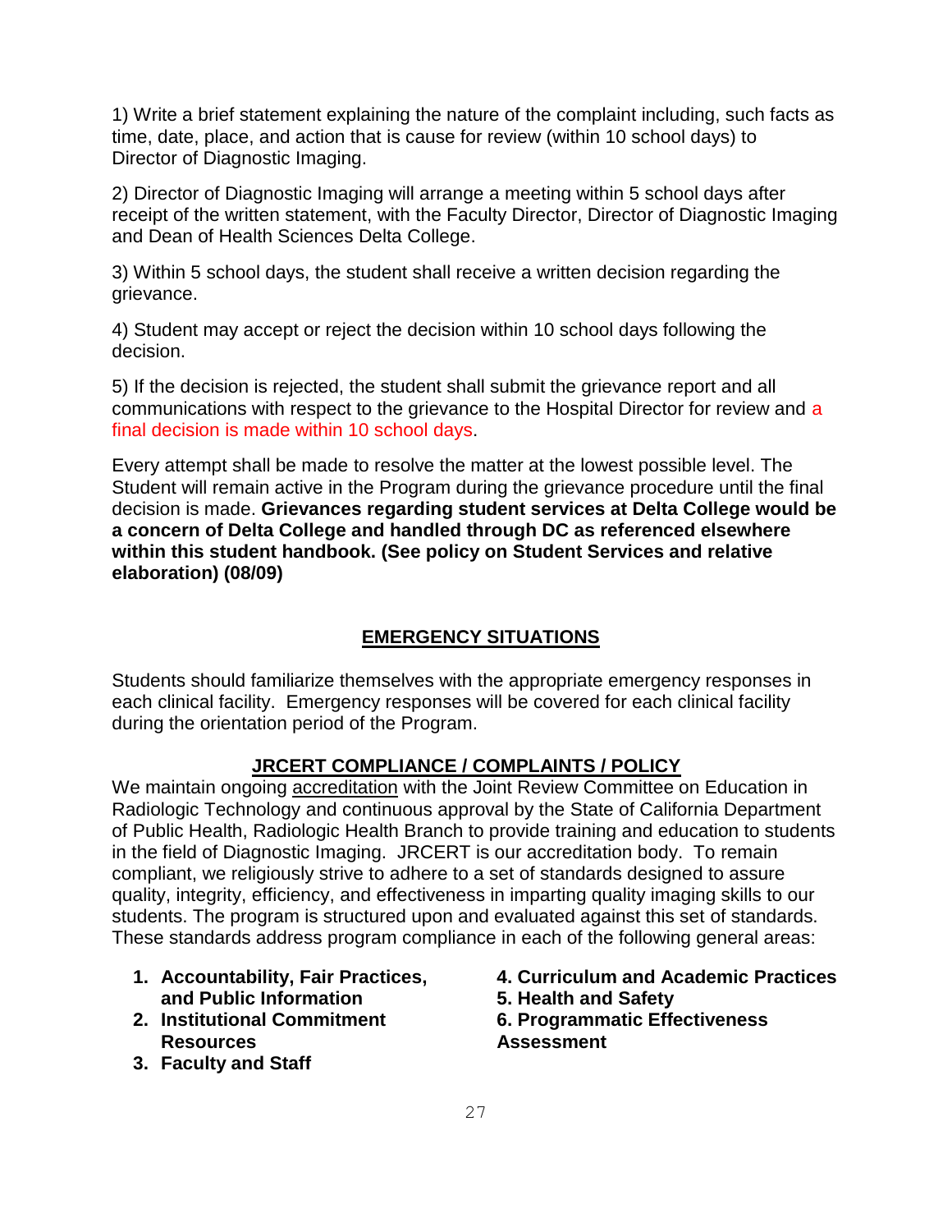1) Write a brief statement explaining the nature of the complaint including, such facts as time, date, place, and action that is cause for review (within 10 school days) to Director of Diagnostic Imaging.

2) Director of Diagnostic Imaging will arrange a meeting within 5 school days after receipt of the written statement, with the Faculty Director, Director of Diagnostic Imaging and Dean of Health Sciences Delta College.

3) Within 5 school days, the student shall receive a written decision regarding the grievance.

4) Student may accept or reject the decision within 10 school days following the decision.

5) If the decision is rejected, the student shall submit the grievance report and all communications with respect to the grievance to the Hospital Director for review and a final decision is made within 10 school days.

Every attempt shall be made to resolve the matter at the lowest possible level. The Student will remain active in the Program during the grievance procedure until the final decision is made. **Grievances regarding student services at Delta College would be a concern of Delta College and handled through DC as referenced elsewhere within this student handbook. (See policy on Student Services and relative elaboration) (08/09)**

## EMERGENCY SITUATIONS

Students should familiarize themselves with the appropriate emergency responses in each clinical facility. Emergency responses will be covered for each clinical facility during the orientation period of the Program.

## JRCERT COMPLIANCE / COMPLAINTS / POLICY

We maintain ongoing accreditation with the Joint Review Committee on Education in Radiologic Technology and continuous approval by the State of California Department of Public Health, Radiologic Health Branch to provide training and education to students in the field of Diagnostic Imaging. JRCERT is our accreditation body. To remain compliant, we religiously strive to adhere to a set of standards designed to assure quality, integrity, efficiency, and effectiveness in imparting quality imaging skills to our students. The program is structured upon and evaluated against this set of standards. These standards address program compliance in each of the following general areas:

1. **Accountability, Fair Practices, and Public Information**
2. **Institutional Commitment Resources**
3. **Faculty and Staff**
4. **Curriculum and Academic Practices**
5. **Health and Safety**
6. **Programmatic Effectiveness Assessment**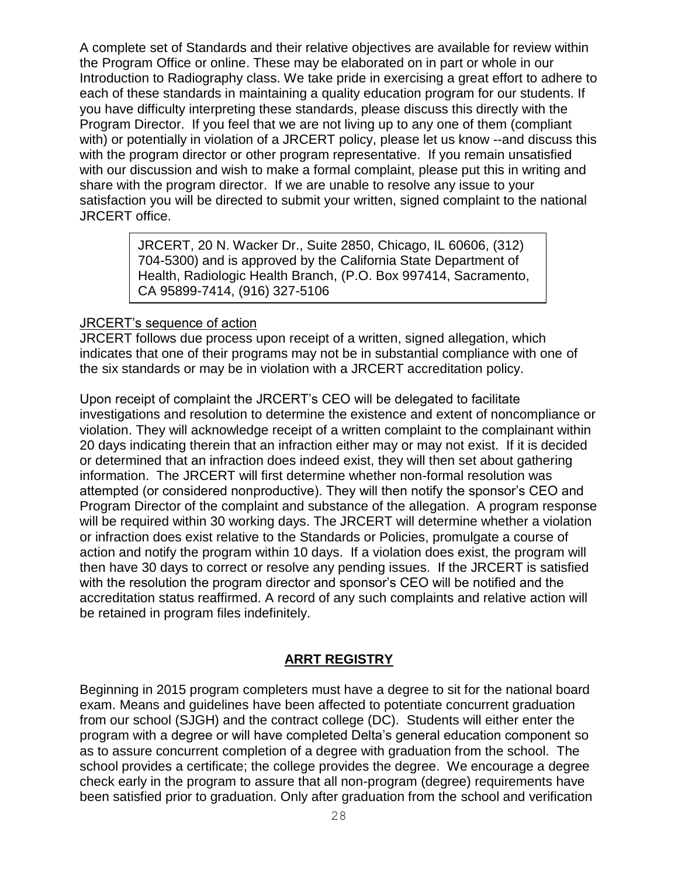A complete set of Standards and their relative objectives are available for review within the Program Office or online. These may be elaborated on in part or whole in our Introduction to Radiography class. We take pride in exercising a great effort to adhere to each of these standards in maintaining a quality education program for our students. If you have difficulty interpreting these standards, please discuss this directly with the Program Director. If you feel that we are not living up to any one of them (compliant with) or potentially in violation of a JRCERT policy, please let us know --and discuss this with the program director or other program representative. If you remain unsatisfied with our discussion and wish to make a formal complaint, please put this in writing and share with the program director. If we are unable to resolve any issue to your satisfaction you will be directed to submit your written, signed complaint to the national JRCERT office.

> JRCERT, 20 N. Wacker Dr., Suite 2850, Chicago, IL 60606, (312) 704-5300) and is approved by the California State Department of Health, Radiologic Health Branch, (P.O. Box 997414, Sacramento, CA 95899-7414, (916) 327-5106

<u>JRCERT's sequence of action</u>

JRCERT follows due process upon receipt of a written, signed allegation, which indicates that one of their programs may not be in substantial compliance with one of the six standards or may be in violation with a JRCERT accreditation policy.

Upon receipt of complaint the JRCERT's CEO will be delegated to facilitate investigations and resolution to determine the existence and extent of noncompliance or violation. They will acknowledge receipt of a written complaint to the complainant within 20 days indicating therein that an infraction either may or may not exist. If it is decided or determined that an infraction does indeed exist, they will then set about gathering information. The JRCERT will first determine whether non-formal resolution was attempted (or considered nonproductive). They will then notify the sponsor's CEO and Program Director of the complaint and substance of the allegation. A program response will be required within 30 working days. The JRCERT will determine whether a violation or infraction does exist relative to the Standards or Policies, promulgate a course of action and notify the program within 10 days. If a violation does exist, the program will then have 30 days to correct or resolve any pending issues. If the JRCERT is satisfied with the resolution the program director and sponsor's CEO will be notified and the accreditation status reaffirmed. A record of any such complaints and relative action will be retained in program files indefinitely.

## ARRT REGISTRY

Beginning in 2015 program completers must have a degree to sit for the national board exam. Means and guidelines have been affected to potentiate concurrent graduation from our school (SJGH) and the contract college (DC). Students will either enter the program with a degree or will have completed Delta's general education component so as to assure concurrent completion of a degree with graduation from the school. The school provides a certificate; the college provides the degree. We encourage a degree check early in the program to assure that all non-program (degree) requirements have been satisfied prior to graduation. Only after graduation from the school and verification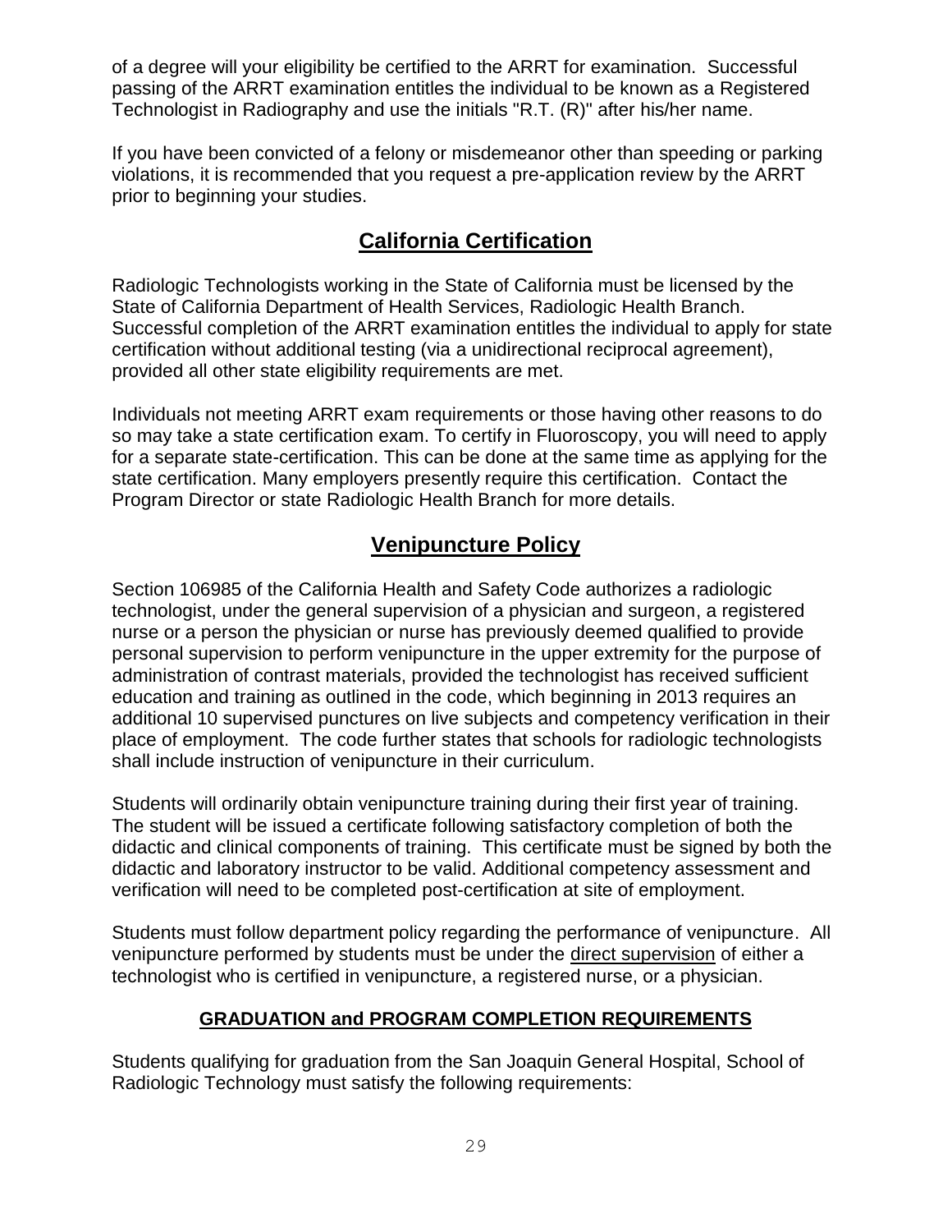of a degree will your eligibility be certified to the ARRT for examination. Successful passing of the ARRT examination entitles the individual to be known as a Registered Technologist in Radiography and use the initials "R.T. (R)" after his/her name.

If you have been convicted of a felony or misdemeanor other than speeding or parking violations, it is recommended that you request a pre-application review by the ARRT prior to beginning your studies.

## California Certification

Radiologic Technologists working in the State of California must be licensed by the State of California Department of Health Services, Radiologic Health Branch. Successful completion of the ARRT examination entitles the individual to apply for state certification without additional testing (via a unidirectional reciprocal agreement), provided all other state eligibility requirements are met.

Individuals not meeting ARRT exam requirements or those having other reasons to do so may take a state certification exam. To certify in Fluoroscopy, you will need to apply for a separate state-certification. This can be done at the same time as applying for the state certification. Many employers presently require this certification. Contact the Program Director or state Radiologic Health Branch for more details.

## Venipuncture Policy

Section 106985 of the California Health and Safety Code authorizes a radiologic technologist, under the general supervision of a physician and surgeon, a registered nurse or a person the physician or nurse has previously deemed qualified to provide personal supervision to perform venipuncture in the upper extremity for the purpose of administration of contrast materials, provided the technologist has received sufficient education and training as outlined in the code, which beginning in 2013 requires an additional 10 supervised punctures on live subjects and competency verification in their place of employment. The code further states that schools for radiologic technologists shall include instruction of venipuncture in their curriculum.

Students will ordinarily obtain venipuncture training during their first year of training. The student will be issued a certificate following satisfactory completion of both the didactic and clinical components of training. This certificate must be signed by both the didactic and laboratory instructor to be valid. Additional competency assessment and verification will need to be completed post-certification at site of employment.

Students must follow department policy regarding the performance of venipuncture. All venipuncture performed by students must be under the direct supervision of either a technologist who is certified in venipuncture, a registered nurse, or a physician.

### GRADUATION and PROGRAM COMPLETION REQUIREMENTS

Students qualifying for graduation from the San Joaquin General Hospital, School of Radiologic Technology must satisfy the following requirements: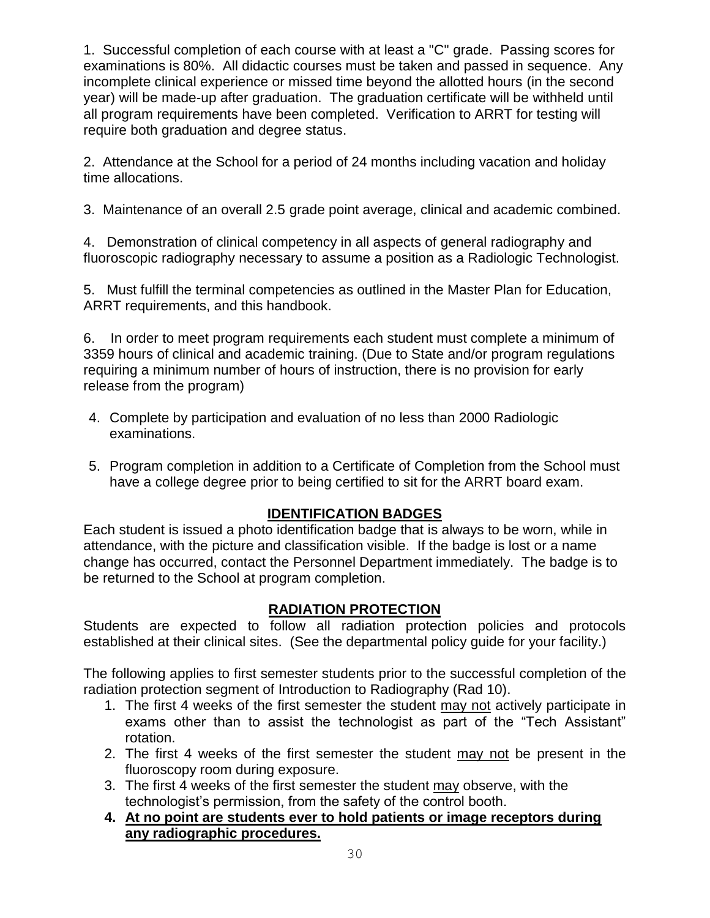1. Successful completion of each course with at least a "C" grade. Passing scores for examinations is 80%. All didactic courses must be taken and passed in sequence. Any incomplete clinical experience or missed time beyond the allotted hours (in the second year) will be made-up after graduation. The graduation certificate will be withheld until all program requirements have been completed. Verification to ARRT for testing will require both graduation and degree status.

2. Attendance at the School for a period of 24 months including vacation and holiday time allocations.

3. Maintenance of an overall 2.5 grade point average, clinical and academic combined.

4. Demonstration of clinical competency in all aspects of general radiography and fluoroscopic radiography necessary to assume a position as a Radiologic Technologist.

5. Must fulfill the terminal competencies as outlined in the Master Plan for Education, ARRT requirements, and this handbook.

6. In order to meet program requirements each student must complete a minimum of 3359 hours of clinical and academic training. (Due to State and/or program regulations requiring a minimum number of hours of instruction, there is no provision for early release from the program)

4. Complete by participation and evaluation of no less than 2000 Radiologic examinations.

5. Program completion in addition to a Certificate of Completion from the School must have a college degree prior to being certified to sit for the ARRT board exam.

## IDENTIFICATION BADGES

Each student is issued a photo identification badge that is always to be worn, while in attendance, with the picture and classification visible. If the badge is lost or a name change has occurred, contact the Personnel Department immediately. The badge is to be returned to the School at program completion.

## RADIATION PROTECTION

Students are expected to follow all radiation protection policies and protocols established at their clinical sites. (See the departmental policy guide for your facility.)

The following applies to first semester students prior to the successful completion of the radiation protection segment of Introduction to Radiography (Rad 10).

1. The first 4 weeks of the first semester the student <u>may not</u> actively participate in exams other than to assist the technologist as part of the "Tech Assistant" rotation.
2. The first 4 weeks of the first semester the student <u>may not</u> be present in the fluoroscopy room during exposure.
3. The first 4 weeks of the first semester the student <u>may</u> observe, with the technologist's permission, from the safety of the control booth.
4. **<u>At no point are students ever to hold patients or image receptors during any radiographic procedures.</u>**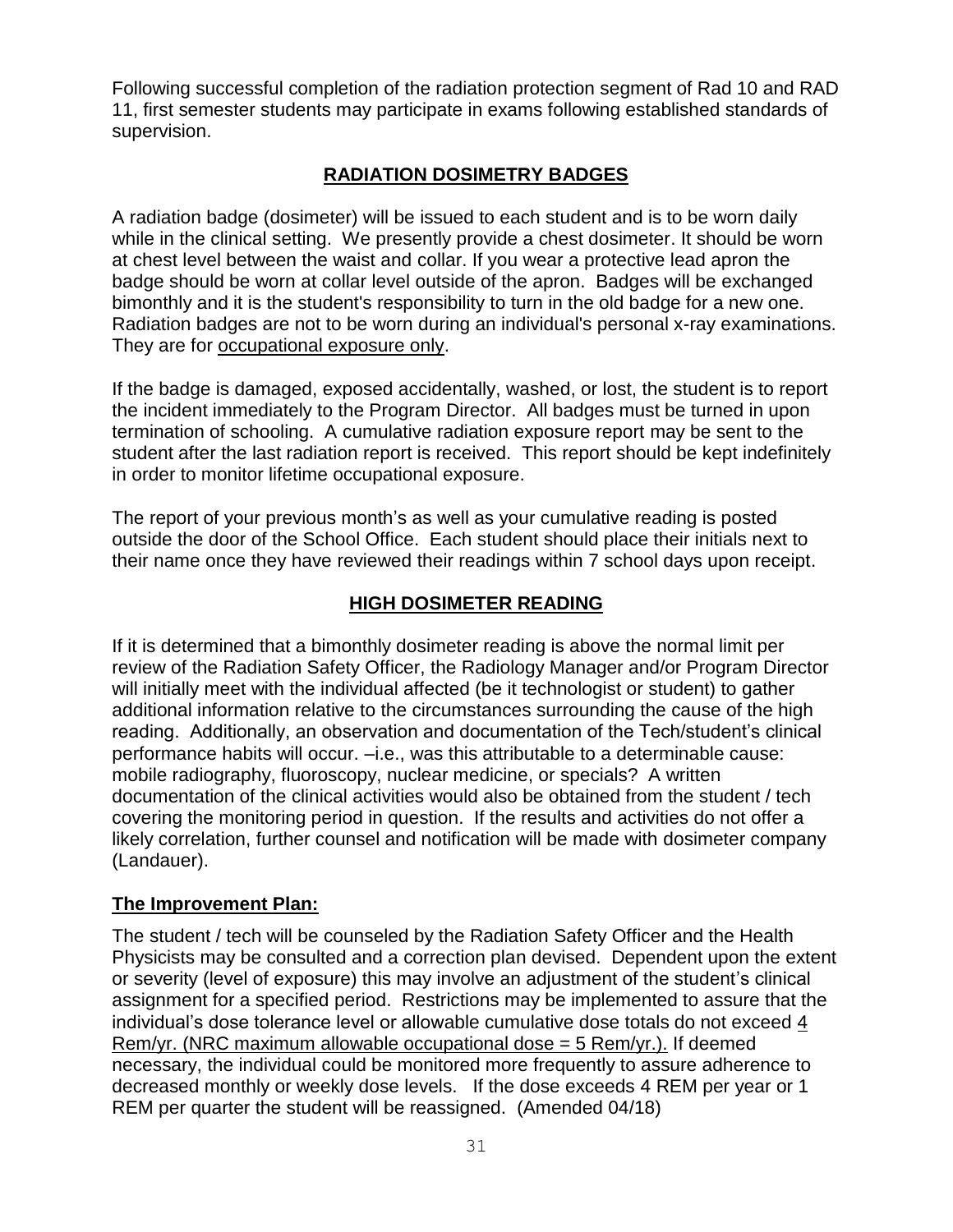Following successful completion of the radiation protection segment of Rad 10 and RAD 11, first semester students may participate in exams following established standards of supervision.

## RADIATION DOSIMETRY BADGES

A radiation badge (dosimeter) will be issued to each student and is to be worn daily while in the clinical setting. We presently provide a chest dosimeter. It should be worn at chest level between the waist and collar. If you wear a protective lead apron the badge should be worn at collar level outside of the apron. Badges will be exchanged bimonthly and it is the student's responsibility to turn in the old badge for a new one. Radiation badges are not to be worn during an individual's personal x-ray examinations. They are for <u>occupational exposure only</u>.

If the badge is damaged, exposed accidentally, washed, or lost, the student is to report the incident immediately to the Program Director. All badges must be turned in upon termination of schooling. A cumulative radiation exposure report may be sent to the student after the last radiation report is received. This report should be kept indefinitely in order to monitor lifetime occupational exposure.

The report of your previous month's as well as your cumulative reading is posted outside the door of the School Office. Each student should place their initials next to their name once they have reviewed their readings within 7 school days upon receipt.

## HIGH DOSIMETER READING

If it is determined that a bimonthly dosimeter reading is above the normal limit per review of the Radiation Safety Officer, the Radiology Manager and/or Program Director will initially meet with the individual affected (be it technologist or student) to gather additional information relative to the circumstances surrounding the cause of the high reading. Additionally, an observation and documentation of the Tech/student's clinical performance habits will occur. –i.e., was this attributable to a determinable cause: mobile radiography, fluoroscopy, nuclear medicine, or specials? A written documentation of the clinical activities would also be obtained from the student / tech covering the monitoring period in question. If the results and activities do not offer a likely correlation, further counsel and notification will be made with dosimeter company (Landauer).

### The Improvement Plan:

The student / tech will be counseled by the Radiation Safety Officer and the Health Physicists may be consulted and a correction plan devised. Dependent upon the extent or severity (level of exposure) this may involve an adjustment of the student's clinical assignment for a specified period. Restrictions may be implemented to assure that the individual's dose tolerance level or allowable cumulative dose totals do not exceed <u>4 Rem/yr. (NRC maximum allowable occupational dose = 5 Rem/yr.).</u> If deemed necessary, the individual could be monitored more frequently to assure adherence to decreased monthly or weekly dose levels. If the dose exceeds 4 REM per year or 1 REM per quarter the student will be reassigned. (Amended 04/18)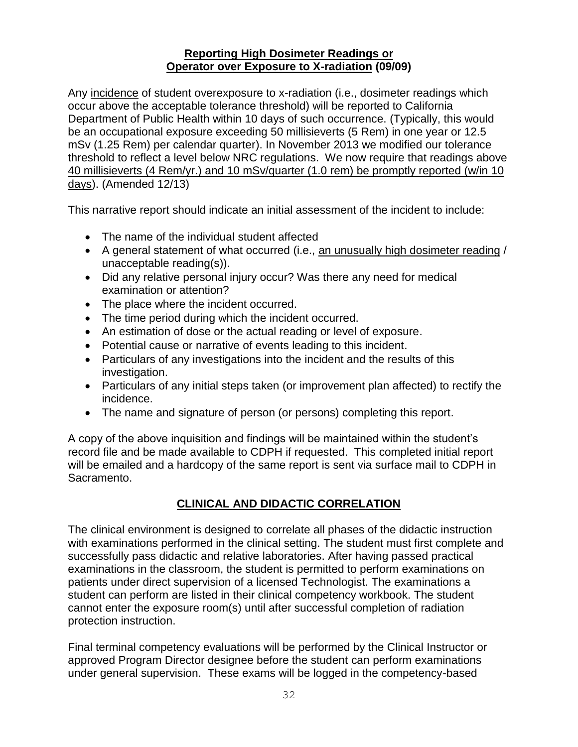**<u>Reporting High Dosimeter Readings or</u>**
**<u>Operator over Exposure to X-radiation</u> (09/09)**

Any <u>incidence</u> of student overexposure to x-radiation (i.e., dosimeter readings which occur above the acceptable tolerance threshold) will be reported to California Department of Public Health within 10 days of such occurrence. (Typically, this would be an occupational exposure exceeding 50 millisieverts (5 Rem) in one year or 12.5 mSv (1.25 Rem) per calendar quarter). In November 2013 we modified our tolerance threshold to reflect a level below NRC regulations. We now require that readings above <u>40 millisieverts (4 Rem/yr.) and 10 mSv/quarter (1.0 rem) be promptly reported (w/in 10 days</u>). (Amended 12/13)

This narrative report should indicate an initial assessment of the incident to include:

- The name of the individual student affected
- A general statement of what occurred (i.e., <u>an unusually high dosimeter reading</u> / unacceptable reading(s)).
- Did any relative personal injury occur? Was there any need for medical examination or attention?
- The place where the incident occurred.
- The time period during which the incident occurred.
- An estimation of dose or the actual reading or level of exposure.
- Potential cause or narrative of events leading to this incident.
- Particulars of any investigations into the incident and the results of this investigation.
- Particulars of any initial steps taken (or improvement plan affected) to rectify the incidence.
- The name and signature of person (or persons) completing this report.

A copy of the above inquisition and findings will be maintained within the student's record file and be made available to CDPH if requested. This completed initial report will be emailed and a hardcopy of the same report is sent via surface mail to CDPH in Sacramento.

## <u>CLINICAL AND DIDACTIC CORRELATION</u>

The clinical environment is designed to correlate all phases of the didactic instruction with examinations performed in the clinical setting. The student must first complete and successfully pass didactic and relative laboratories. After having passed practical examinations in the classroom, the student is permitted to perform examinations on patients under direct supervision of a licensed Technologist. The examinations a student can perform are listed in their clinical competency workbook. The student cannot enter the exposure room(s) until after successful completion of radiation protection instruction.

Final terminal competency evaluations will be performed by the Clinical Instructor or approved Program Director designee before the student can perform examinations under general supervision. These exams will be logged in the competency-based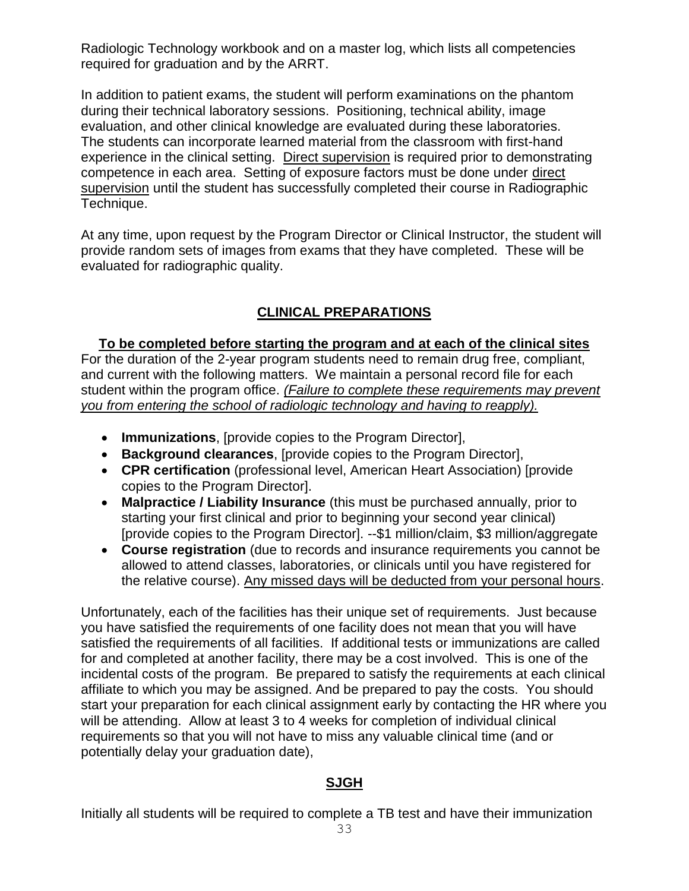Radiologic Technology workbook and on a master log, which lists all competencies required for graduation and by the ARRT.

In addition to patient exams, the student will perform examinations on the phantom during their technical laboratory sessions. Positioning, technical ability, image evaluation, and other clinical knowledge are evaluated during these laboratories. The students can incorporate learned material from the classroom with first-hand experience in the clinical setting. Direct supervision is required prior to demonstrating competence in each area. Setting of exposure factors must be done under direct supervision until the student has successfully completed their course in Radiographic Technique.

At any time, upon request by the Program Director or Clinical Instructor, the student will provide random sets of images from exams that they have completed. These will be evaluated for radiographic quality.

## CLINICAL PREPARATIONS

**To be completed before starting the program and at each of the clinical sites**

For the duration of the 2-year program students need to remain drug free, compliant, and current with the following matters. We maintain a personal record file for each student within the program office. *(Failure to complete these requirements may prevent you from entering the school of radiologic technology and having to reapply).*

- **Immunizations**, [provide copies to the Program Director],
- **Background clearances**, [provide copies to the Program Director],
- **CPR certification** (professional level, American Heart Association) [provide copies to the Program Director].
- **Malpractice / Liability Insurance** (this must be purchased annually, prior to starting your first clinical and prior to beginning your second year clinical) [provide copies to the Program Director]. --$1 million/claim, $3 million/aggregate
- **Course registration** (due to records and insurance requirements you cannot be allowed to attend classes, laboratories, or clinicals until you have registered for the relative course). Any missed days will be deducted from your personal hours.

Unfortunately, each of the facilities has their unique set of requirements. Just because you have satisfied the requirements of one facility does not mean that you will have satisfied the requirements of all facilities. If additional tests or immunizations are called for and completed at another facility, there may be a cost involved. This is one of the incidental costs of the program. Be prepared to satisfy the requirements at each clinical affiliate to which you may be assigned. And be prepared to pay the costs. You should start your preparation for each clinical assignment early by contacting the HR where you will be attending. Allow at least 3 to 4 weeks for completion of individual clinical requirements so that you will not have to miss any valuable clinical time (and or potentially delay your graduation date),

## SJGH

Initially all students will be required to complete a TB test and have their immunization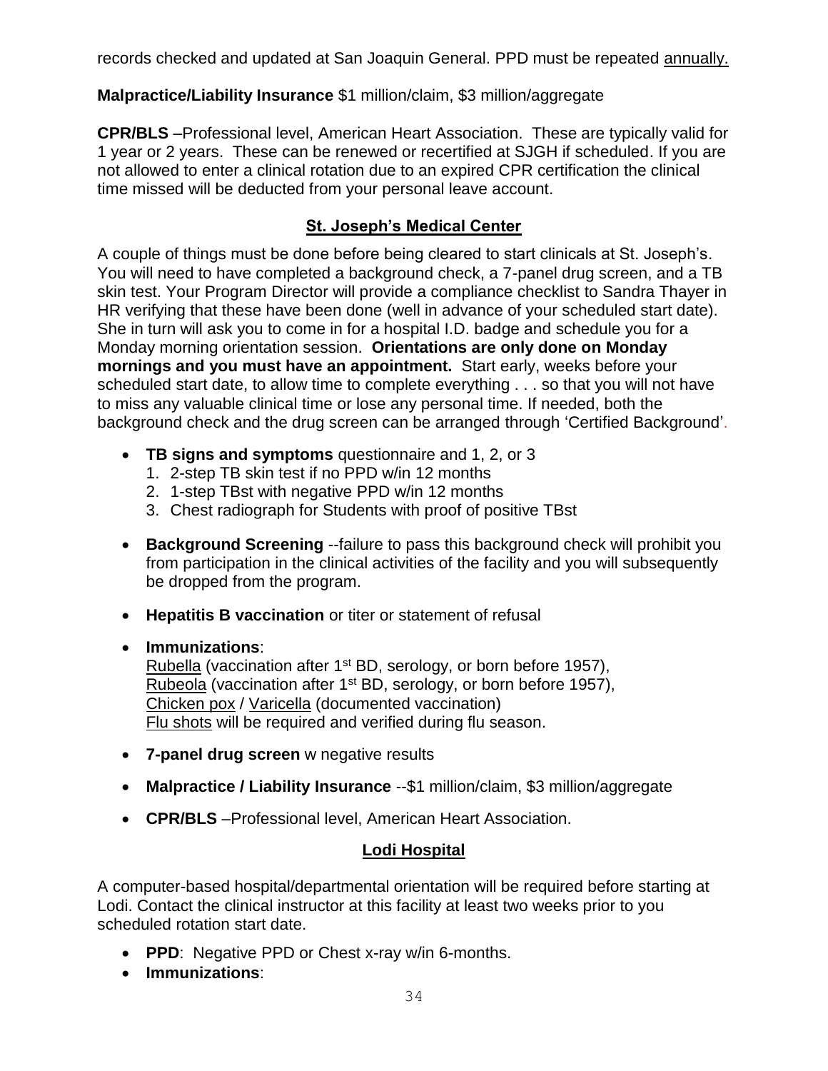records checked and updated at San Joaquin General. PPD must be repeated annually.

**Malpractice/Liability Insurance** $1 million/claim, $3 million/aggregate

**CPR/BLS** –Professional level, American Heart Association. These are typically valid for 1 year or 2 years. These can be renewed or recertified at SJGH if scheduled. If you are not allowed to enter a clinical rotation due to an expired CPR certification the clinical time missed will be deducted from your personal leave account.

## St. Joseph's Medical Center

A couple of things must be done before being cleared to start clinicals at St. Joseph's. You will need to have completed a background check, a 7-panel drug screen, and a TB skin test. Your Program Director will provide a compliance checklist to Sandra Thayer in HR verifying that these have been done (well in advance of your scheduled start date). She in turn will ask you to come in for a hospital I.D. badge and schedule you for a Monday morning orientation session. **Orientations are only done on Monday mornings and you must have an appointment.** Start early, weeks before your scheduled start date, to allow time to complete everything . . . so that you will not have to miss any valuable clinical time or lose any personal time. If needed, both the background check and the drug screen can be arranged through 'Certified Background'.

- **TB signs and symptoms** questionnaire and 1, 2, or 3
  1. 2-step TB skin test if no PPD w/in 12 months
  2. 1-step TBst with negative PPD w/in 12 months
  3. Chest radiograph for Students with proof of positive TBst
- **Background Screening** --failure to pass this background check will prohibit you from participation in the clinical activities of the facility and you will subsequently be dropped from the program.
- **Hepatitis B vaccination** or titer or statement of refusal
- **Immunizations**:
  Rubella (vaccination after 1st BD, serology, or born before 1957),
  Rubeola (vaccination after 1st BD, serology, or born before 1957),
  Chicken pox / Varicella (documented vaccination)
  Flu shots will be required and verified during flu season.
- **7-panel drug screen** w negative results
- **Malpractice / Liability Insurance** --$1 million/claim, $3 million/aggregate
- **CPR/BLS** –Professional level, American Heart Association.

## Lodi Hospital

A computer-based hospital/departmental orientation will be required before starting at Lodi. Contact the clinical instructor at this facility at least two weeks prior to you scheduled rotation start date.

- **PPD**: Negative PPD or Chest x-ray w/in 6-months.
- **Immunizations**: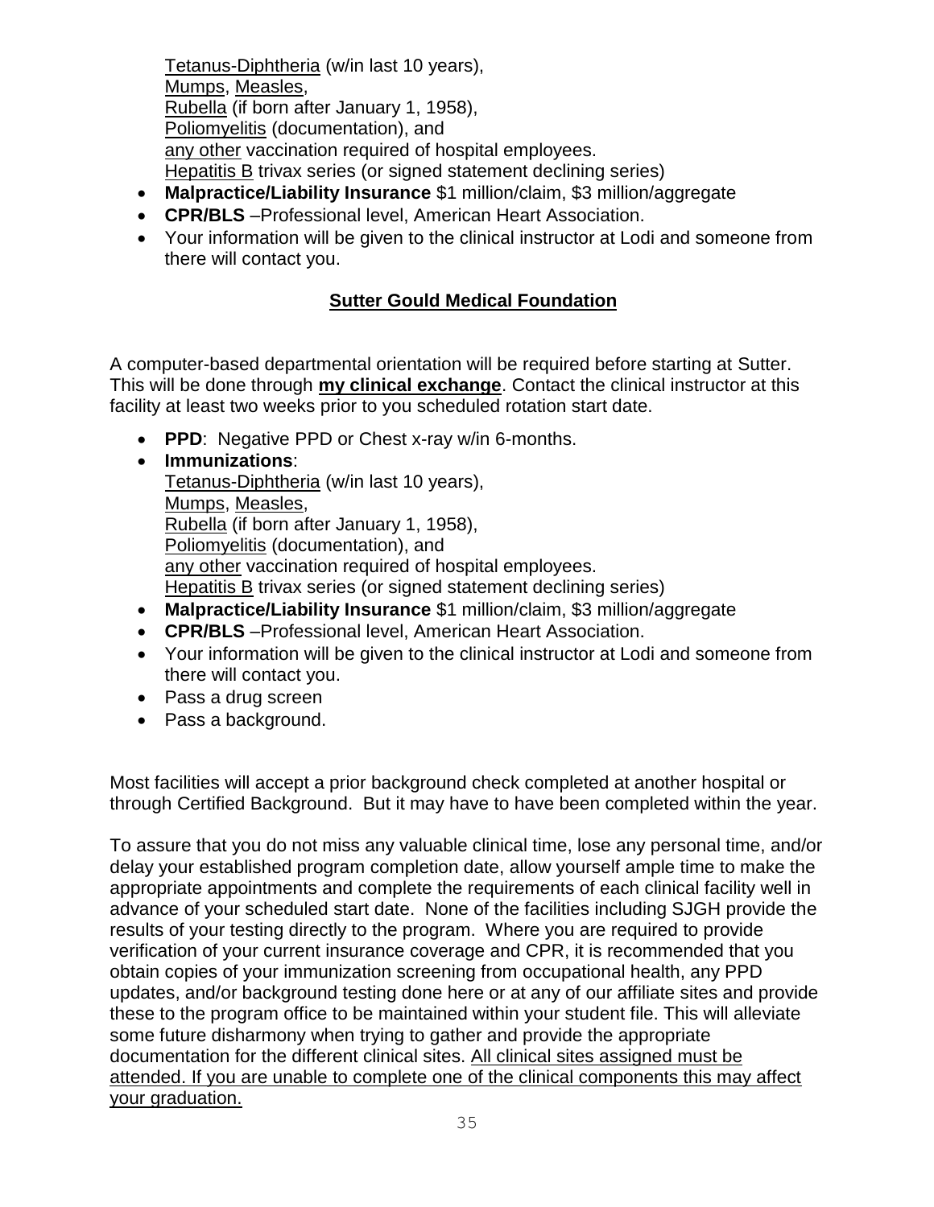Tetanus-Diphtheria (w/in last 10 years),
Mumps, Measles,
Rubella (if born after January 1, 1958),
Poliomyelitis (documentation), and
any other vaccination required of hospital employees.
Hepatitis B trivax series (or signed statement declining series)

- **Malpractice/Liability Insurance** $1 million/claim, $3 million/aggregate
- **CPR/BLS** –Professional level, American Heart Association.
- Your information will be given to the clinical instructor at Lodi and someone from there will contact you.

## Sutter Gould Medical Foundation

A computer-based departmental orientation will be required before starting at Sutter. This will be done through **my clinical exchange**. Contact the clinical instructor at this facility at least two weeks prior to you scheduled rotation start date.

- **PPD**: Negative PPD or Chest x-ray w/in 6-months.
- **Immunizations**:
  Tetanus-Diphtheria (w/in last 10 years),
  Mumps, Measles,
  Rubella (if born after January 1, 1958),
  Poliomyelitis (documentation), and
  any other vaccination required of hospital employees.
  Hepatitis B trivax series (or signed statement declining series)
- **Malpractice/Liability Insurance** $1 million/claim, $3 million/aggregate
- **CPR/BLS** –Professional level, American Heart Association.
- Your information will be given to the clinical instructor at Lodi and someone from there will contact you.
- Pass a drug screen
- Pass a background.

Most facilities will accept a prior background check completed at another hospital or through Certified Background. But it may have to have been completed within the year.

To assure that you do not miss any valuable clinical time, lose any personal time, and/or delay your established program completion date, allow yourself ample time to make the appropriate appointments and complete the requirements of each clinical facility well in advance of your scheduled start date. None of the facilities including SJGH provide the results of your testing directly to the program. Where you are required to provide verification of your current insurance coverage and CPR, it is recommended that you obtain copies of your immunization screening from occupational health, any PPD updates, and/or background testing done here or at any of our affiliate sites and provide these to the program office to be maintained within your student file. This will alleviate some future disharmony when trying to gather and provide the appropriate documentation for the different clinical sites. All clinical sites assigned must be attended. If you are unable to complete one of the clinical components this may affect your graduation.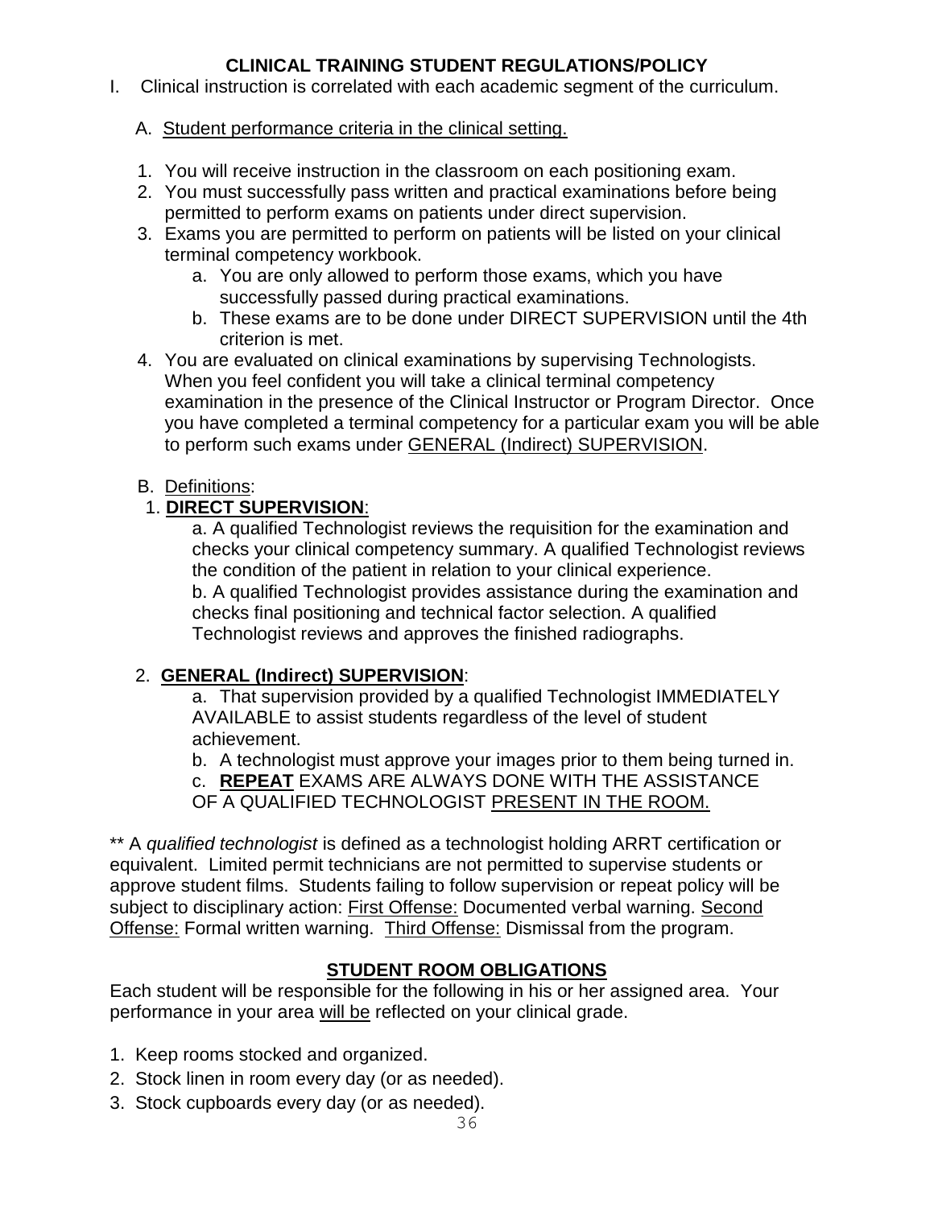## CLINICAL TRAINING STUDENT REGULATIONS/POLICY

I. Clinical instruction is correlated with each academic segment of the curriculum.

A. Student performance criteria in the clinical setting.

1. You will receive instruction in the classroom on each positioning exam.
2. You must successfully pass written and practical examinations before being permitted to perform exams on patients under direct supervision.
3. Exams you are permitted to perform on patients will be listed on your clinical terminal competency workbook.
   a. You are only allowed to perform those exams, which you have successfully passed during practical examinations.
   b. These exams are to be done under DIRECT SUPERVISION until the 4th criterion is met.
4. You are evaluated on clinical examinations by supervising Technologists. When you feel confident you will take a clinical terminal competency examination in the presence of the Clinical Instructor or Program Director. Once you have completed a terminal competency for a particular exam you will be able to perform such exams under GENERAL (Indirect) SUPERVISION.

B. Definitions:

1. **DIRECT SUPERVISION**:

   a. A qualified Technologist reviews the requisition for the examination and checks your clinical competency summary. A qualified Technologist reviews the condition of the patient in relation to your clinical experience.
   b. A qualified Technologist provides assistance during the examination and checks final positioning and technical factor selection. A qualified Technologist reviews and approves the finished radiographs.

2. **GENERAL (Indirect) SUPERVISION**:

   a. That supervision provided by a qualified Technologist IMMEDIATELY AVAILABLE to assist students regardless of the level of student achievement.
   b. A technologist must approve your images prior to them being turned in.
   c. **REPEAT** EXAMS ARE ALWAYS DONE WITH THE ASSISTANCE OF A QUALIFIED TECHNOLOGIST PRESENT IN THE ROOM.

** A *qualified technologist* is defined as a technologist holding ARRT certification or equivalent. Limited permit technicians are not permitted to supervise students or approve student films. Students failing to follow supervision or repeat policy will be subject to disciplinary action: First Offense: Documented verbal warning. Second Offense: Formal written warning. Third Offense: Dismissal from the program.

## STUDENT ROOM OBLIGATIONS

Each student will be responsible for the following in his or her assigned area. Your performance in your area will be reflected on your clinical grade.

1. Keep rooms stocked and organized.
2. Stock linen in room every day (or as needed).
3. Stock cupboards every day (or as needed).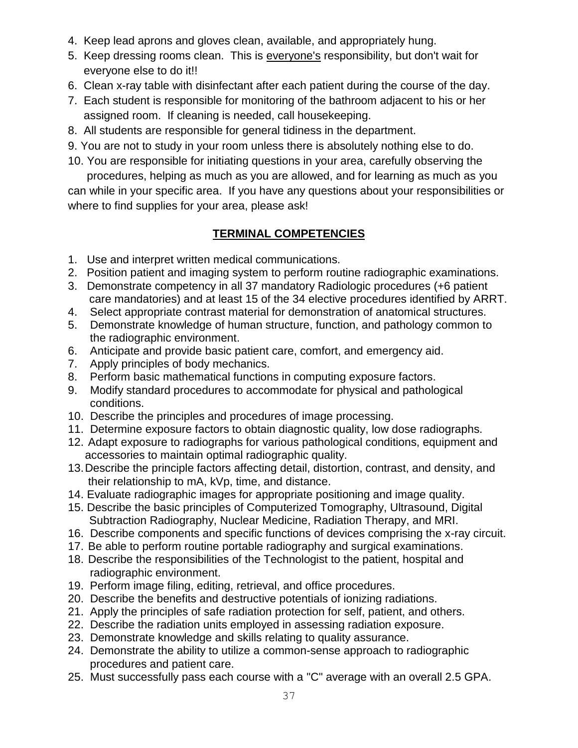4. Keep lead aprons and gloves clean, available, and appropriately hung.
5. Keep dressing rooms clean. This is everyone's responsibility, but don't wait for everyone else to do it!!
6. Clean x-ray table with disinfectant after each patient during the course of the day.
7. Each student is responsible for monitoring of the bathroom adjacent to his or her assigned room. If cleaning is needed, call housekeeping.
8. All students are responsible for general tidiness in the department.
9. You are not to study in your room unless there is absolutely nothing else to do.
10. You are responsible for initiating questions in your area, carefully observing the procedures, helping as much as you are allowed, and for learning as much as you can while in your specific area. If you have any questions about your responsibilities or where to find supplies for your area, please ask!

## TERMINAL COMPETENCIES

1. Use and interpret written medical communications.
2. Position patient and imaging system to perform routine radiographic examinations.
3. Demonstrate competency in all 37 mandatory Radiologic procedures (+6 patient care mandatories) and at least 15 of the 34 elective procedures identified by ARRT.
4. Select appropriate contrast material for demonstration of anatomical structures.
5. Demonstrate knowledge of human structure, function, and pathology common to the radiographic environment.
6. Anticipate and provide basic patient care, comfort, and emergency aid.
7. Apply principles of body mechanics.
8. Perform basic mathematical functions in computing exposure factors.
9. Modify standard procedures to accommodate for physical and pathological conditions.
10. Describe the principles and procedures of image processing.
11. Determine exposure factors to obtain diagnostic quality, low dose radiographs.
12. Adapt exposure to radiographs for various pathological conditions, equipment and accessories to maintain optimal radiographic quality.
13. Describe the principle factors affecting detail, distortion, contrast, and density, and their relationship to mA, kVp, time, and distance.
14. Evaluate radiographic images for appropriate positioning and image quality.
15. Describe the basic principles of Computerized Tomography, Ultrasound, Digital Subtraction Radiography, Nuclear Medicine, Radiation Therapy, and MRI.
16. Describe components and specific functions of devices comprising the x-ray circuit.
17. Be able to perform routine portable radiography and surgical examinations.
18. Describe the responsibilities of the Technologist to the patient, hospital and radiographic environment.
19. Perform image filing, editing, retrieval, and office procedures.
20. Describe the benefits and destructive potentials of ionizing radiations.
21. Apply the principles of safe radiation protection for self, patient, and others.
22. Describe the radiation units employed in assessing radiation exposure.
23. Demonstrate knowledge and skills relating to quality assurance.
24. Demonstrate the ability to utilize a common-sense approach to radiographic procedures and patient care.
25. Must successfully pass each course with a "C" average with an overall 2.5 GPA.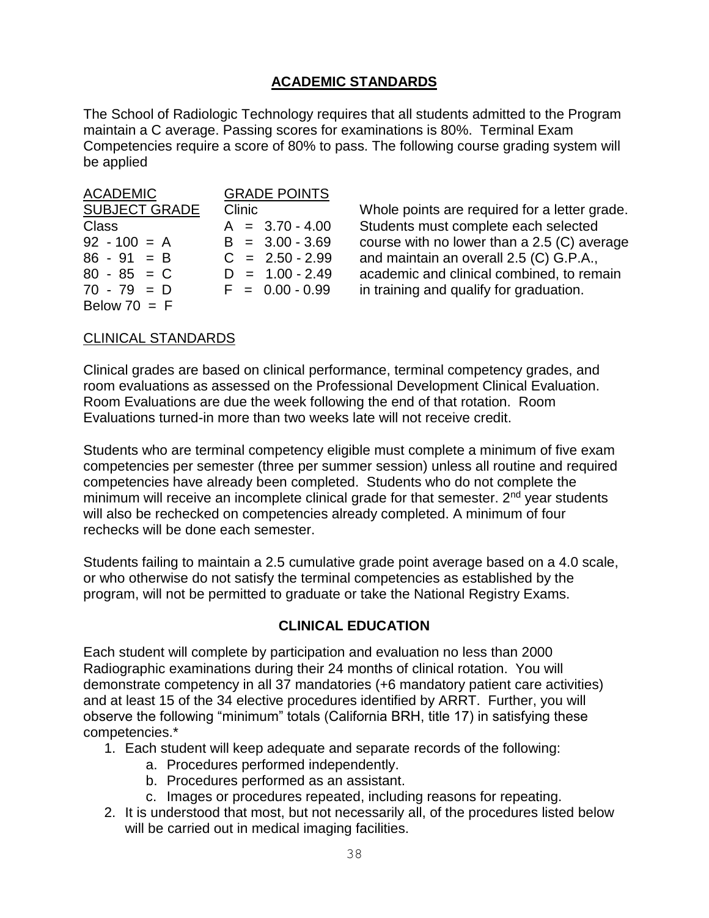## ACADEMIC STANDARDS

The School of Radiologic Technology requires that all students admitted to the Program maintain a C average. Passing scores for examinations is 80%. Terminal Exam Competencies require a score of 80% to pass. The following course grading system will be applied

| ACADEMIC SUBJECT GRADE | GRADE POINTS |
|---|---|
| Class | Clinic |
| 92 - 100 = A | A = 3.70 - 4.00 |
| 86 - 91 = B | B = 3.00 - 3.69 |
| 80 - 85 = C | C = 2.50 - 2.99 |
| 70 - 79 = D | D = 1.00 - 2.49 |
| Below 70 = F | F = 0.00 - 0.99 |

Whole points are required for a letter grade. Students must complete each selected course with no lower than a 2.5 (C) average and maintain an overall 2.5 (C) G.P.A., academic and clinical combined, to remain in training and qualify for graduation.

### CLINICAL STANDARDS

Clinical grades are based on clinical performance, terminal competency grades, and room evaluations as assessed on the Professional Development Clinical Evaluation. Room Evaluations are due the week following the end of that rotation. Room Evaluations turned-in more than two weeks late will not receive credit.

Students who are terminal competency eligible must complete a minimum of five exam competencies per semester (three per summer session) unless all routine and required competencies have already been completed. Students who do not complete the minimum will receive an incomplete clinical grade for that semester. 2nd year students will also be rechecked on competencies already completed. A minimum of four rechecks will be done each semester.

Students failing to maintain a 2.5 cumulative grade point average based on a 4.0 scale, or who otherwise do not satisfy the terminal competencies as established by the program, will not be permitted to graduate or take the National Registry Exams.

## CLINICAL EDUCATION

Each student will complete by participation and evaluation no less than 2000 Radiographic examinations during their 24 months of clinical rotation. You will demonstrate competency in all 37 mandatories (+6 mandatory patient care activities) and at least 15 of the 34 elective procedures identified by ARRT. Further, you will observe the following "minimum" totals (California BRH, title 17) in satisfying these competencies.*

1. Each student will keep adequate and separate records of the following:
    a. Procedures performed independently.
    b. Procedures performed as an assistant.
    c. Images or procedures repeated, including reasons for repeating.
2. It is understood that most, but not necessarily all, of the procedures listed below will be carried out in medical imaging facilities.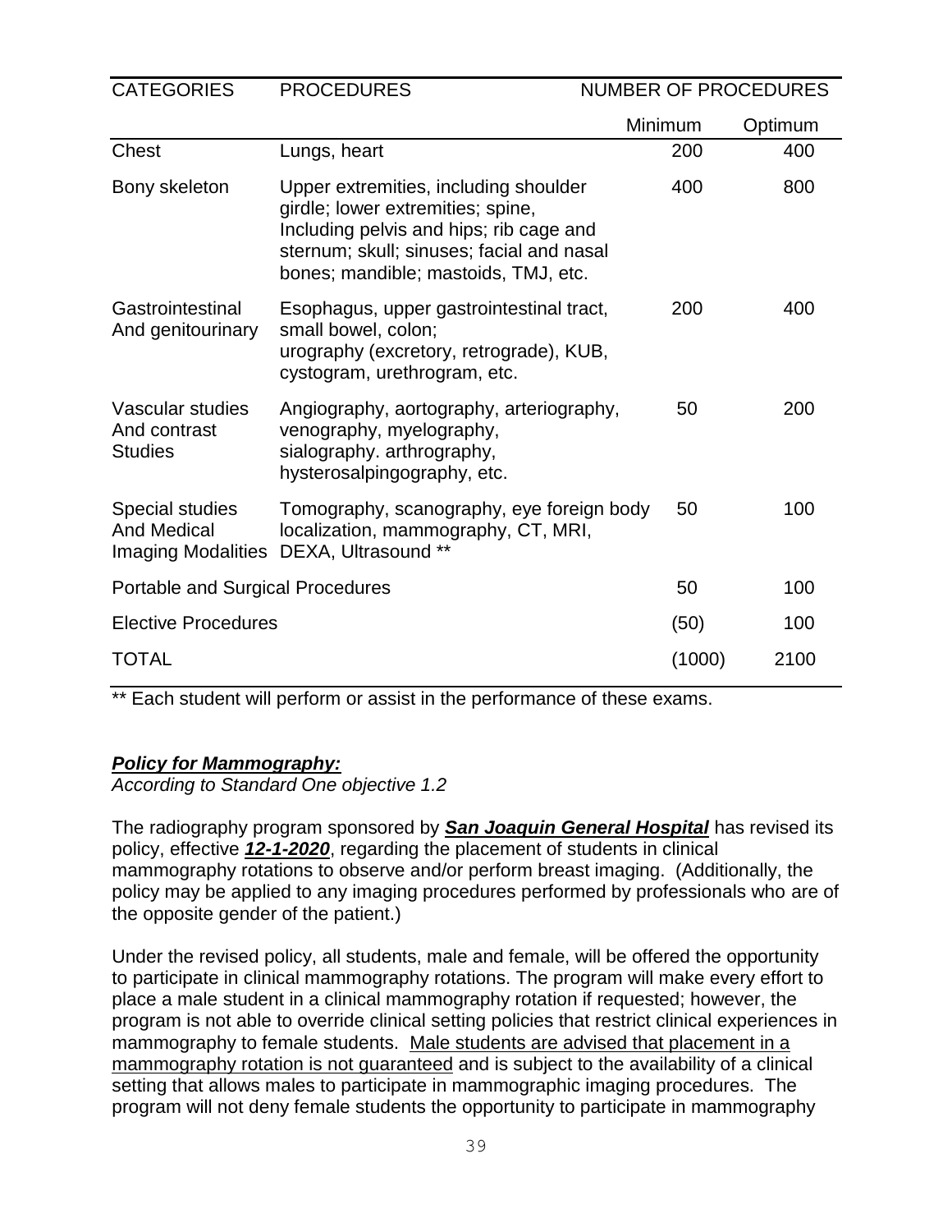| CATEGORIES | PROCEDURES | NUMBER OF PROCEDURES | |
|---|---|---|---|
| | | Minimum | Optimum |
| Chest | Lungs, heart | 200 | 400 |
| Bony skeleton | Upper extremities, including shoulder girdle; lower extremities; spine, Including pelvis and hips; rib cage and sternum; skull; sinuses; facial and nasal bones; mandible; mastoids, TMJ, etc. | 400 | 800 |
| Gastrointestinal And genitourinary | Esophagus, upper gastrointestinal tract, small bowel, colon; urography (excretory, retrograde), KUB, cystogram, urethrogram, etc. | 200 | 400 |
| Vascular studies And contrast Studies | Angiography, aortography, arteriography, venography, myelography, sialography. arthrography, hysterosalpingography, etc. | 50 | 200 |
| Special studies And Medical Imaging Modalities | Tomography, scanography, eye foreign body localization, mammography, CT, MRI, DEXA, Ultrasound ** | 50 | 100 |
| Portable and Surgical Procedures | | 50 | 100 |
| Elective Procedures | | (50) | 100 |
| TOTAL | | (1000) | 2100 |

** Each student will perform or assist in the performance of these exams.

***<u>Policy for Mammography:</u>***

*According to Standard One objective 1.2*

The radiography program sponsored by ***<u>San Joaquin General Hospital</u>*** has revised its policy, effective ***<u>12-1-2020</u>***, regarding the placement of students in clinical mammography rotations to observe and/or perform breast imaging. (Additionally, the policy may be applied to any imaging procedures performed by professionals who are of the opposite gender of the patient.)

Under the revised policy, all students, male and female, will be offered the opportunity to participate in clinical mammography rotations. The program will make every effort to place a male student in a clinical mammography rotation if requested; however, the program is not able to override clinical setting policies that restrict clinical experiences in mammography to female students. <u>Male students are advised that placement in a mammography rotation is not guaranteed</u> and is subject to the availability of a clinical setting that allows males to participate in mammographic imaging procedures. The program will not deny female students the opportunity to participate in mammography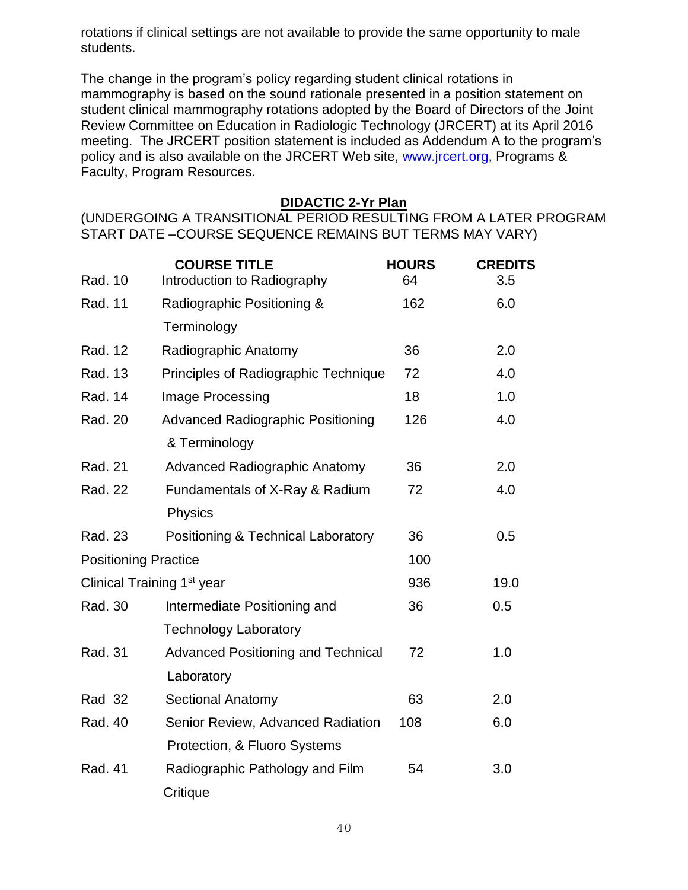rotations if clinical settings are not available to provide the same opportunity to male students.

The change in the program's policy regarding student clinical rotations in mammography is based on the sound rationale presented in a position statement on student clinical mammography rotations adopted by the Board of Directors of the Joint Review Committee on Education in Radiologic Technology (JRCERT) at its April 2016 meeting. The JRCERT position statement is included as Addendum A to the program's policy and is also available on the JRCERT Web site, www.jrcert.org, Programs & Faculty, Program Resources.

## DIDACTIC 2-Yr Plan

(UNDERGOING A TRANSITIONAL PERIOD RESULTING FROM A LATER PROGRAM START DATE –COURSE SEQUENCE REMAINS BUT TERMS MAY VARY)

| | COURSE TITLE | HOURS | CREDITS |
|---|---|---|---|
| Rad. 10 | Introduction to Radiography | 64 | 3.5 |
| Rad. 11 | Radiographic Positioning & Terminology | 162 | 6.0 |
| Rad. 12 | Radiographic Anatomy | 36 | 2.0 |
| Rad. 13 | Principles of Radiographic Technique | 72 | 4.0 |
| Rad. 14 | Image Processing | 18 | 1.0 |
| Rad. 20 | Advanced Radiographic Positioning & Terminology | 126 | 4.0 |
| Rad. 21 | Advanced Radiographic Anatomy | 36 | 2.0 |
| Rad. 22 | Fundamentals of X-Ray & Radium Physics | 72 | 4.0 |
| Rad. 23 | Positioning & Technical Laboratory | 36 | 0.5 |
| Positioning Practice | | 100 | |
| Clinical Training 1st year | | 936 | 19.0 |
| Rad. 30 | Intermediate Positioning and Technology Laboratory | 36 | 0.5 |
| Rad. 31 | Advanced Positioning and Technical Laboratory | 72 | 1.0 |
| Rad 32 | Sectional Anatomy | 63 | 2.0 |
| Rad. 40 | Senior Review, Advanced Radiation Protection, & Fluoro Systems | 108 | 6.0 |
| Rad. 41 | Radiographic Pathology and Film Critique | 54 | 3.0 |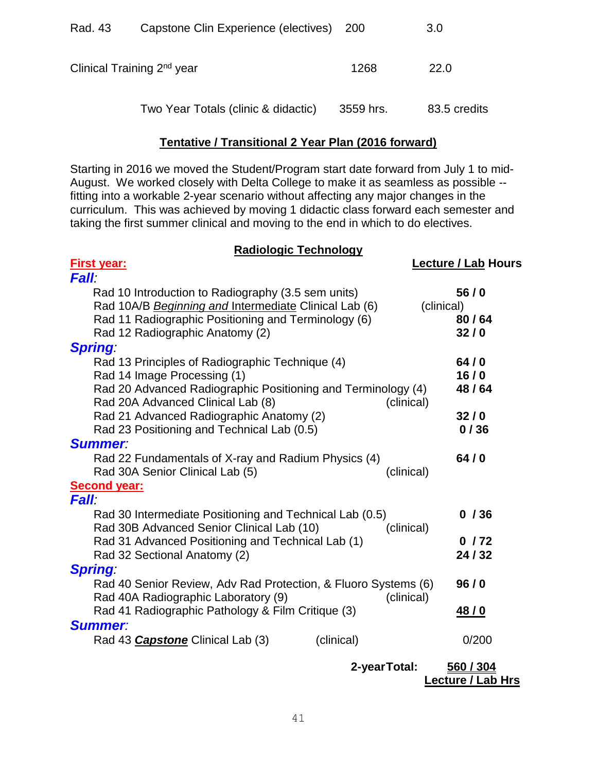| | | | |
|---|---|---|---|
| Rad. 43 | Capstone Clin Experience (electives) | 200 | 3.0 |
| Clinical Training 2nd year | | 1268 | 22.0 |
| | Two Year Totals (clinic & didactic) | 3559 hrs. | 83.5 credits |

## Tentative / Transitional 2 Year Plan (2016 forward)

Starting in 2016 we moved the Student/Program start date forward from July 1 to mid-August. We worked closely with Delta College to make it as seamless as possible -- fitting into a workable 2-year scenario without affecting any major changes in the curriculum. This was achieved by moving 1 didactic class forward each semester and taking the first summer clinical and moving to the end in which to do electives.

### Radiologic Technology

| Course | | Lecture / Lab Hours |
|---|---|---|
| **First year:** | | |
| ***Fall:*** | | |
| Rad 10 Introduction to Radiography (3.5 sem units) | | **56 / 0** |
| Rad 10A/B *Beginning and* Intermediate Clinical Lab (6) | (clinical) | |
| Rad 11 Radiographic Positioning and Terminology (6) | | **80 / 64** |
| Rad 12 Radiographic Anatomy (2) | | **32 / 0** |
| ***Spring:*** | | |
| Rad 13 Principles of Radiographic Technique (4) | | **64 / 0** |
| Rad 14 Image Processing (1) | | **16 / 0** |
| Rad 20 Advanced Radiographic Positioning and Terminology (4) | | **48 / 64** |
| Rad 20A Advanced Clinical Lab (8) | (clinical) | |
| Rad 21 Advanced Radiographic Anatomy (2) | | **32 / 0** |
| Rad 23 Positioning and Technical Lab (0.5) | | **0 / 36** |
| ***Summer:*** | | |
| Rad 22 Fundamentals of X-ray and Radium Physics (4) | | **64 / 0** |
| Rad 30A Senior Clinical Lab (5) | (clinical) | |
| **Second year:** | | |
| ***Fall:*** | | |
| Rad 30 Intermediate Positioning and Technical Lab (0.5) | | **0 / 36** |
| Rad 30B Advanced Senior Clinical Lab (10) | (clinical) | |
| Rad 31 Advanced Positioning and Technical Lab (1) | | **0 / 72** |
| Rad 32 Sectional Anatomy (2) | | **24 / 32** |
| ***Spring:*** | | |
| Rad 40 Senior Review, Adv Rad Protection, & Fluoro Systems (6) | | **96 / 0** |
| Rad 40A Radiographic Laboratory (9) | (clinical) | |
| Rad 41 Radiographic Pathology & Film Critique (3) | | **48 / 0** |
| ***Summer:*** | | |
| Rad 43 ***Capstone*** Clinical Lab (3) | (clinical) | 0/200 |
| | **2-year Total:** | **560 / 304** **Lecture / Lab Hrs** |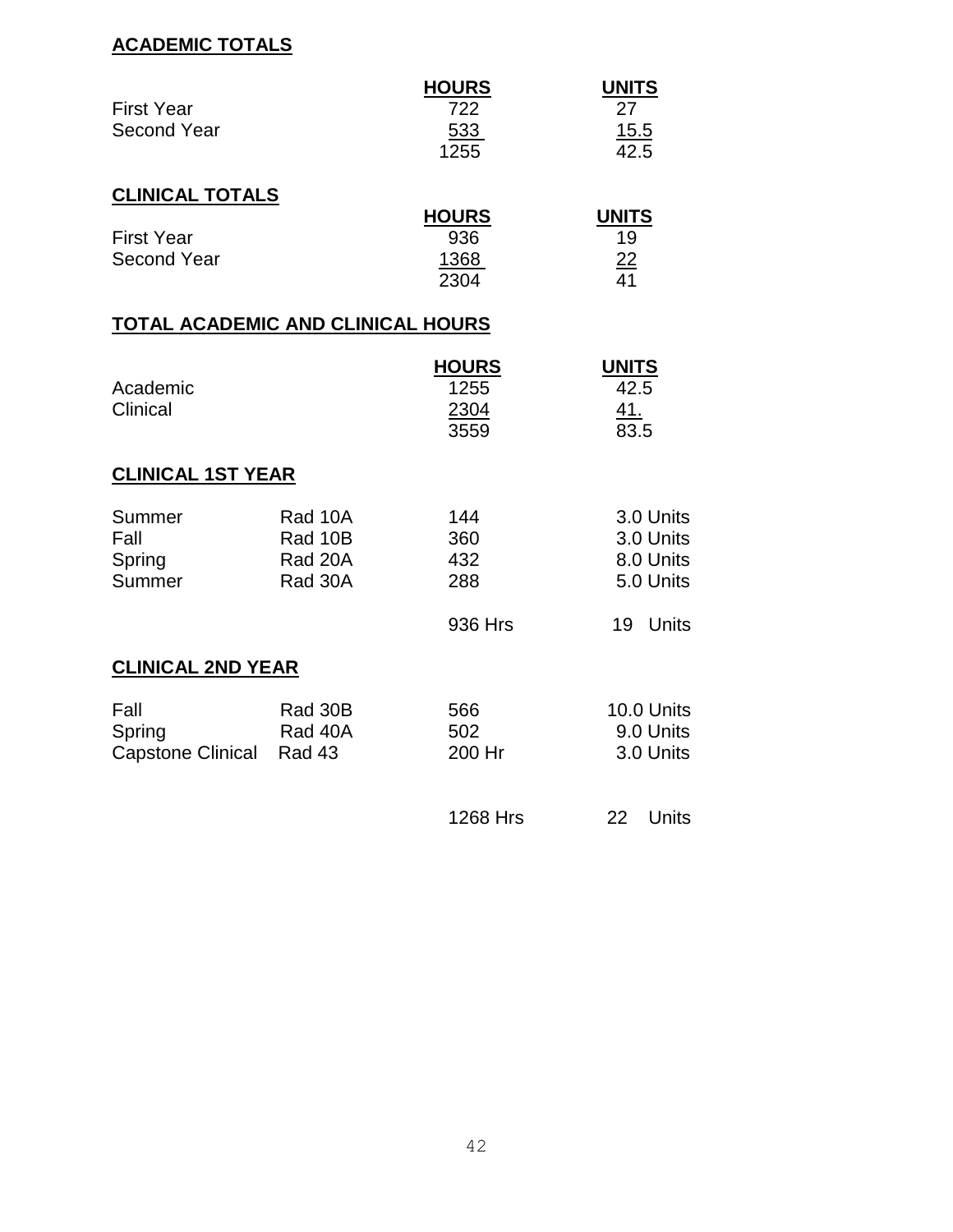**ACADEMIC TOTALS**

| | HOURS | UNITS |
|---|---|---|
| First Year | 722 | 27 |
| Second Year | 533 | 15.5 |
| | 1255 | 42.5 |

**CLINICAL TOTALS**

| | HOURS | UNITS |
|---|---|---|
| First Year | 936 | 19 |
| Second Year | 1368 | 22 |
| | 2304 | 41 |

**TOTAL ACADEMIC AND CLINICAL HOURS**

| | HOURS | UNITS |
|---|---|---|
| Academic | 1255 | 42.5 |
| Clinical | 2304 | 41. |
| | 3559 | 83.5 |

**CLINICAL 1ST YEAR**

| | | | |
|---|---|---|---|
| Summer | Rad 10A | 144 | 3.0 Units |
| Fall | Rad 10B | 360 | 3.0 Units |
| Spring | Rad 20A | 432 | 8.0 Units |
| Summer | Rad 30A | 288 | 5.0 Units |
| | | 936 Hrs | 19 Units |

**CLINICAL 2ND YEAR**

| | | | |
|---|---|---|---|
| Fall | Rad 30B | 566 | 10.0 Units |
| Spring | Rad 40A | 502 | 9.0 Units |
| Capstone Clinical | Rad 43 | 200 Hr | 3.0 Units |
| | | 1268 Hrs | 22 Units |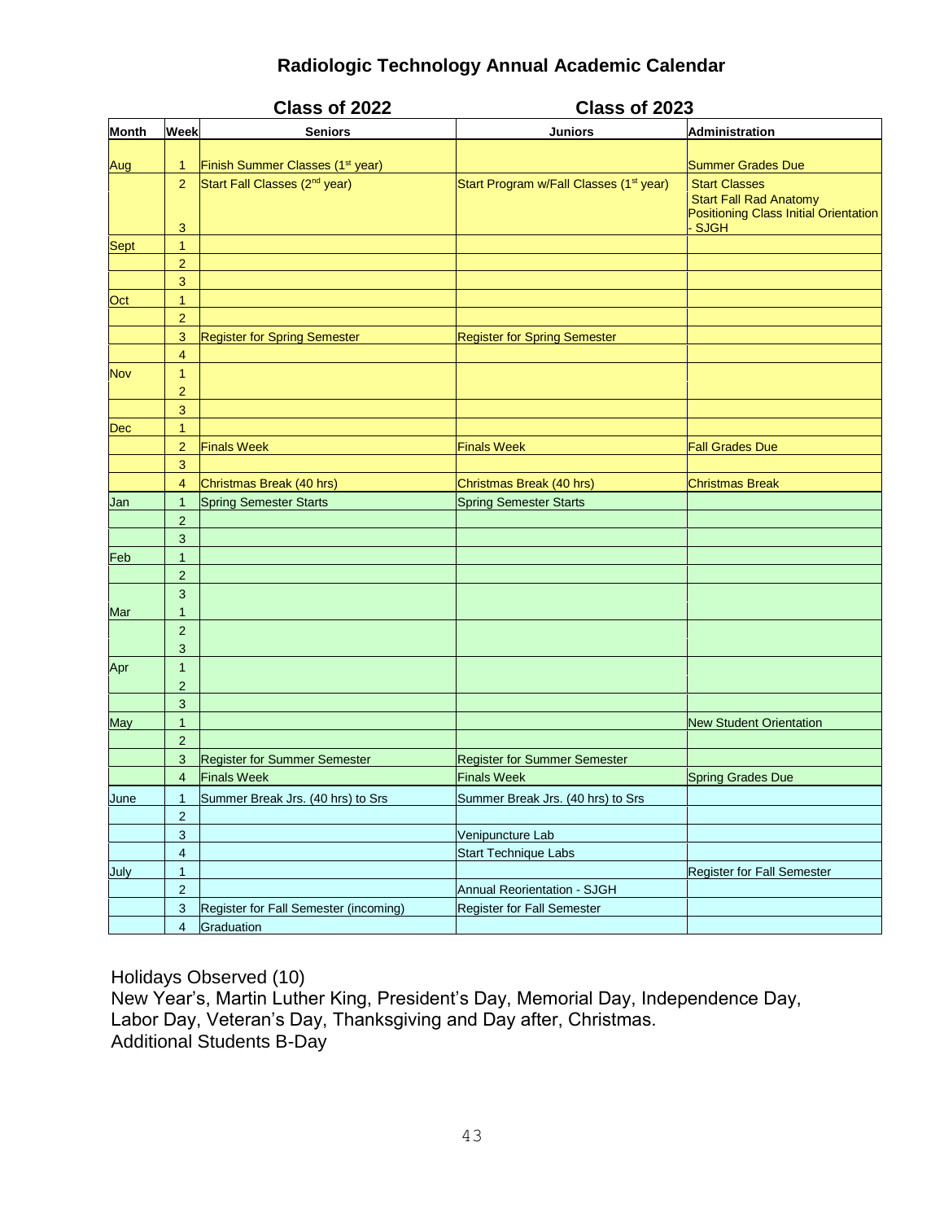# Radiologic Technology Annual Academic Calendar

| | | Class of 2022 | Class of 2023 | |
|---|---|---|---|---|
| **Month** | **Week** | **Seniors** | **Juniors** | **Administration** |
| Aug | 1 | Finish Summer Classes (1st year) | | Summer Grades Due |
| | 2 | Start Fall Classes (2nd year) | Start Program w/Fall Classes (1st year) | Start Classes<br>Start Fall Rad Anatomy<br>Positioning Class Initial Orientation - SJGH |
| | 3 | | | |
| Sept | 1 | | | |
| | 2 | | | |
| | 3 | | | |
| Oct | 1 | | | |
| | 2 | | | |
| | 3 | Register for Spring Semester | Register for Spring Semester | |
| | 4 | | | |
| Nov | 1 | | | |
| | 2 | | | |
| | 3 | | | |
| Dec | 1 | | | |
| | 2 | Finals Week | Finals Week | Fall Grades Due |
| | 3 | | | |
| | 4 | Christmas Break (40 hrs) | Christmas Break (40 hrs) | Christmas Break |
| Jan | 1 | Spring Semester Starts | Spring Semester Starts | |
| | 2 | | | |
| | 3 | | | |
| Feb | 1 | | | |
| | 2 | | | |
| | 3 | | | |
| Mar | 1 | | | |
| | 2 | | | |
| | 3 | | | |
| Apr | 1 | | | |
| | 2 | | | |
| | 3 | | | |
| May | 1 | | | New Student Orientation |
| | 2 | | | |
| | 3 | Register for Summer Semester | Register for Summer Semester | |
| | 4 | Finals Week | Finals Week | Spring Grades Due |
| June | 1 | Summer Break Jrs. (40 hrs) to Srs | Summer Break Jrs. (40 hrs) to Srs | |
| | 2 | | | |
| | 3 | | Venipuncture Lab | |
| | 4 | | Start Technique Labs | |
| July | 1 | | | Register for Fall Semester |
| | 2 | | Annual Reorientation - SJGH | |
| | 3 | Register for Fall Semester (incoming) | Register for Fall Semester | |
| | 4 | Graduation | | |

Holidays Observed (10)
New Year's, Martin Luther King, President's Day, Memorial Day, Independence Day, Labor Day, Veteran's Day, Thanksgiving and Day after, Christmas.
Additional Students B-Day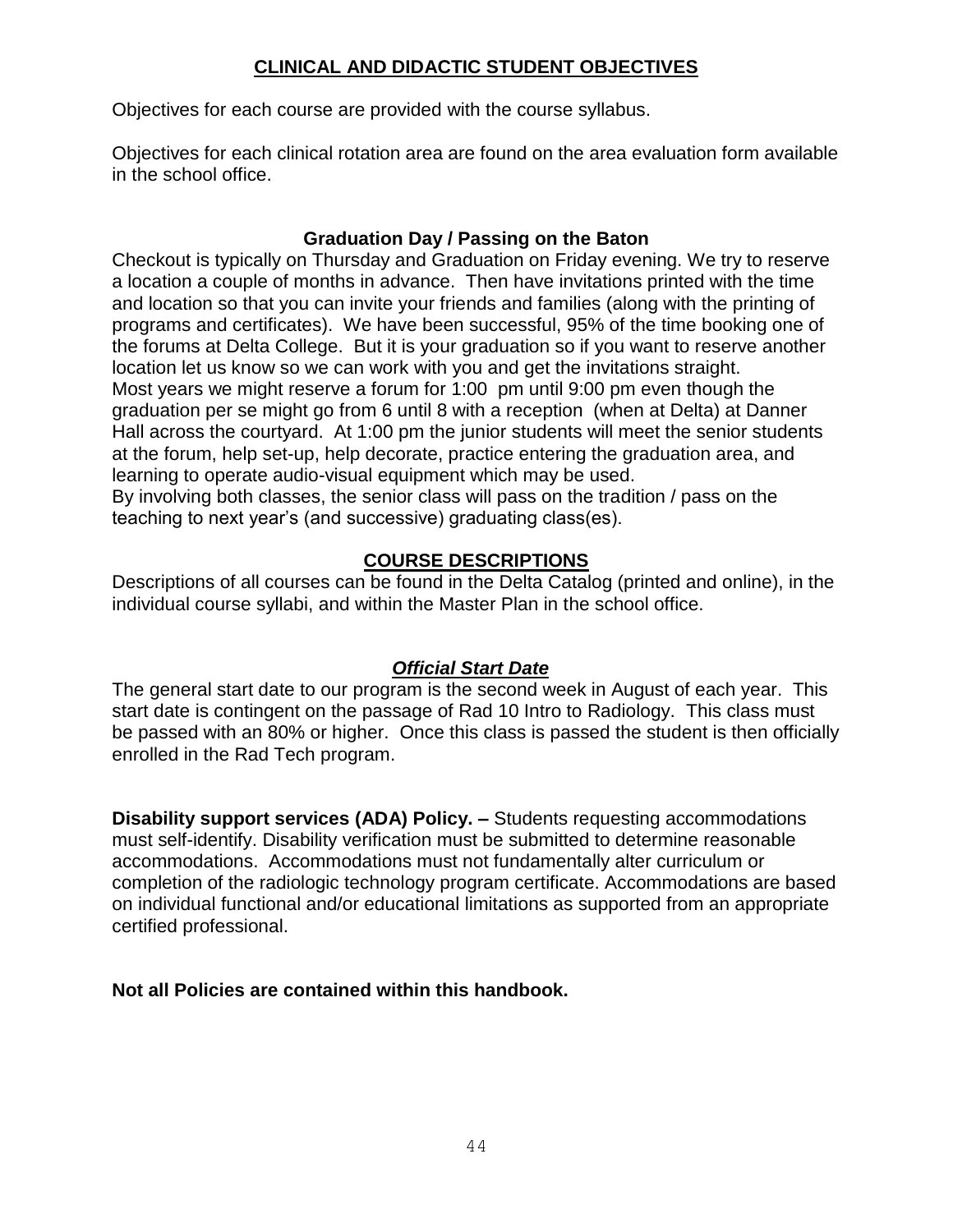## CLINICAL AND DIDACTIC STUDENT OBJECTIVES

Objectives for each course are provided with the course syllabus.

Objectives for each clinical rotation area are found on the area evaluation form available in the school office.

### Graduation Day / Passing on the Baton

Checkout is typically on Thursday and Graduation on Friday evening. We try to reserve a location a couple of months in advance. Then have invitations printed with the time and location so that you can invite your friends and families (along with the printing of programs and certificates). We have been successful, 95% of the time booking one of the forums at Delta College. But it is your graduation so if you want to reserve another location let us know so we can work with you and get the invitations straight.
Most years we might reserve a forum for 1:00 pm until 9:00 pm even though the graduation per se might go from 6 until 8 with a reception (when at Delta) at Danner Hall across the courtyard. At 1:00 pm the junior students will meet the senior students at the forum, help set-up, help decorate, practice entering the graduation area, and learning to operate audio-visual equipment which may be used.
By involving both classes, the senior class will pass on the tradition / pass on the teaching to next year's (and successive) graduating class(es).

## COURSE DESCRIPTIONS

Descriptions of all courses can be found in the Delta Catalog (printed and online), in the individual course syllabi, and within the Master Plan in the school office.

### *Official Start Date*

The general start date to our program is the second week in August of each year. This start date is contingent on the passage of Rad 10 Intro to Radiology. This class must be passed with an 80% or higher. Once this class is passed the student is then officially enrolled in the Rad Tech program.

**Disability support services (ADA) Policy. –** Students requesting accommodations must self-identify. Disability verification must be submitted to determine reasonable accommodations. Accommodations must not fundamentally alter curriculum or completion of the radiologic technology program certificate. Accommodations are based on individual functional and/or educational limitations as supported from an appropriate certified professional.

**Not all Policies are contained within this handbook.**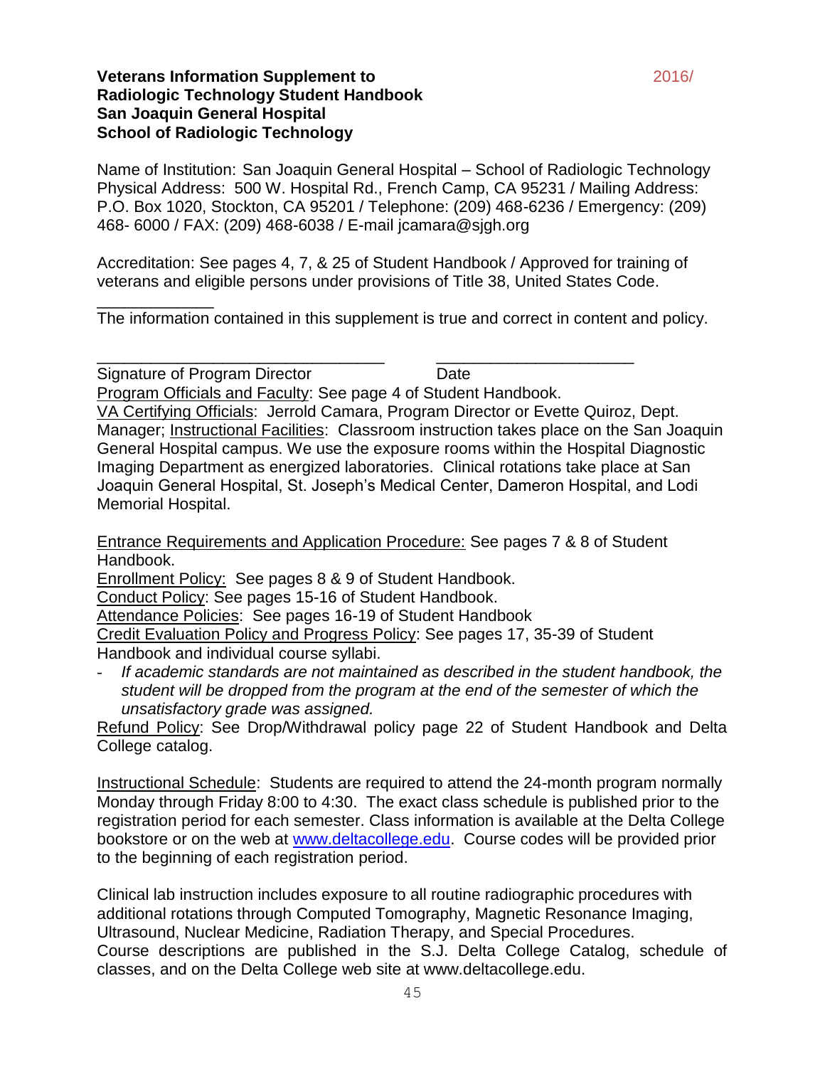**Veterans Information Supplement to Radiologic Technology Student Handbook San Joaquin General Hospital School of Radiologic Technology**

2016/

Name of Institution: San Joaquin General Hospital – School of Radiologic Technology Physical Address: 500 W. Hospital Rd., French Camp, CA 95231 / Mailing Address: P.O. Box 1020, Stockton, CA 95201 / Telephone: (209) 468-6236 / Emergency: (209) 468- 6000 / FAX: (209) 468-6038 / E-mail jcamara@sjgh.org

Accreditation: See pages 4, 7, & 25 of Student Handbook / Approved for training of veterans and eligible persons under provisions of Title 38, United States Code.

The information contained in this supplement is true and correct in content and policy.

_________________________________ ______________________

Signature of Program Director Date

Program Officials and Faculty: See page 4 of Student Handbook.

VA Certifying Officials: Jerrold Camara, Program Director or Evette Quiroz, Dept. Manager; Instructional Facilities: Classroom instruction takes place on the San Joaquin General Hospital campus. We use the exposure rooms within the Hospital Diagnostic Imaging Department as energized laboratories. Clinical rotations take place at San Joaquin General Hospital, St. Joseph's Medical Center, Dameron Hospital, and Lodi Memorial Hospital.

Entrance Requirements and Application Procedure: See pages 7 & 8 of Student Handbook.

Enrollment Policy: See pages 8 & 9 of Student Handbook.

Conduct Policy: See pages 15-16 of Student Handbook.

Attendance Policies: See pages 16-19 of Student Handbook

Credit Evaluation Policy and Progress Policy: See pages 17, 35-39 of Student Handbook and individual course syllabi.

- *If academic standards are not maintained as described in the student handbook, the student will be dropped from the program at the end of the semester of which the unsatisfactory grade was assigned.*

Refund Policy: See Drop/Withdrawal policy page 22 of Student Handbook and Delta College catalog.

Instructional Schedule: Students are required to attend the 24-month program normally Monday through Friday 8:00 to 4:30. The exact class schedule is published prior to the registration period for each semester. Class information is available at the Delta College bookstore or on the web at www.deltacollege.edu. Course codes will be provided prior to the beginning of each registration period.

Clinical lab instruction includes exposure to all routine radiographic procedures with additional rotations through Computed Tomography, Magnetic Resonance Imaging, Ultrasound, Nuclear Medicine, Radiation Therapy, and Special Procedures.

Course descriptions are published in the S.J. Delta College Catalog, schedule of classes, and on the Delta College web site at www.deltacollege.edu.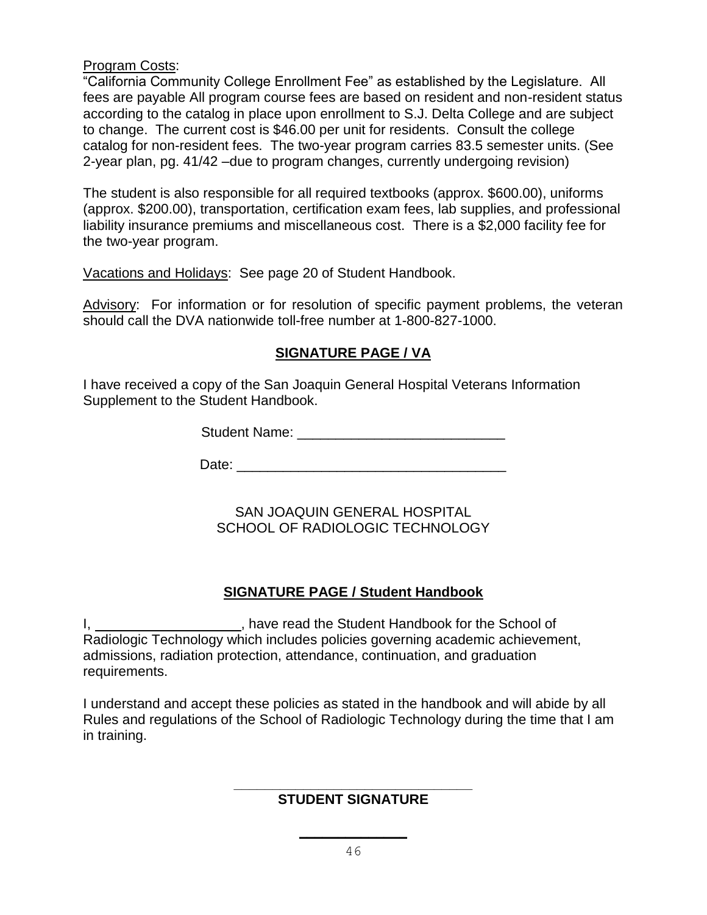Program Costs:
"California Community College Enrollment Fee" as established by the Legislature. All fees are payable All program course fees are based on resident and non-resident status according to the catalog in place upon enrollment to S.J. Delta College and are subject to change. The current cost is $46.00 per unit for residents. Consult the college catalog for non-resident fees. The two-year program carries 83.5 semester units. (See 2-year plan, pg. 41/42 –due to program changes, currently undergoing revision)

The student is also responsible for all required textbooks (approx. $600.00), uniforms (approx. $200.00), transportation, certification exam fees, lab supplies, and professional liability insurance premiums and miscellaneous cost. There is a $2,000 facility fee for the two-year program.

Vacations and Holidays: See page 20 of Student Handbook.

Advisory: For information or for resolution of specific payment problems, the veteran should call the DVA nationwide toll-free number at 1-800-827-1000.

## SIGNATURE PAGE / VA

I have received a copy of the San Joaquin General Hospital Veterans Information Supplement to the Student Handbook.

Student Name: ___________________________

Date: ___________________________________

SAN JOAQUIN GENERAL HOSPITAL
SCHOOL OF RADIOLOGIC TECHNOLOGY

## SIGNATURE PAGE / Student Handbook

I, ___________________, have read the Student Handbook for the School of Radiologic Technology which includes policies governing academic achievement, admissions, radiation protection, attendance, continuation, and graduation requirements.

I understand and accept these policies as stated in the handbook and will abide by all Rules and regulations of the School of Radiologic Technology during the time that I am in training.

________________________________
**STUDENT SIGNATURE**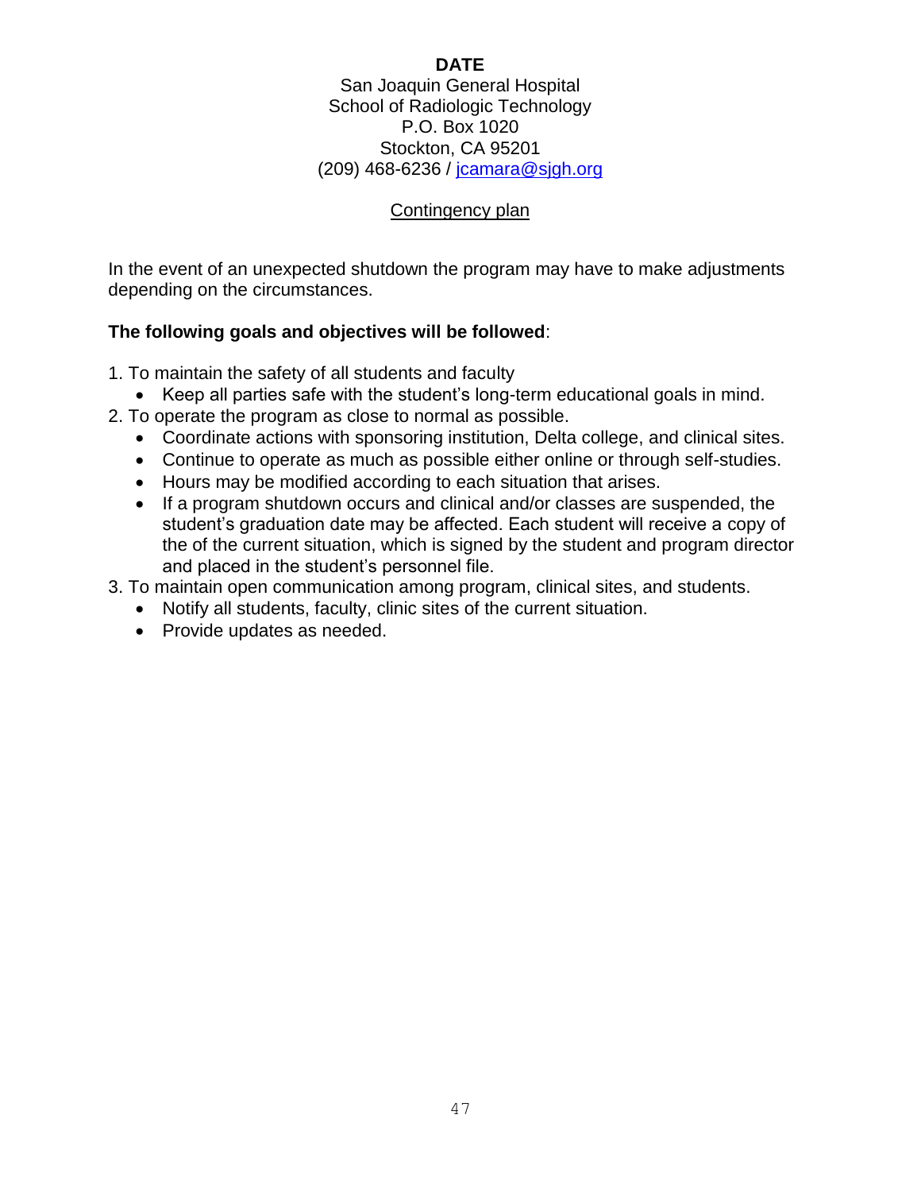**DATE**

San Joaquin General Hospital
School of Radiologic Technology
P.O. Box 1020
Stockton, CA 95201
(209) 468-6236 / jcamara@sjgh.org

Contingency plan

In the event of an unexpected shutdown the program may have to make adjustments depending on the circumstances.

**The following goals and objectives will be followed**:

1. To maintain the safety of all students and faculty
   - Keep all parties safe with the student's long-term educational goals in mind.
2. To operate the program as close to normal as possible.
   - Coordinate actions with sponsoring institution, Delta college, and clinical sites.
   - Continue to operate as much as possible either online or through self-studies.
   - Hours may be modified according to each situation that arises.
   - If a program shutdown occurs and clinical and/or classes are suspended, the student's graduation date may be affected. Each student will receive a copy of the of the current situation, which is signed by the student and program director and placed in the student's personnel file.
3. To maintain open communication among program, clinical sites, and students.
   - Notify all students, faculty, clinic sites of the current situation.
   - Provide updates as needed.